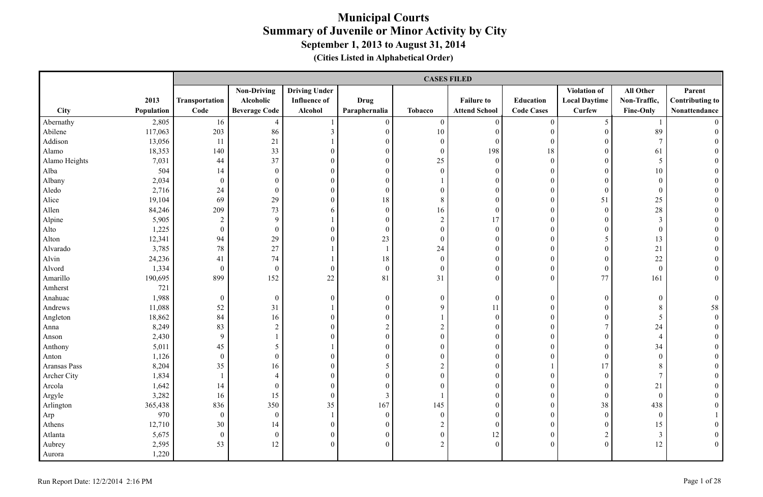# Municipal Courts
## Summary of Juvenile or Minor Activity by City
### September 1, 2013 to August 31, 2014
#### (Cities Listed in Alphabetical Order)

| City | 2013 Population | CASES FILED | | | | | | | | | |
|---|---|---|---|---|---|---|---|---|---|---|---|
| | | Transportation Code | Non-Driving Alcoholic Beverage Code | Driving Under Influence of Alcohol | Drug Paraphernalia | Tobacco | Failure to Attend School | Education Code Cases | Violation of Local Daytime Curfew | All Other Non-Traffic, Fine-Only | Parent Contributing to Nonattendance |
| Abernathy | 2,805 | 16 | 4 | 1 | 0 | 0 | 0 | 0 | 5 | 1 | 0 |
| Abilene | 117,063 | 203 | 86 | 3 | 0 | 10 | 0 | 0 | 0 | 89 | 0 |
| Addison | 13,056 | 11 | 21 | 1 | 0 | 0 | 0 | 0 | 0 | 7 | 0 |
| Alamo | 18,353 | 140 | 33 | 0 | 0 | 0 | 198 | 18 | 0 | 61 | 0 |
| Alamo Heights | 7,031 | 44 | 37 | 0 | 0 | 25 | 0 | 0 | 0 | 5 | 0 |
| Alba | 504 | 14 | 0 | 0 | 0 | 0 | 0 | 0 | 0 | 10 | 0 |
| Albany | 2,034 | 0 | 0 | 0 | 0 | 1 | 0 | 0 | 0 | 0 | 0 |
| Aledo | 2,716 | 24 | 0 | 0 | 0 | 0 | 0 | 0 | 0 | 0 | 0 |
| Alice | 19,104 | 69 | 29 | 0 | 18 | 8 | 0 | 0 | 51 | 25 | 0 |
| Allen | 84,246 | 209 | 73 | 6 | 0 | 16 | 0 | 0 | 0 | 28 | 0 |
| Alpine | 5,905 | 2 | 9 | 1 | 0 | 2 | 17 | 0 | 0 | 3 | 0 |
| Alto | 1,225 | 0 | 0 | 0 | 0 | 0 | 0 | 0 | 0 | 0 | 0 |
| Alton | 12,341 | 94 | 29 | 0 | 23 | 0 | 0 | 0 | 5 | 13 | 0 |
| Alvarado | 3,785 | 78 | 27 | 1 | 1 | 24 | 0 | 0 | 0 | 21 | 0 |
| Alvin | 24,236 | 41 | 74 | 1 | 18 | 0 | 0 | 0 | 0 | 22 | 0 |
| Alvord | 1,334 | 0 | 0 | 0 | 0 | 0 | 0 | 0 | 0 | 0 | 0 |
| Amarillo | 190,695 | 899 | 152 | 22 | 81 | 31 | 0 | 0 | 77 | 161 | 0 |
| Amherst | 721 | | | | | | | | | | |
| Anahuac | 1,988 | 0 | 0 | 0 | 0 | 0 | 0 | 0 | 0 | 0 | 0 |
| Andrews | 11,088 | 52 | 31 | 1 | 0 | 9 | 11 | 0 | 0 | 8 | 58 |
| Angleton | 18,862 | 84 | 16 | 0 | 0 | 1 | 0 | 0 | 0 | 5 | 0 |
| Anna | 8,249 | 83 | 2 | 0 | 2 | 2 | 0 | 0 | 7 | 24 | 0 |
| Anson | 2,430 | 9 | 1 | 0 | 0 | 0 | 0 | 0 | 0 | 4 | 0 |
| Anthony | 5,011 | 45 | 5 | 1 | 0 | 0 | 0 | 0 | 0 | 34 | 0 |
| Anton | 1,126 | 0 | 0 | 0 | 0 | 0 | 0 | 0 | 0 | 0 | 0 |
| Aransas Pass | 8,204 | 35 | 16 | 0 | 5 | 2 | 0 | 1 | 17 | 8 | 0 |
| Archer City | 1,834 | 1 | 4 | 0 | 0 | 0 | 0 | 0 | 0 | 7 | 0 |
| Arcola | 1,642 | 14 | 0 | 0 | 0 | 0 | 0 | 0 | 0 | 21 | 0 |
| Argyle | 3,282 | 16 | 15 | 0 | 3 | 1 | 0 | 0 | 0 | 0 | 0 |
| Arlington | 365,438 | 836 | 350 | 35 | 167 | 145 | 0 | 0 | 38 | 438 | 0 |
| Arp | 970 | 0 | 0 | 1 | 0 | 0 | 0 | 0 | 0 | 0 | 1 |
| Athens | 12,710 | 30 | 14 | 0 | 0 | 2 | 0 | 0 | 0 | 15 | 0 |
| Atlanta | 5,675 | 0 | 0 | 0 | 0 | 0 | 12 | 0 | 2 | 3 | 0 |
| Aubrey | 2,595 | 53 | 12 | 0 | 0 | 2 | 0 | 0 | 0 | 12 | 0 |
| Aurora | 1,220 | | | | | | | | | | |

Run Report Date: 12/2/2014 2:16 PM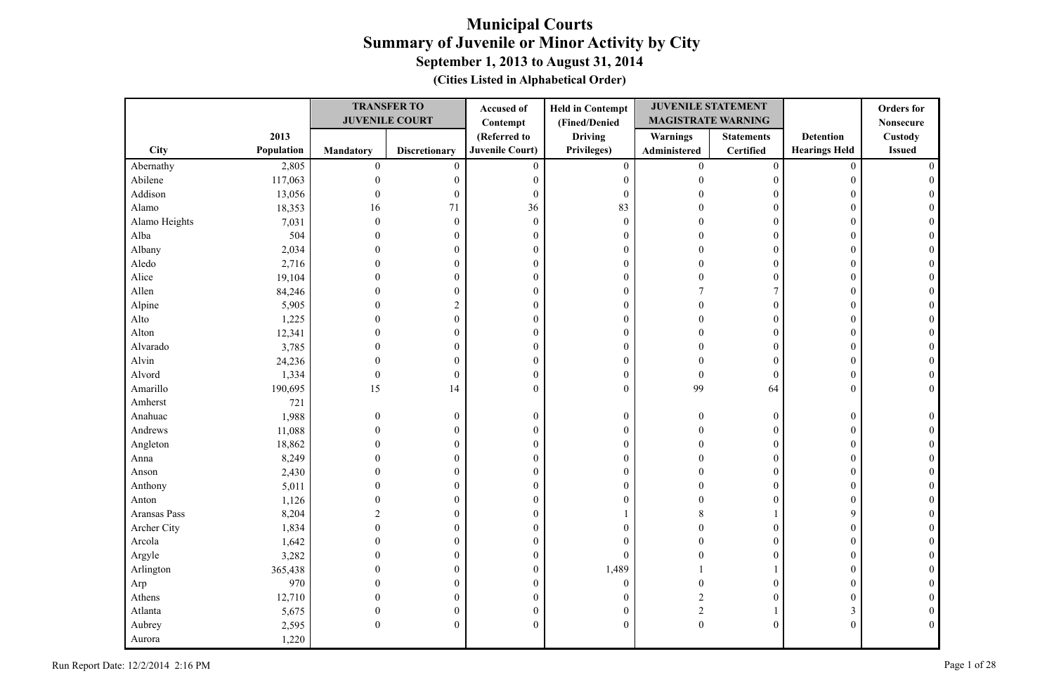# Municipal Courts

## Summary of Juvenile or Minor Activity by City

### September 1, 2013 to August 31, 2014

**(Cities Listed in Alphabetical Order)**

| City | 2013 Population | TRANSFER TO JUVENILE COURT | | Accused of Contempt (Referred to Juvenile Court) | Held in Contempt (Fined/Denied Driving Privileges) | JUVENILE STATEMENT MAGISTRATE WARNING | | Detention Hearings Held | Orders for Nonsecure Custody Issued |
|---|---|---|---|---|---|---|---|---|---|
| | | Mandatory | Discretionary | | | Warnings Administered | Statements Certified | | |
| Abernathy | 2,805 | 0 | 0 | 0 | 0 | 0 | 0 | 0 | 0 |
| Abilene | 117,063 | 0 | 0 | 0 | 0 | 0 | 0 | 0 | 0 |
| Addison | 13,056 | 0 | 0 | 0 | 0 | 0 | 0 | 0 | 0 |
| Alamo | 18,353 | 16 | 71 | 36 | 83 | 0 | 0 | 0 | 0 |
| Alamo Heights | 7,031 | 0 | 0 | 0 | 0 | 0 | 0 | 0 | 0 |
| Alba | 504 | 0 | 0 | 0 | 0 | 0 | 0 | 0 | 0 |
| Albany | 2,034 | 0 | 0 | 0 | 0 | 0 | 0 | 0 | 0 |
| Aledo | 2,716 | 0 | 0 | 0 | 0 | 0 | 0 | 0 | 0 |
| Alice | 19,104 | 0 | 0 | 0 | 0 | 0 | 0 | 0 | 0 |
| Allen | 84,246 | 0 | 0 | 0 | 0 | 7 | 7 | 0 | 0 |
| Alpine | 5,905 | 0 | 2 | 0 | 0 | 0 | 0 | 0 | 0 |
| Alto | 1,225 | 0 | 0 | 0 | 0 | 0 | 0 | 0 | 0 |
| Alton | 12,341 | 0 | 0 | 0 | 0 | 0 | 0 | 0 | 0 |
| Alvarado | 3,785 | 0 | 0 | 0 | 0 | 0 | 0 | 0 | 0 |
| Alvin | 24,236 | 0 | 0 | 0 | 0 | 0 | 0 | 0 | 0 |
| Alvord | 1,334 | 0 | 0 | 0 | 0 | 0 | 0 | 0 | 0 |
| Amarillo | 190,695 | 15 | 14 | 0 | 0 | 99 | 64 | 0 | 0 |
| Amherst | 721 | | | | | | | | |
| Anahuac | 1,988 | 0 | 0 | 0 | 0 | 0 | 0 | 0 | 0 |
| Andrews | 11,088 | 0 | 0 | 0 | 0 | 0 | 0 | 0 | 0 |
| Angleton | 18,862 | 0 | 0 | 0 | 0 | 0 | 0 | 0 | 0 |
| Anna | 8,249 | 0 | 0 | 0 | 0 | 0 | 0 | 0 | 0 |
| Anson | 2,430 | 0 | 0 | 0 | 0 | 0 | 0 | 0 | 0 |
| Anthony | 5,011 | 0 | 0 | 0 | 0 | 0 | 0 | 0 | 0 |
| Anton | 1,126 | 0 | 0 | 0 | 0 | 0 | 0 | 0 | 0 |
| Aransas Pass | 8,204 | 2 | 0 | 0 | 1 | 8 | 1 | 9 | 0 |
| Archer City | 1,834 | 0 | 0 | 0 | 0 | 0 | 0 | 0 | 0 |
| Arcola | 1,642 | 0 | 0 | 0 | 0 | 0 | 0 | 0 | 0 |
| Argyle | 3,282 | 0 | 0 | 0 | 0 | 0 | 0 | 0 | 0 |
| Arlington | 365,438 | 0 | 0 | 0 | 1,489 | 1 | 1 | 0 | 0 |
| Arp | 970 | 0 | 0 | 0 | 0 | 0 | 0 | 0 | 0 |
| Athens | 12,710 | 0 | 0 | 0 | 0 | 2 | 0 | 0 | 0 |
| Atlanta | 5,675 | 0 | 0 | 0 | 0 | 2 | 1 | 3 | 0 |
| Aubrey | 2,595 | 0 | 0 | 0 | 0 | 0 | 0 | 0 | 0 |
| Aurora | 1,220 | | | | | | | | |

Run Report Date: 12/2/2014 2:16 PM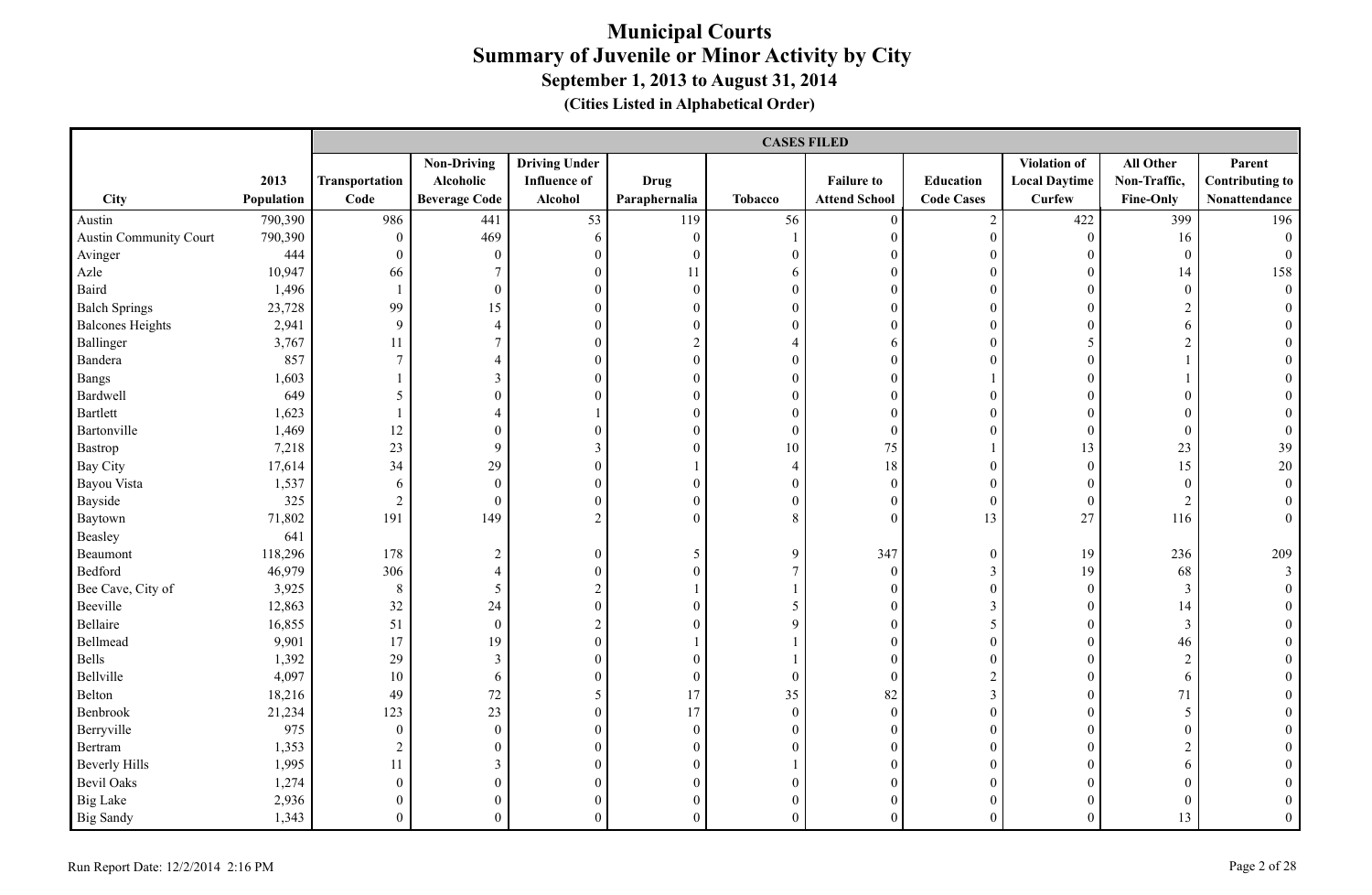# Municipal Courts
## Summary of Juvenile or Minor Activity by City
### September 1, 2013 to August 31, 2014
### (Cities Listed in Alphabetical Order)

| | | CASES FILED | | | | | | | | | |
|---|---|---|---|---|---|---|---|---|---|---|---|
| City | 2013 Population | Transportation Code | Non-Driving Alcoholic Beverage Code | Driving Under Influence of Alcohol | Drug Paraphernalia | Tobacco | Failure to Attend School | Education Code Cases | Violation of Local Daytime Curfew | All Other Non-Traffic, Fine-Only | Parent Contributing to Nonattendance |
| Austin | 790,390 | 986 | 441 | 53 | 119 | 56 | 0 | 2 | 422 | 399 | 196 |
| Austin Community Court | 790,390 | 0 | 469 | 6 | 0 | 1 | 0 | 0 | 0 | 16 | 0 |
| Avinger | 444 | 0 | 0 | 0 | 0 | 0 | 0 | 0 | 0 | 0 | 0 |
| Azle | 10,947 | 66 | 7 | 0 | 11 | 6 | 0 | 0 | 0 | 14 | 158 |
| Baird | 1,496 | 1 | 0 | 0 | 0 | 0 | 0 | 0 | 0 | 0 | 0 |
| Balch Springs | 23,728 | 99 | 15 | 0 | 0 | 0 | 0 | 0 | 0 | 2 | 0 |
| Balcones Heights | 2,941 | 9 | 4 | 0 | 0 | 0 | 0 | 0 | 0 | 6 | 0 |
| Ballinger | 3,767 | 11 | 7 | 0 | 2 | 4 | 6 | 0 | 5 | 2 | 0 |
| Bandera | 857 | 7 | 4 | 0 | 0 | 0 | 0 | 0 | 0 | 1 | 0 |
| Bangs | 1,603 | 1 | 3 | 0 | 0 | 0 | 0 | 1 | 0 | 1 | 0 |
| Bardwell | 649 | 5 | 0 | 0 | 0 | 0 | 0 | 0 | 0 | 0 | 0 |
| Bartlett | 1,623 | 1 | 4 | 1 | 0 | 0 | 0 | 0 | 0 | 0 | 0 |
| Bartonville | 1,469 | 12 | 0 | 0 | 0 | 0 | 0 | 0 | 0 | 0 | 0 |
| Bastrop | 7,218 | 23 | 9 | 3 | 0 | 10 | 75 | 1 | 13 | 23 | 39 |
| Bay City | 17,614 | 34 | 29 | 0 | 1 | 4 | 18 | 0 | 0 | 15 | 20 |
| Bayou Vista | 1,537 | 6 | 0 | 0 | 0 | 0 | 0 | 0 | 0 | 0 | 0 |
| Bayside | 325 | 2 | 0 | 0 | 0 | 0 | 0 | 0 | 0 | 2 | 0 |
| Baytown | 71,802 | 191 | 149 | 2 | 0 | 8 | 0 | 13 | 27 | 116 | 0 |
| Beasley | 641 | | | | | | | | | | |
| Beaumont | 118,296 | 178 | 2 | 0 | 5 | 9 | 347 | 0 | 19 | 236 | 209 |
| Bedford | 46,979 | 306 | 4 | 0 | 0 | 7 | 0 | 3 | 19 | 68 | 3 |
| Bee Cave, City of | 3,925 | 8 | 5 | 2 | 1 | 1 | 0 | 0 | 0 | 3 | 0 |
| Beeville | 12,863 | 32 | 24 | 0 | 0 | 5 | 0 | 3 | 0 | 14 | 0 |
| Bellaire | 16,855 | 51 | 0 | 2 | 0 | 9 | 0 | 5 | 0 | 3 | 0 |
| Bellmead | 9,901 | 17 | 19 | 0 | 1 | 1 | 0 | 0 | 0 | 46 | 0 |
| Bells | 1,392 | 29 | 3 | 0 | 0 | 1 | 0 | 0 | 0 | 2 | 0 |
| Bellville | 4,097 | 10 | 6 | 0 | 0 | 0 | 0 | 2 | 0 | 6 | 0 |
| Belton | 18,216 | 49 | 72 | 5 | 17 | 35 | 82 | 3 | 0 | 71 | 0 |
| Benbrook | 21,234 | 123 | 23 | 0 | 17 | 0 | 0 | 0 | 0 | 5 | 0 |
| Berryville | 975 | 0 | 0 | 0 | 0 | 0 | 0 | 0 | 0 | 0 | 0 |
| Bertram | 1,353 | 2 | 0 | 0 | 0 | 0 | 0 | 0 | 0 | 2 | 0 |
| Beverly Hills | 1,995 | 11 | 3 | 0 | 0 | 1 | 0 | 0 | 0 | 6 | 0 |
| Bevil Oaks | 1,274 | 0 | 0 | 0 | 0 | 0 | 0 | 0 | 0 | 0 | 0 |
| Big Lake | 2,936 | 0 | 0 | 0 | 0 | 0 | 0 | 0 | 0 | 0 | 0 |
| Big Sandy | 1,343 | 0 | 0 | 0 | 0 | 0 | 0 | 0 | 0 | 13 | 0 |

Run Report Date: 12/2/2014 2:16 PM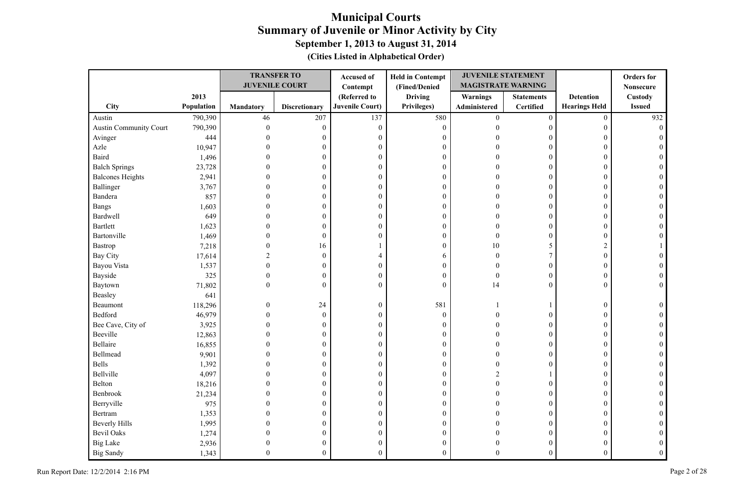# Municipal Courts
## Summary of Juvenile or Minor Activity by City
### September 1, 2013 to August 31, 2014
**(Cities Listed in Alphabetical Order)**

| City | 2013 Population | TRANSFER TO JUVENILE COURT | | Accused of Contempt (Referred to Juvenile Court) | Held in Contempt (Fined/Denied Driving Privileges) | JUVENILE STATEMENT MAGISTRATE WARNING | | Detention Hearings Held | Orders for Nonsecure Custody Issued |
|---|---|---|---|---|---|---|---|---|---|
| | | Mandatory | Discretionary | | | Warnings Administered | Statements Certified | | |
| Austin | 790,390 | 46 | 207 | 137 | 580 | 0 | 0 | 0 | 932 |
| Austin Community Court | 790,390 | 0 | 0 | 0 | 0 | 0 | 0 | 0 | 0 |
| Avinger | 444 | 0 | 0 | 0 | 0 | 0 | 0 | 0 | 0 |
| Azle | 10,947 | 0 | 0 | 0 | 0 | 0 | 0 | 0 | 0 |
| Baird | 1,496 | 0 | 0 | 0 | 0 | 0 | 0 | 0 | 0 |
| Balch Springs | 23,728 | 0 | 0 | 0 | 0 | 0 | 0 | 0 | 0 |
| Balcones Heights | 2,941 | 0 | 0 | 0 | 0 | 0 | 0 | 0 | 0 |
| Ballinger | 3,767 | 0 | 0 | 0 | 0 | 0 | 0 | 0 | 0 |
| Bandera | 857 | 0 | 0 | 0 | 0 | 0 | 0 | 0 | 0 |
| Bangs | 1,603 | 0 | 0 | 0 | 0 | 0 | 0 | 0 | 0 |
| Bardwell | 649 | 0 | 0 | 0 | 0 | 0 | 0 | 0 | 0 |
| Bartlett | 1,623 | 0 | 0 | 0 | 0 | 0 | 0 | 0 | 0 |
| Bartonville | 1,469 | 0 | 0 | 0 | 0 | 0 | 0 | 0 | 0 |
| Bastrop | 7,218 | 0 | 16 | 1 | 0 | 10 | 5 | 2 | 1 |
| Bay City | 17,614 | 2 | 0 | 4 | 6 | 0 | 7 | 0 | 0 |
| Bayou Vista | 1,537 | 0 | 0 | 0 | 0 | 0 | 0 | 0 | 0 |
| Bayside | 325 | 0 | 0 | 0 | 0 | 0 | 0 | 0 | 0 |
| Baytown | 71,802 | 0 | 0 | 0 | 0 | 14 | 0 | 0 | 0 |
| Beasley | 641 | | | | | | | | |
| Beaumont | 118,296 | 0 | 24 | 0 | 581 | 1 | 1 | 0 | 0 |
| Bedford | 46,979 | 0 | 0 | 0 | 0 | 0 | 0 | 0 | 0 |
| Bee Cave, City of | 3,925 | 0 | 0 | 0 | 0 | 0 | 0 | 0 | 0 |
| Beeville | 12,863 | 0 | 0 | 0 | 0 | 0 | 0 | 0 | 0 |
| Bellaire | 16,855 | 0 | 0 | 0 | 0 | 0 | 0 | 0 | 0 |
| Bellmead | 9,901 | 0 | 0 | 0 | 0 | 0 | 0 | 0 | 0 |
| Bells | 1,392 | 0 | 0 | 0 | 0 | 0 | 0 | 0 | 0 |
| Bellville | 4,097 | 0 | 0 | 0 | 0 | 2 | 1 | 0 | 0 |
| Belton | 18,216 | 0 | 0 | 0 | 0 | 0 | 0 | 0 | 0 |
| Benbrook | 21,234 | 0 | 0 | 0 | 0 | 0 | 0 | 0 | 0 |
| Berryville | 975 | 0 | 0 | 0 | 0 | 0 | 0 | 0 | 0 |
| Bertram | 1,353 | 0 | 0 | 0 | 0 | 0 | 0 | 0 | 0 |
| Beverly Hills | 1,995 | 0 | 0 | 0 | 0 | 0 | 0 | 0 | 0 |
| Bevil Oaks | 1,274 | 0 | 0 | 0 | 0 | 0 | 0 | 0 | 0 |
| Big Lake | 2,936 | 0 | 0 | 0 | 0 | 0 | 0 | 0 | 0 |
| Big Sandy | 1,343 | 0 | 0 | 0 | 0 | 0 | 0 | 0 | 0 |

Run Report Date: 12/2/2014 2:16 PM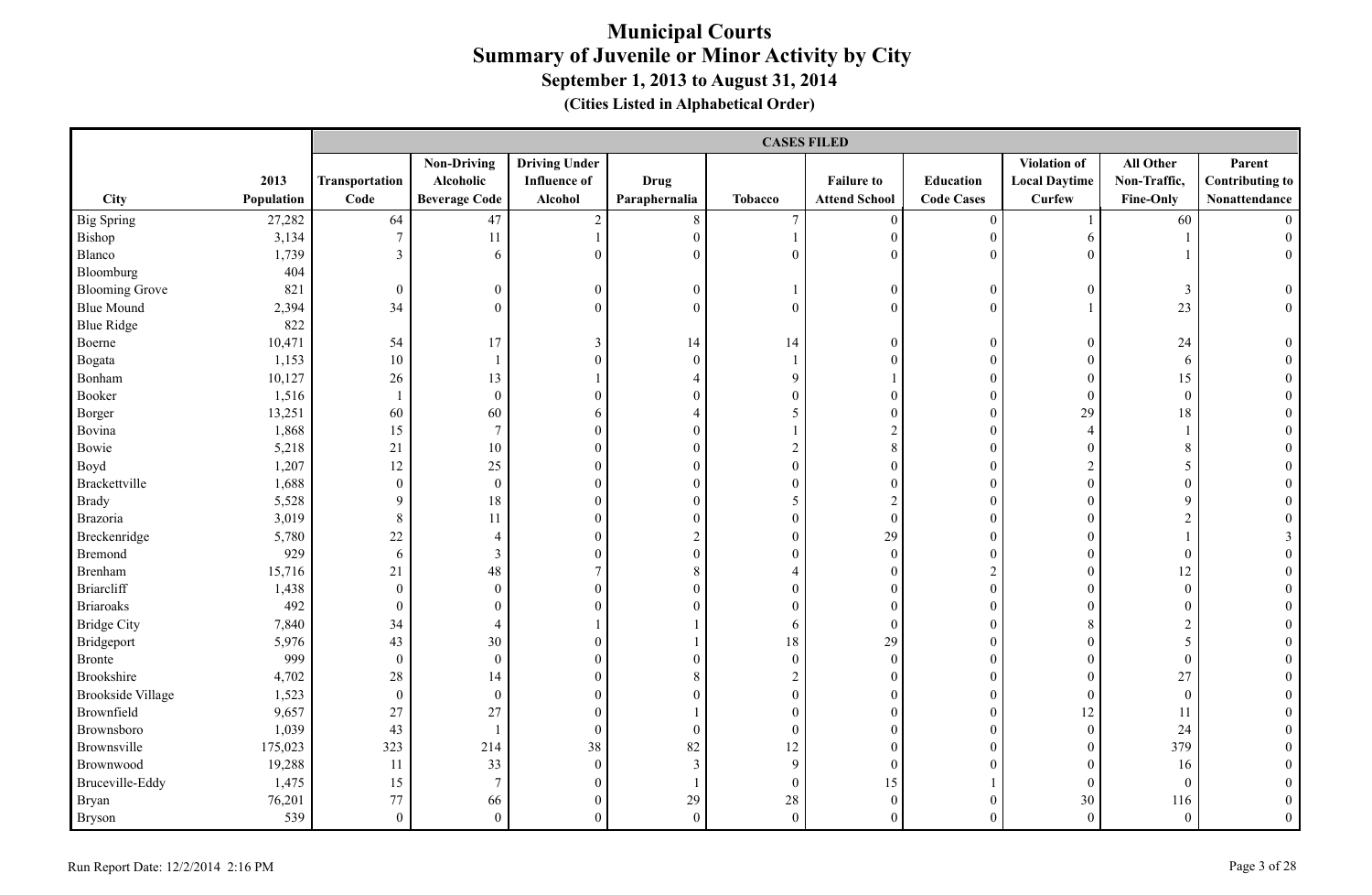# Municipal Courts
## Summary of Juvenile or Minor Activity by City
### September 1, 2013 to August 31, 2014
### (Cities Listed in Alphabetical Order)

| | | CASES FILED | | | | | | | | | |
|---|---|---|---|---|---|---|---|---|---|---|---|
| City | 2013 Population | Transportation Code | Non-Driving Alcoholic Beverage Code | Driving Under Influence of Alcohol | Drug Paraphernalia | Tobacco | Failure to Attend School | Education Code Cases | Violation of Local Daytime Curfew | All Other Non-Traffic, Fine-Only | Parent Contributing to Nonattendance |
| Big Spring | 27,282 | 64 | 47 | 2 | 8 | 7 | 0 | 0 | 1 | 60 | 0 |
| Bishop | 3,134 | 7 | 11 | 1 | 0 | 1 | 0 | 0 | 6 | 1 | 0 |
| Blanco | 1,739 | 3 | 6 | 0 | 0 | 0 | 0 | 0 | 0 | 1 | 0 |
| Bloomburg | 404 | | | | | | | | | | |
| Blooming Grove | 821 | 0 | 0 | 0 | 0 | 1 | 0 | 0 | 0 | 3 | 0 |
| Blue Mound | 2,394 | 34 | 0 | 0 | 0 | 0 | 0 | 0 | 1 | 23 | 0 |
| Blue Ridge | 822 | | | | | | | | | | |
| Boerne | 10,471 | 54 | 17 | 3 | 14 | 14 | 0 | 0 | 0 | 24 | 0 |
| Bogata | 1,153 | 10 | 1 | 0 | 0 | 1 | 0 | 0 | 0 | 6 | 0 |
| Bonham | 10,127 | 26 | 13 | 1 | 4 | 9 | 1 | 0 | 0 | 15 | 0 |
| Booker | 1,516 | 1 | 0 | 0 | 0 | 0 | 0 | 0 | 0 | 0 | 0 |
| Borger | 13,251 | 60 | 60 | 6 | 4 | 5 | 0 | 0 | 29 | 18 | 0 |
| Bovina | 1,868 | 15 | 7 | 0 | 0 | 1 | 2 | 0 | 4 | 1 | 0 |
| Bowie | 5,218 | 21 | 10 | 0 | 0 | 2 | 8 | 0 | 0 | 8 | 0 |
| Boyd | 1,207 | 12 | 25 | 0 | 0 | 0 | 0 | 0 | 2 | 5 | 0 |
| Brackettville | 1,688 | 0 | 0 | 0 | 0 | 0 | 0 | 0 | 0 | 0 | 0 |
| Brady | 5,528 | 9 | 18 | 0 | 0 | 5 | 2 | 0 | 0 | 9 | 0 |
| Brazoria | 3,019 | 8 | 11 | 0 | 0 | 0 | 0 | 0 | 0 | 2 | 0 |
| Breckenridge | 5,780 | 22 | 4 | 0 | 2 | 0 | 29 | 0 | 0 | 1 | 3 |
| Bremond | 929 | 6 | 3 | 0 | 0 | 0 | 0 | 0 | 0 | 0 | 0 |
| Brenham | 15,716 | 21 | 48 | 7 | 8 | 4 | 0 | 2 | 0 | 12 | 0 |
| Briarcliff | 1,438 | 0 | 0 | 0 | 0 | 0 | 0 | 0 | 0 | 0 | 0 |
| Briaroaks | 492 | 0 | 0 | 0 | 0 | 0 | 0 | 0 | 0 | 0 | 0 |
| Bridge City | 7,840 | 34 | 4 | 1 | 1 | 6 | 0 | 0 | 8 | 2 | 0 |
| Bridgeport | 5,976 | 43 | 30 | 0 | 1 | 18 | 29 | 0 | 0 | 5 | 0 |
| Bronte | 999 | 0 | 0 | 0 | 0 | 0 | 0 | 0 | 0 | 0 | 0 |
| Brookshire | 4,702 | 28 | 14 | 0 | 8 | 2 | 0 | 0 | 0 | 27 | 0 |
| Brookside Village | 1,523 | 0 | 0 | 0 | 0 | 0 | 0 | 0 | 0 | 0 | 0 |
| Brownfield | 9,657 | 27 | 27 | 0 | 1 | 0 | 0 | 0 | 12 | 11 | 0 |
| Brownsboro | 1,039 | 43 | 1 | 0 | 0 | 0 | 0 | 0 | 0 | 24 | 0 |
| Brownsville | 175,023 | 323 | 214 | 38 | 82 | 12 | 0 | 0 | 0 | 379 | 0 |
| Brownwood | 19,288 | 11 | 33 | 0 | 3 | 9 | 0 | 0 | 0 | 16 | 0 |
| Bruceville-Eddy | 1,475 | 15 | 7 | 0 | 1 | 0 | 15 | 1 | 0 | 0 | 0 |
| Bryan | 76,201 | 77 | 66 | 0 | 29 | 28 | 0 | 0 | 30 | 116 | 0 |
| Bryson | 539 | 0 | 0 | 0 | 0 | 0 | 0 | 0 | 0 | 0 | 0 |

Run Report Date: 12/2/2014 2:16 PM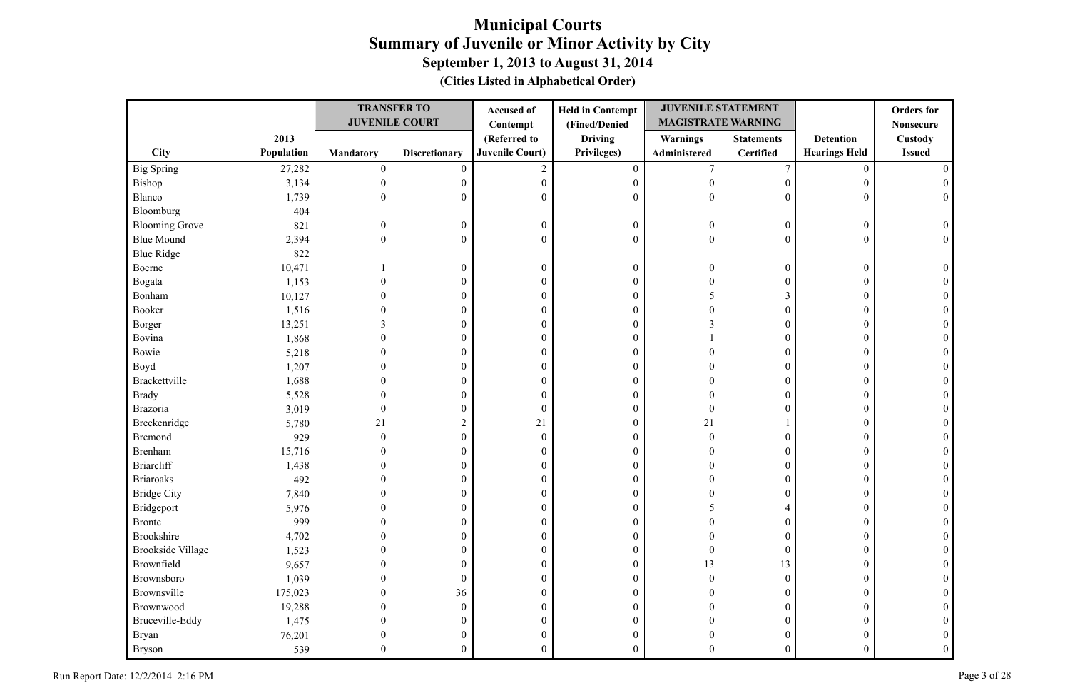# Municipal Courts
## Summary of Juvenile or Minor Activity by City
### September 1, 2013 to August 31, 2014
### (Cities Listed in Alphabetical Order)

| City | 2013 Population | TRANSFER TO JUVENILE COURT | | Accused of Contempt (Referred to Juvenile Court) | Held in Contempt (Fined/Denied Driving Privileges) | JUVENILE STATEMENT MAGISTRATE WARNING | | Detention Hearings Held | Orders for Nonsecure Custody Issued |
|---|---|---|---|---|---|---|---|---|---|
| | | Mandatory | Discretionary | | | Warnings Administered | Statements Certified | | |
| Big Spring | 27,282 | 0 | 0 | 2 | 0 | 7 | 7 | 0 | 0 |
| Bishop | 3,134 | 0 | 0 | 0 | 0 | 0 | 0 | 0 | 0 |
| Blanco | 1,739 | 0 | 0 | 0 | 0 | 0 | 0 | 0 | 0 |
| Bloomburg | 404 | | | | | | | | |
| Blooming Grove | 821 | 0 | 0 | 0 | 0 | 0 | 0 | 0 | 0 |
| Blue Mound | 2,394 | 0 | 0 | 0 | 0 | 0 | 0 | 0 | 0 |
| Blue Ridge | 822 | | | | | | | | |
| Boerne | 10,471 | 1 | 0 | 0 | 0 | 0 | 0 | 0 | 0 |
| Bogata | 1,153 | 0 | 0 | 0 | 0 | 0 | 0 | 0 | 0 |
| Bonham | 10,127 | 0 | 0 | 0 | 0 | 5 | 3 | 0 | 0 |
| Booker | 1,516 | 0 | 0 | 0 | 0 | 0 | 0 | 0 | 0 |
| Borger | 13,251 | 3 | 0 | 0 | 0 | 3 | 0 | 0 | 0 |
| Bovina | 1,868 | 0 | 0 | 0 | 0 | 1 | 0 | 0 | 0 |
| Bowie | 5,218 | 0 | 0 | 0 | 0 | 0 | 0 | 0 | 0 |
| Boyd | 1,207 | 0 | 0 | 0 | 0 | 0 | 0 | 0 | 0 |
| Brackettville | 1,688 | 0 | 0 | 0 | 0 | 0 | 0 | 0 | 0 |
| Brady | 5,528 | 0 | 0 | 0 | 0 | 0 | 0 | 0 | 0 |
| Brazoria | 3,019 | 0 | 0 | 0 | 0 | 0 | 0 | 0 | 0 |
| Breckenridge | 5,780 | 21 | 2 | 21 | 0 | 21 | 1 | 0 | 0 |
| Bremond | 929 | 0 | 0 | 0 | 0 | 0 | 0 | 0 | 0 |
| Brenham | 15,716 | 0 | 0 | 0 | 0 | 0 | 0 | 0 | 0 |
| Briarcliff | 1,438 | 0 | 0 | 0 | 0 | 0 | 0 | 0 | 0 |
| Briaroaks | 492 | 0 | 0 | 0 | 0 | 0 | 0 | 0 | 0 |
| Bridge City | 7,840 | 0 | 0 | 0 | 0 | 0 | 0 | 0 | 0 |
| Bridgeport | 5,976 | 0 | 0 | 0 | 0 | 5 | 4 | 0 | 0 |
| Bronte | 999 | 0 | 0 | 0 | 0 | 0 | 0 | 0 | 0 |
| Brookshire | 4,702 | 0 | 0 | 0 | 0 | 0 | 0 | 0 | 0 |
| Brookside Village | 1,523 | 0 | 0 | 0 | 0 | 0 | 0 | 0 | 0 |
| Brownfield | 9,657 | 0 | 0 | 0 | 0 | 13 | 13 | 0 | 0 |
| Brownsboro | 1,039 | 0 | 0 | 0 | 0 | 0 | 0 | 0 | 0 |
| Brownsville | 175,023 | 0 | 36 | 0 | 0 | 0 | 0 | 0 | 0 |
| Brownwood | 19,288 | 0 | 0 | 0 | 0 | 0 | 0 | 0 | 0 |
| Bruceville-Eddy | 1,475 | 0 | 0 | 0 | 0 | 0 | 0 | 0 | 0 |
| Bryan | 76,201 | 0 | 0 | 0 | 0 | 0 | 0 | 0 | 0 |
| Bryson | 539 | 0 | 0 | 0 | 0 | 0 | 0 | 0 | 0 |

Run Report Date: 12/2/2014 2:16 PM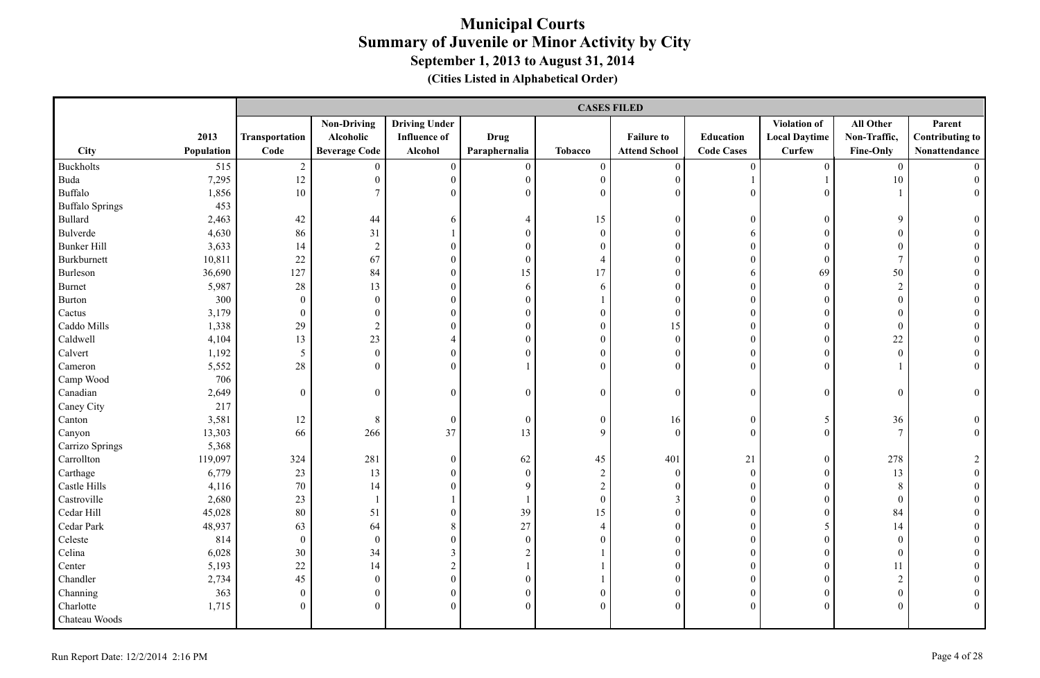# Municipal Courts
## Summary of Juvenile or Minor Activity by City
### September 1, 2013 to August 31, 2014
#### (Cities Listed in Alphabetical Order)

| | | CASES FILED | | | | | | | | | |
|---|---|---|---|---|---|---|---|---|---|---|---|
| City | 2013 Population | Transportation Code | Non-Driving Alcoholic Beverage Code | Driving Under Influence of Alcohol | Drug Paraphernalia | Tobacco | Failure to Attend School | Education Code Cases | Violation of Local Daytime Curfew | All Other Non-Traffic, Fine-Only | Parent Contributing to Nonattendance |
| Buckholts | 515 | 2 | 0 | 0 | 0 | 0 | 0 | 0 | 0 | 0 | 0 |
| Buda | 7,295 | 12 | 0 | 0 | 0 | 0 | 0 | 1 | 1 | 10 | 0 |
| Buffalo | 1,856 | 10 | 7 | 0 | 0 | 0 | 0 | 0 | 0 | 1 | 0 |
| Buffalo Springs | 453 | | | | | | | | | | |
| Bullard | 2,463 | 42 | 44 | 6 | 4 | 15 | 0 | 0 | 0 | 9 | 0 |
| Bulverde | 4,630 | 86 | 31 | 1 | 0 | 0 | 0 | 6 | 0 | 0 | 0 |
| Bunker Hill | 3,633 | 14 | 2 | 0 | 0 | 0 | 0 | 0 | 0 | 0 | 0 |
| Burkburnett | 10,811 | 22 | 67 | 0 | 0 | 4 | 0 | 0 | 0 | 7 | 0 |
| Burleson | 36,690 | 127 | 84 | 0 | 15 | 17 | 0 | 6 | 69 | 50 | 0 |
| Burnet | 5,987 | 28 | 13 | 0 | 6 | 6 | 0 | 0 | 0 | 2 | 0 |
| Burton | 300 | 0 | 0 | 0 | 0 | 1 | 0 | 0 | 0 | 0 | 0 |
| Cactus | 3,179 | 0 | 0 | 0 | 0 | 0 | 0 | 0 | 0 | 0 | 0 |
| Caddo Mills | 1,338 | 29 | 2 | 0 | 0 | 0 | 15 | 0 | 0 | 0 | 0 |
| Caldwell | 4,104 | 13 | 23 | 4 | 0 | 0 | 0 | 0 | 0 | 22 | 0 |
| Calvert | 1,192 | 5 | 0 | 0 | 0 | 0 | 0 | 0 | 0 | 0 | 0 |
| Cameron | 5,552 | 28 | 0 | 0 | 1 | 0 | 0 | 0 | 0 | 1 | 0 |
| Camp Wood | 706 | | | | | | | | | | |
| Canadian | 2,649 | 0 | 0 | 0 | 0 | 0 | 0 | 0 | 0 | 0 | 0 |
| Caney City | 217 | | | | | | | | | | |
| Canton | 3,581 | 12 | 8 | 0 | 0 | 0 | 16 | 0 | 5 | 36 | 0 |
| Canyon | 13,303 | 66 | 266 | 37 | 13 | 9 | 0 | 0 | 0 | 7 | 0 |
| Carrizo Springs | 5,368 | | | | | | | | | | |
| Carrollton | 119,097 | 324 | 281 | 0 | 62 | 45 | 401 | 21 | 0 | 278 | 2 |
| Carthage | 6,779 | 23 | 13 | 0 | 0 | 2 | 0 | 0 | 0 | 13 | 0 |
| Castle Hills | 4,116 | 70 | 14 | 0 | 9 | 2 | 0 | 0 | 0 | 8 | 0 |
| Castroville | 2,680 | 23 | 1 | 1 | 1 | 0 | 3 | 0 | 0 | 0 | 0 |
| Cedar Hill | 45,028 | 80 | 51 | 0 | 39 | 15 | 0 | 0 | 0 | 84 | 0 |
| Cedar Park | 48,937 | 63 | 64 | 8 | 27 | 4 | 0 | 0 | 5 | 14 | 0 |
| Celeste | 814 | 0 | 0 | 0 | 0 | 0 | 0 | 0 | 0 | 0 | 0 |
| Celina | 6,028 | 30 | 34 | 3 | 2 | 1 | 0 | 0 | 0 | 0 | 0 |
| Center | 5,193 | 22 | 14 | 2 | 1 | 1 | 0 | 0 | 0 | 11 | 0 |
| Chandler | 2,734 | 45 | 0 | 0 | 0 | 1 | 0 | 0 | 0 | 2 | 0 |
| Channing | 363 | 0 | 0 | 0 | 0 | 0 | 0 | 0 | 0 | 0 | 0 |
| Charlotte | 1,715 | 0 | 0 | 0 | 0 | 0 | 0 | 0 | 0 | 0 | 0 |
| Chateau Woods | | | | | | | | | | | |

Run Report Date: 12/2/2014 2:16 PM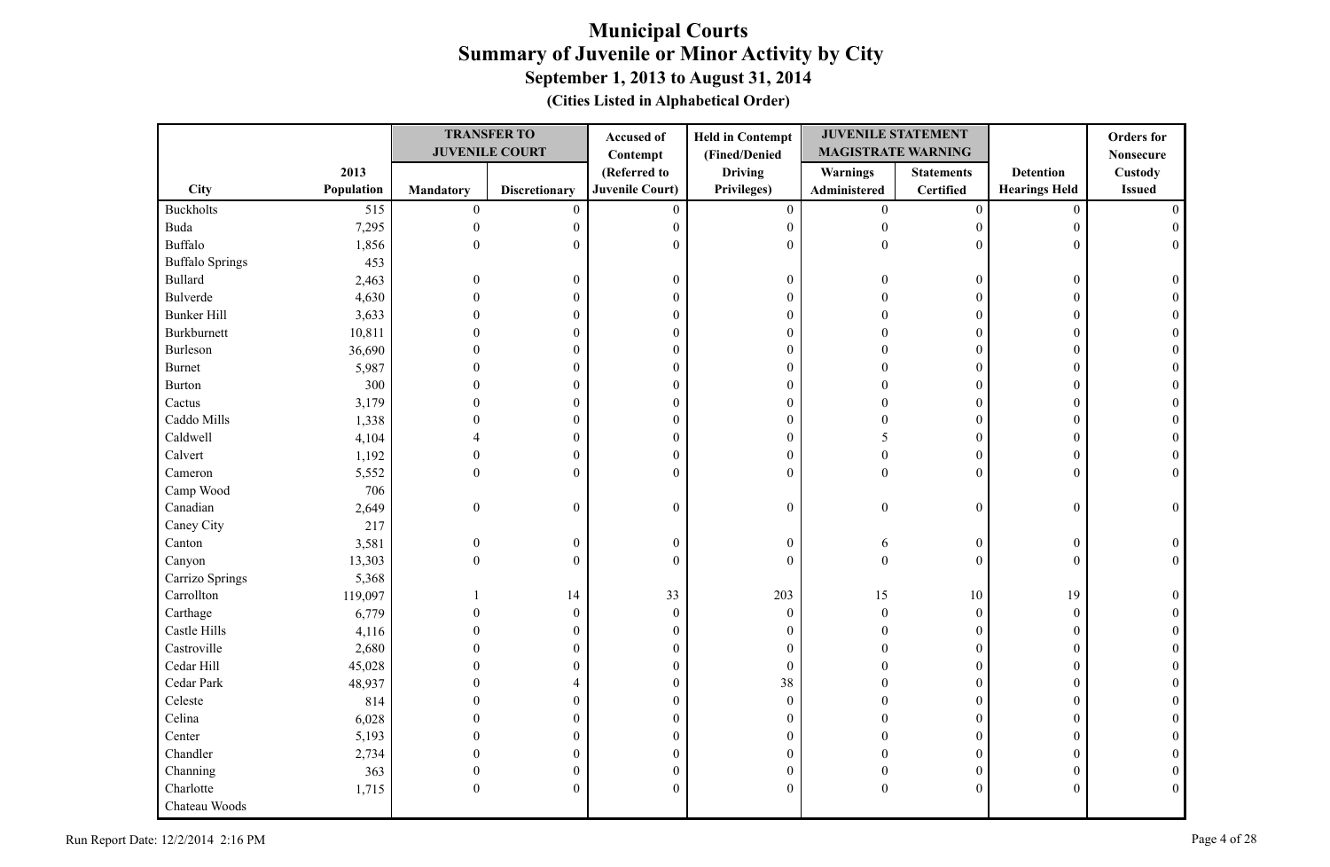# Municipal Courts
## Summary of Juvenile or Minor Activity by City
### September 1, 2013 to August 31, 2014
**(Cities Listed in Alphabetical Order)**

| City | 2013 Population | TRANSFER TO JUVENILE COURT | | Accused of Contempt | Held in Contempt (Fined/Denied | JUVENILE STATEMENT MAGISTRATE WARNING | | Detention | Orders for Nonsecure |
|---|---|---|---|---|---|---|---|---|---|
| | | Mandatory | Discretionary | (Referred to Juvenile Court) | Driving Privileges) | Warnings Administered | Statements Certified | Hearings Held | Custody Issued |
| Buckholts | 515 | 0 | 0 | 0 | 0 | 0 | 0 | 0 | 0 |
| Buda | 7,295 | 0 | 0 | 0 | 0 | 0 | 0 | 0 | 0 |
| Buffalo | 1,856 | 0 | 0 | 0 | 0 | 0 | 0 | 0 | 0 |
| Buffalo Springs | 453 | | | | | | | | |
| Bullard | 2,463 | 0 | 0 | 0 | 0 | 0 | 0 | 0 | 0 |
| Bulverde | 4,630 | 0 | 0 | 0 | 0 | 0 | 0 | 0 | 0 |
| Bunker Hill | 3,633 | 0 | 0 | 0 | 0 | 0 | 0 | 0 | 0 |
| Burkburnett | 10,811 | 0 | 0 | 0 | 0 | 0 | 0 | 0 | 0 |
| Burleson | 36,690 | 0 | 0 | 0 | 0 | 0 | 0 | 0 | 0 |
| Burnet | 5,987 | 0 | 0 | 0 | 0 | 0 | 0 | 0 | 0 |
| Burton | 300 | 0 | 0 | 0 | 0 | 0 | 0 | 0 | 0 |
| Cactus | 3,179 | 0 | 0 | 0 | 0 | 0 | 0 | 0 | 0 |
| Caddo Mills | 1,338 | 0 | 0 | 0 | 0 | 0 | 0 | 0 | 0 |
| Caldwell | 4,104 | 4 | 0 | 0 | 0 | 5 | 0 | 0 | 0 |
| Calvert | 1,192 | 0 | 0 | 0 | 0 | 0 | 0 | 0 | 0 |
| Cameron | 5,552 | 0 | 0 | 0 | 0 | 0 | 0 | 0 | 0 |
| Camp Wood | 706 | | | | | | | | |
| Canadian | 2,649 | 0 | 0 | 0 | 0 | 0 | 0 | 0 | 0 |
| Caney City | 217 | | | | | | | | |
| Canton | 3,581 | 0 | 0 | 0 | 0 | 6 | 0 | 0 | 0 |
| Canyon | 13,303 | 0 | 0 | 0 | 0 | 0 | 0 | 0 | 0 |
| Carrizo Springs | 5,368 | | | | | | | | |
| Carrollton | 119,097 | 1 | 14 | 33 | 203 | 15 | 10 | 19 | 0 |
| Carthage | 6,779 | 0 | 0 | 0 | 0 | 0 | 0 | 0 | 0 |
| Castle Hills | 4,116 | 0 | 0 | 0 | 0 | 0 | 0 | 0 | 0 |
| Castroville | 2,680 | 0 | 0 | 0 | 0 | 0 | 0 | 0 | 0 |
| Cedar Hill | 45,028 | 0 | 0 | 0 | 0 | 0 | 0 | 0 | 0 |
| Cedar Park | 48,937 | 0 | 4 | 0 | 38 | 0 | 0 | 0 | 0 |
| Celeste | 814 | 0 | 0 | 0 | 0 | 0 | 0 | 0 | 0 |
| Celina | 6,028 | 0 | 0 | 0 | 0 | 0 | 0 | 0 | 0 |
| Center | 5,193 | 0 | 0 | 0 | 0 | 0 | 0 | 0 | 0 |
| Chandler | 2,734 | 0 | 0 | 0 | 0 | 0 | 0 | 0 | 0 |
| Channing | 363 | 0 | 0 | 0 | 0 | 0 | 0 | 0 | 0 |
| Charlotte | 1,715 | 0 | 0 | 0 | 0 | 0 | 0 | 0 | 0 |
| Chateau Woods | | | | | | | | | |

Run Report Date: 12/2/2014 2:16 PM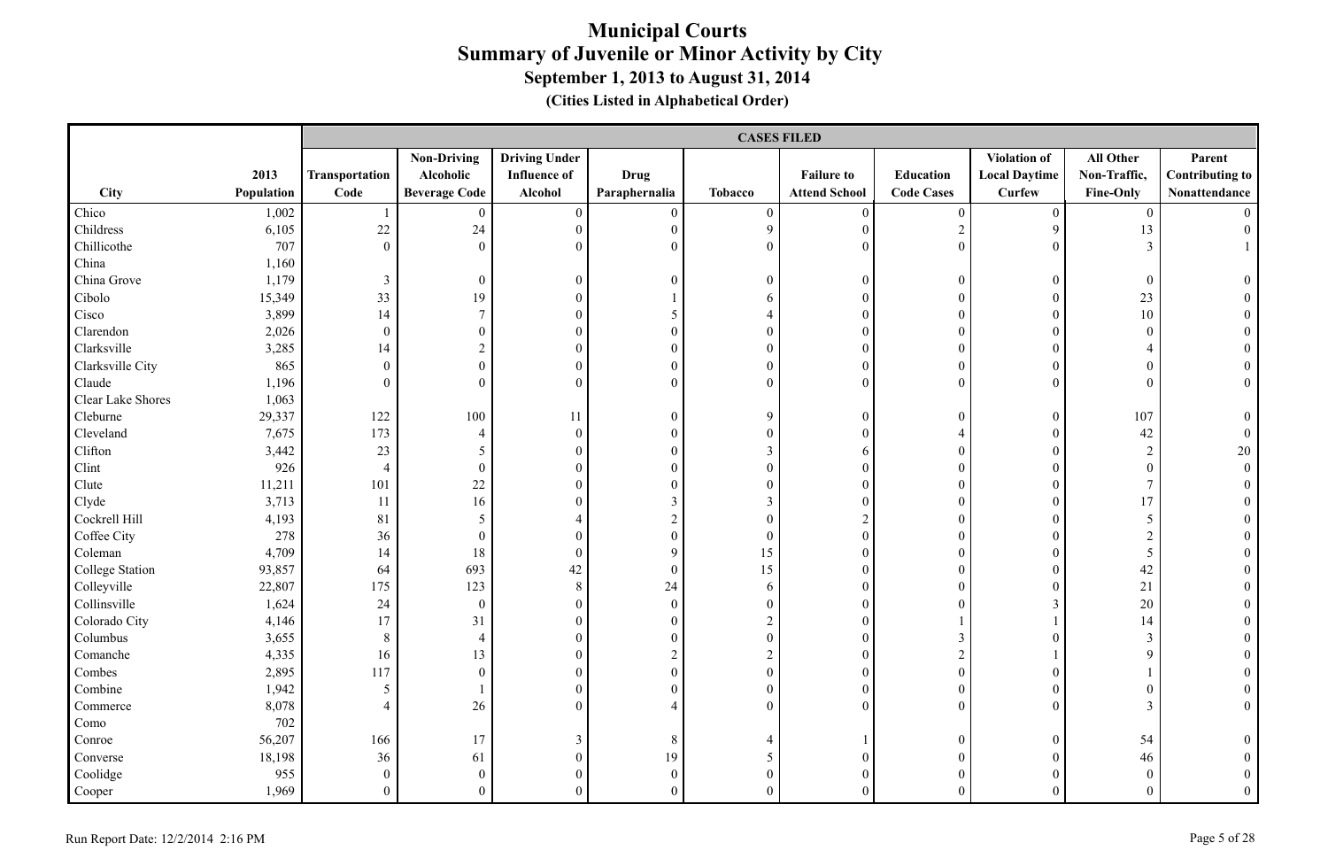# Municipal Courts
## Summary of Juvenile or Minor Activity by City
### September 1, 2013 to August 31, 2014
#### (Cities Listed in Alphabetical Order)

| | | CASES FILED | | | | | | | | | |
|---|---|---|---|---|---|---|---|---|---|---|---|
| City | 2013 Population | Transportation Code | Non-Driving Alcoholic Beverage Code | Driving Under Influence of Alcohol | Drug Paraphernalia | Tobacco | Failure to Attend School | Education Code Cases | Violation of Local Daytime Curfew | All Other Non-Traffic, Fine-Only | Parent Contributing to Nonattendance |
| Chico | 1,002 | 1 | 0 | 0 | 0 | 0 | 0 | 0 | 0 | 0 | 0 |
| Childress | 6,105 | 22 | 24 | 0 | 0 | 9 | 0 | 2 | 9 | 13 | 0 |
| Chillicothe | 707 | 0 | 0 | 0 | 0 | 0 | 0 | 0 | 0 | 3 | 1 |
| China | 1,160 | | | | | | | | | | |
| China Grove | 1,179 | 3 | 0 | 0 | 0 | 0 | 0 | 0 | 0 | 0 | 0 |
| Cibolo | 15,349 | 33 | 19 | 0 | 1 | 6 | 0 | 0 | 0 | 23 | 0 |
| Cisco | 3,899 | 14 | 7 | 0 | 5 | 4 | 0 | 0 | 0 | 10 | 0 |
| Clarendon | 2,026 | 0 | 0 | 0 | 0 | 0 | 0 | 0 | 0 | 0 | 0 |
| Clarksville | 3,285 | 14 | 2 | 0 | 0 | 0 | 0 | 0 | 0 | 4 | 0 |
| Clarksville City | 865 | 0 | 0 | 0 | 0 | 0 | 0 | 0 | 0 | 0 | 0 |
| Claude | 1,196 | 0 | 0 | 0 | 0 | 0 | 0 | 0 | 0 | 0 | 0 |
| Clear Lake Shores | 1,063 | | | | | | | | | | |
| Cleburne | 29,337 | 122 | 100 | 11 | 0 | 9 | 0 | 0 | 0 | 107 | 0 |
| Cleveland | 7,675 | 173 | 4 | 0 | 0 | 0 | 0 | 4 | 0 | 42 | 0 |
| Clifton | 3,442 | 23 | 5 | 0 | 0 | 3 | 6 | 0 | 0 | 2 | 20 |
| Clint | 926 | 4 | 0 | 0 | 0 | 0 | 0 | 0 | 0 | 0 | 0 |
| Clute | 11,211 | 101 | 22 | 0 | 0 | 0 | 0 | 0 | 0 | 7 | 0 |
| Clyde | 3,713 | 11 | 16 | 0 | 3 | 3 | 0 | 0 | 0 | 17 | 0 |
| Cockrell Hill | 4,193 | 81 | 5 | 4 | 2 | 0 | 2 | 0 | 0 | 5 | 0 |
| Coffee City | 278 | 36 | 0 | 0 | 0 | 0 | 0 | 0 | 0 | 2 | 0 |
| Coleman | 4,709 | 14 | 18 | 0 | 9 | 15 | 0 | 0 | 0 | 5 | 0 |
| College Station | 93,857 | 64 | 693 | 42 | 0 | 15 | 0 | 0 | 0 | 42 | 0 |
| Colleyville | 22,807 | 175 | 123 | 8 | 24 | 6 | 0 | 0 | 0 | 21 | 0 |
| Collinsville | 1,624 | 24 | 0 | 0 | 0 | 0 | 0 | 0 | 3 | 20 | 0 |
| Colorado City | 4,146 | 17 | 31 | 0 | 0 | 2 | 0 | 1 | 1 | 14 | 0 |
| Columbus | 3,655 | 8 | 4 | 0 | 0 | 0 | 0 | 3 | 0 | 3 | 0 |
| Comanche | 4,335 | 16 | 13 | 0 | 2 | 2 | 0 | 2 | 1 | 9 | 0 |
| Combes | 2,895 | 117 | 0 | 0 | 0 | 0 | 0 | 0 | 0 | 1 | 0 |
| Combine | 1,942 | 5 | 1 | 0 | 0 | 0 | 0 | 0 | 0 | 0 | 0 |
| Commerce | 8,078 | 4 | 26 | 0 | 4 | 0 | 0 | 0 | 0 | 3 | 0 |
| Como | 702 | | | | | | | | | | |
| Conroe | 56,207 | 166 | 17 | 3 | 8 | 4 | 1 | 0 | 0 | 54 | 0 |
| Converse | 18,198 | 36 | 61 | 0 | 19 | 5 | 0 | 0 | 0 | 46 | 0 |
| Coolidge | 955 | 0 | 0 | 0 | 0 | 0 | 0 | 0 | 0 | 0 | 0 |
| Cooper | 1,969 | 0 | 0 | 0 | 0 | 0 | 0 | 0 | 0 | 0 | 0 |

Run Report Date: 12/2/2014 2:16 PM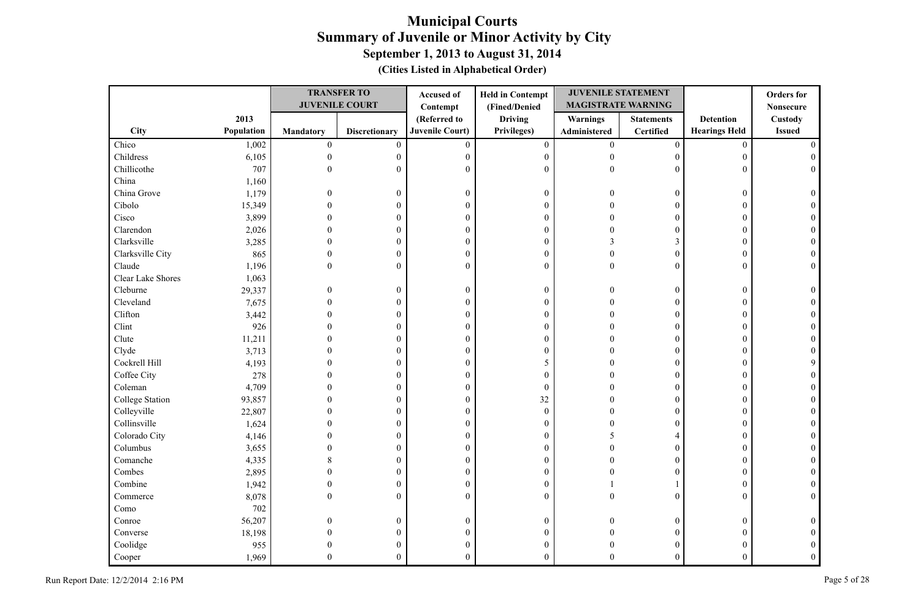# Municipal Courts
## Summary of Juvenile or Minor Activity by City
### September 1, 2013 to August 31, 2014
#### (Cities Listed in Alphabetical Order)

| City | 2013 Population | TRANSFER TO JUVENILE COURT Mandatory | TRANSFER TO JUVENILE COURT Discretionary | Accused of Contempt (Referred to Juvenile Court) | Held in Contempt (Fined/Denied Driving Privileges) | JUVENILE STATEMENT MAGISTRATE WARNING Warnings Administered | JUVENILE STATEMENT MAGISTRATE WARNING Statements Certified | Detention Hearings Held | Orders for Nonsecure Custody Issued |
|---|---|---|---|---|---|---|---|---|---|
| Chico | 1,002 | 0 | 0 | 0 | 0 | 0 | 0 | 0 | 0 |
| Childress | 6,105 | 0 | 0 | 0 | 0 | 0 | 0 | 0 | 0 |
| Chillicothe | 707 | 0 | 0 | 0 | 0 | 0 | 0 | 0 | 0 |
| China | 1,160 | | | | | | | | |
| China Grove | 1,179 | 0 | 0 | 0 | 0 | 0 | 0 | 0 | 0 |
| Cibolo | 15,349 | 0 | 0 | 0 | 0 | 0 | 0 | 0 | 0 |
| Cisco | 3,899 | 0 | 0 | 0 | 0 | 0 | 0 | 0 | 0 |
| Clarendon | 2,026 | 0 | 0 | 0 | 0 | 0 | 0 | 0 | 0 |
| Clarksville | 3,285 | 0 | 0 | 0 | 0 | 3 | 3 | 0 | 0 |
| Clarksville City | 865 | 0 | 0 | 0 | 0 | 0 | 0 | 0 | 0 |
| Claude | 1,196 | 0 | 0 | 0 | 0 | 0 | 0 | 0 | 0 |
| Clear Lake Shores | 1,063 | | | | | | | | |
| Cleburne | 29,337 | 0 | 0 | 0 | 0 | 0 | 0 | 0 | 0 |
| Cleveland | 7,675 | 0 | 0 | 0 | 0 | 0 | 0 | 0 | 0 |
| Clifton | 3,442 | 0 | 0 | 0 | 0 | 0 | 0 | 0 | 0 |
| Clint | 926 | 0 | 0 | 0 | 0 | 0 | 0 | 0 | 0 |
| Clute | 11,211 | 0 | 0 | 0 | 0 | 0 | 0 | 0 | 0 |
| Clyde | 3,713 | 0 | 0 | 0 | 0 | 0 | 0 | 0 | 0 |
| Cockrell Hill | 4,193 | 0 | 0 | 0 | 5 | 0 | 0 | 0 | 9 |
| Coffee City | 278 | 0 | 0 | 0 | 0 | 0 | 0 | 0 | 0 |
| Coleman | 4,709 | 0 | 0 | 0 | 0 | 0 | 0 | 0 | 0 |
| College Station | 93,857 | 0 | 0 | 0 | 32 | 0 | 0 | 0 | 0 |
| Colleyville | 22,807 | 0 | 0 | 0 | 0 | 0 | 0 | 0 | 0 |
| Collinsville | 1,624 | 0 | 0 | 0 | 0 | 0 | 0 | 0 | 0 |
| Colorado City | 4,146 | 0 | 0 | 0 | 0 | 5 | 4 | 0 | 0 |
| Columbus | 3,655 | 0 | 0 | 0 | 0 | 0 | 0 | 0 | 0 |
| Comanche | 4,335 | 8 | 0 | 0 | 0 | 0 | 0 | 0 | 0 |
| Combes | 2,895 | 0 | 0 | 0 | 0 | 0 | 0 | 0 | 0 |
| Combine | 1,942 | 0 | 0 | 0 | 0 | 1 | 1 | 0 | 0 |
| Commerce | 8,078 | 0 | 0 | 0 | 0 | 0 | 0 | 0 | 0 |
| Como | 702 | | | | | | | | |
| Conroe | 56,207 | 0 | 0 | 0 | 0 | 0 | 0 | 0 | 0 |
| Converse | 18,198 | 0 | 0 | 0 | 0 | 0 | 0 | 0 | 0 |
| Coolidge | 955 | 0 | 0 | 0 | 0 | 0 | 0 | 0 | 0 |
| Cooper | 1,969 | 0 | 0 | 0 | 0 | 0 | 0 | 0 | 0 |

Run Report Date: 12/2/2014 2:16 PM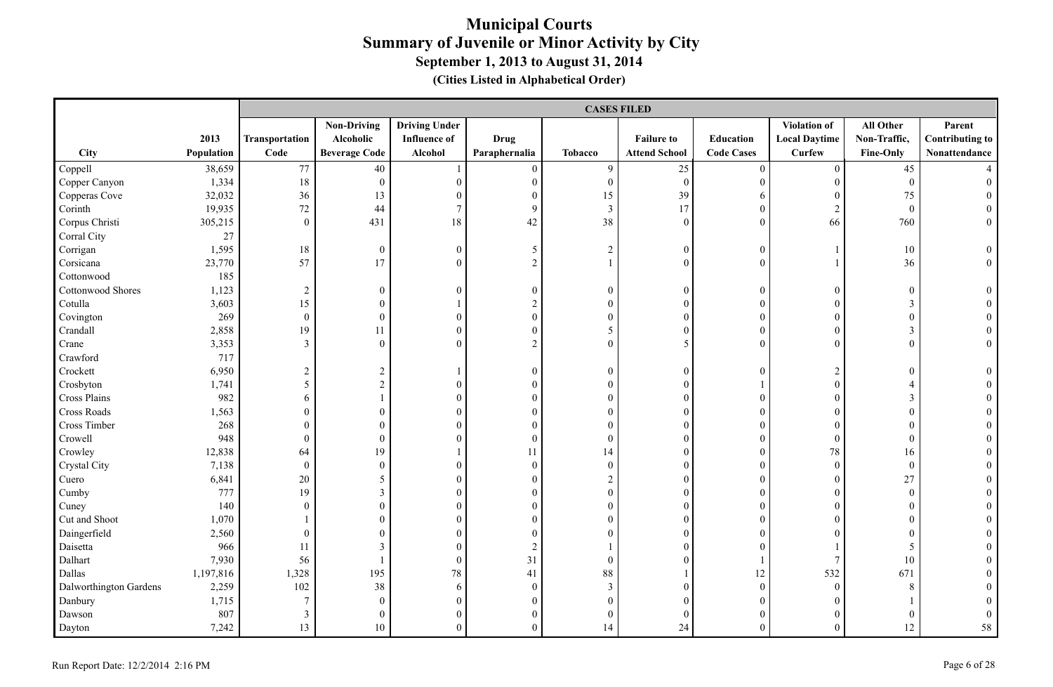# Municipal Courts
## Summary of Juvenile or Minor Activity by City
### September 1, 2013 to August 31, 2014
### (Cities Listed in Alphabetical Order)

| | | CASES FILED | | | | | | | | | |
|---|---|---|---|---|---|---|---|---|---|---|---|
| City | 2013 Population | Transportation Code | Non-Driving Alcoholic Beverage Code | Driving Under Influence of Alcohol | Drug Paraphernalia | Tobacco | Failure to Attend School | Education Code Cases | Violation of Local Daytime Curfew | All Other Non-Traffic, Fine-Only | Parent Contributing to Nonattendance |
| Coppell | 38,659 | 77 | 40 | 1 | 0 | 9 | 25 | 0 | 0 | 45 | 4 |
| Copper Canyon | 1,334 | 18 | 0 | 0 | 0 | 0 | 0 | 0 | 0 | 0 | 0 |
| Copperas Cove | 32,032 | 36 | 13 | 0 | 0 | 15 | 39 | 6 | 0 | 75 | 0 |
| Corinth | 19,935 | 72 | 44 | 7 | 9 | 3 | 17 | 0 | 2 | 0 | 0 |
| Corpus Christi | 305,215 | 0 | 431 | 18 | 42 | 38 | 0 | 0 | 66 | 760 | 0 |
| Corral City | 27 | | | | | | | | | | |
| Corrigan | 1,595 | 18 | 0 | 0 | 5 | 2 | 0 | 0 | 1 | 10 | 0 |
| Corsicana | 23,770 | 57 | 17 | 0 | 2 | 1 | 0 | 0 | 1 | 36 | 0 |
| Cottonwood | 185 | | | | | | | | | | |
| Cottonwood Shores | 1,123 | 2 | 0 | 0 | 0 | 0 | 0 | 0 | 0 | 0 | 0 |
| Cotulla | 3,603 | 15 | 0 | 1 | 2 | 0 | 0 | 0 | 0 | 3 | 0 |
| Covington | 269 | 0 | 0 | 0 | 0 | 0 | 0 | 0 | 0 | 0 | 0 |
| Crandall | 2,858 | 19 | 11 | 0 | 0 | 5 | 0 | 0 | 0 | 3 | 0 |
| Crane | 3,353 | 3 | 0 | 0 | 2 | 0 | 5 | 0 | 0 | 0 | 0 |
| Crawford | 717 | | | | | | | | | | |
| Crockett | 6,950 | 2 | 2 | 1 | 0 | 0 | 0 | 0 | 2 | 0 | 0 |
| Crosbyton | 1,741 | 5 | 2 | 0 | 0 | 0 | 0 | 1 | 0 | 4 | 0 |
| Cross Plains | 982 | 6 | 1 | 0 | 0 | 0 | 0 | 0 | 0 | 3 | 0 |
| Cross Roads | 1,563 | 0 | 0 | 0 | 0 | 0 | 0 | 0 | 0 | 0 | 0 |
| Cross Timber | 268 | 0 | 0 | 0 | 0 | 0 | 0 | 0 | 0 | 0 | 0 |
| Crowell | 948 | 0 | 0 | 0 | 0 | 0 | 0 | 0 | 0 | 0 | 0 |
| Crowley | 12,838 | 64 | 19 | 1 | 11 | 14 | 0 | 0 | 78 | 16 | 0 |
| Crystal City | 7,138 | 0 | 0 | 0 | 0 | 0 | 0 | 0 | 0 | 0 | 0 |
| Cuero | 6,841 | 20 | 5 | 0 | 0 | 2 | 0 | 0 | 0 | 27 | 0 |
| Cumby | 777 | 19 | 3 | 0 | 0 | 0 | 0 | 0 | 0 | 0 | 0 |
| Cuney | 140 | 0 | 0 | 0 | 0 | 0 | 0 | 0 | 0 | 0 | 0 |
| Cut and Shoot | 1,070 | 1 | 0 | 0 | 0 | 0 | 0 | 0 | 0 | 0 | 0 |
| Daingerfield | 2,560 | 0 | 0 | 0 | 0 | 0 | 0 | 0 | 0 | 0 | 0 |
| Daisetta | 966 | 11 | 3 | 0 | 2 | 1 | 0 | 0 | 1 | 5 | 0 |
| Dalhart | 7,930 | 56 | 1 | 0 | 31 | 0 | 0 | 1 | 7 | 10 | 0 |
| Dallas | 1,197,816 | 1,328 | 195 | 78 | 41 | 88 | 1 | 12 | 532 | 671 | 0 |
| Dalworthington Gardens | 2,259 | 102 | 38 | 6 | 0 | 3 | 0 | 0 | 0 | 8 | 0 |
| Danbury | 1,715 | 7 | 0 | 0 | 0 | 0 | 0 | 0 | 0 | 1 | 0 |
| Dawson | 807 | 3 | 0 | 0 | 0 | 0 | 0 | 0 | 0 | 0 | 0 |
| Dayton | 7,242 | 13 | 10 | 0 | 0 | 14 | 24 | 0 | 0 | 12 | 58 |

Run Report Date: 12/2/2014 2:16 PM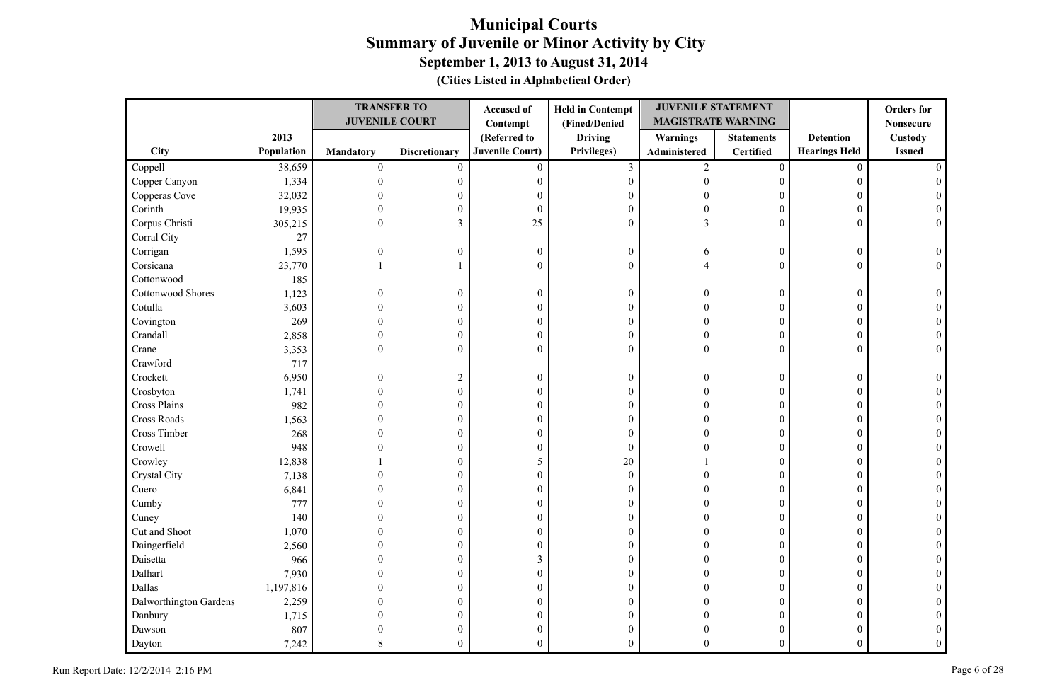# Municipal Courts
## Summary of Juvenile or Minor Activity by City
### September 1, 2013 to August 31, 2014
**(Cities Listed in Alphabetical Order)**

| City | 2013 Population | TRANSFER TO JUVENILE COURT | | Accused of Contempt (Referred to Juvenile Court) | Held in Contempt (Fined/Denied Driving Privileges) | JUVENILE STATEMENT MAGISTRATE WARNING | | Detention Hearings Held | Orders for Nonsecure Custody Issued |
|---|---|---|---|---|---|---|---|---|---|
| | | Mandatory | Discretionary | | | Warnings Administered | Statements Certified | | |
| Coppell | 38,659 | 0 | 0 | 0 | 3 | 2 | 0 | 0 | 0 |
| Copper Canyon | 1,334 | 0 | 0 | 0 | 0 | 0 | 0 | 0 | 0 |
| Copperas Cove | 32,032 | 0 | 0 | 0 | 0 | 0 | 0 | 0 | 0 |
| Corinth | 19,935 | 0 | 0 | 0 | 0 | 0 | 0 | 0 | 0 |
| Corpus Christi | 305,215 | 0 | 3 | 25 | 0 | 3 | 0 | 0 | 0 |
| Corral City | 27 | | | | | | | | |
| Corrigan | 1,595 | 0 | 0 | 0 | 0 | 6 | 0 | 0 | 0 |
| Corsicana | 23,770 | 1 | 1 | 0 | 0 | 4 | 0 | 0 | 0 |
| Cottonwood | 185 | | | | | | | | |
| Cottonwood Shores | 1,123 | 0 | 0 | 0 | 0 | 0 | 0 | 0 | 0 |
| Cotulla | 3,603 | 0 | 0 | 0 | 0 | 0 | 0 | 0 | 0 |
| Covington | 269 | 0 | 0 | 0 | 0 | 0 | 0 | 0 | 0 |
| Crandall | 2,858 | 0 | 0 | 0 | 0 | 0 | 0 | 0 | 0 |
| Crane | 3,353 | 0 | 0 | 0 | 0 | 0 | 0 | 0 | 0 |
| Crawford | 717 | | | | | | | | |
| Crockett | 6,950 | 0 | 2 | 0 | 0 | 0 | 0 | 0 | 0 |
| Crosbyton | 1,741 | 0 | 0 | 0 | 0 | 0 | 0 | 0 | 0 |
| Cross Plains | 982 | 0 | 0 | 0 | 0 | 0 | 0 | 0 | 0 |
| Cross Roads | 1,563 | 0 | 0 | 0 | 0 | 0 | 0 | 0 | 0 |
| Cross Timber | 268 | 0 | 0 | 0 | 0 | 0 | 0 | 0 | 0 |
| Crowell | 948 | 0 | 0 | 0 | 0 | 0 | 0 | 0 | 0 |
| Crowley | 12,838 | 1 | 0 | 5 | 20 | 1 | 0 | 0 | 0 |
| Crystal City | 7,138 | 0 | 0 | 0 | 0 | 0 | 0 | 0 | 0 |
| Cuero | 6,841 | 0 | 0 | 0 | 0 | 0 | 0 | 0 | 0 |
| Cumby | 777 | 0 | 0 | 0 | 0 | 0 | 0 | 0 | 0 |
| Cuney | 140 | 0 | 0 | 0 | 0 | 0 | 0 | 0 | 0 |
| Cut and Shoot | 1,070 | 0 | 0 | 0 | 0 | 0 | 0 | 0 | 0 |
| Daingerfield | 2,560 | 0 | 0 | 0 | 0 | 0 | 0 | 0 | 0 |
| Daisetta | 966 | 0 | 0 | 3 | 0 | 0 | 0 | 0 | 0 |
| Dalhart | 7,930 | 0 | 0 | 0 | 0 | 0 | 0 | 0 | 0 |
| Dallas | 1,197,816 | 0 | 0 | 0 | 0 | 0 | 0 | 0 | 0 |
| Dalworthington Gardens | 2,259 | 0 | 0 | 0 | 0 | 0 | 0 | 0 | 0 |
| Danbury | 1,715 | 0 | 0 | 0 | 0 | 0 | 0 | 0 | 0 |
| Dawson | 807 | 0 | 0 | 0 | 0 | 0 | 0 | 0 | 0 |
| Dayton | 7,242 | 8 | 0 | 0 | 0 | 0 | 0 | 0 | 0 |

Run Report Date: 12/2/2014 2:16 PM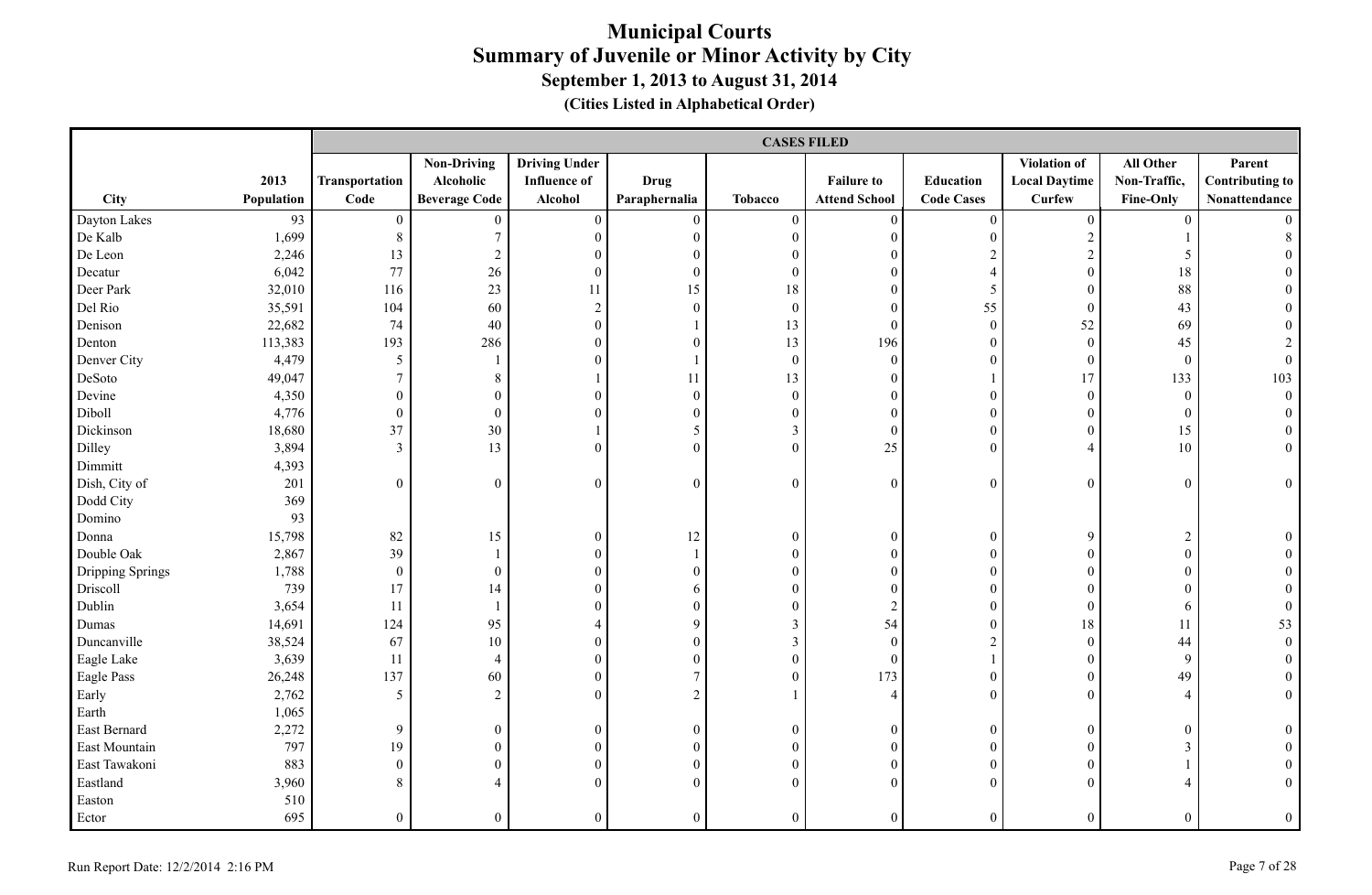# Municipal Courts
## Summary of Juvenile or Minor Activity by City
### September 1, 2013 to August 31, 2014
### (Cities Listed in Alphabetical Order)

| | | CASES FILED | | | | | | | | | |
|---|---|---|---|---|---|---|---|---|---|---|---|
| City | 2013 Population | Transportation Code | Non-Driving Alcoholic Beverage Code | Driving Under Influence of Alcohol | Drug Paraphernalia | Tobacco | Failure to Attend School | Education Code Cases | Violation of Local Daytime Curfew | All Other Non-Traffic, Fine-Only | Parent Contributing to Nonattendance |
| Dayton Lakes | 93 | 0 | 0 | 0 | 0 | 0 | 0 | 0 | 0 | 0 | 0 |
| De Kalb | 1,699 | 8 | 7 | 0 | 0 | 0 | 0 | 0 | 2 | 1 | 8 |
| De Leon | 2,246 | 13 | 2 | 0 | 0 | 0 | 0 | 2 | 2 | 5 | 0 |
| Decatur | 6,042 | 77 | 26 | 0 | 0 | 0 | 0 | 4 | 0 | 18 | 0 |
| Deer Park | 32,010 | 116 | 23 | 11 | 15 | 18 | 0 | 5 | 0 | 88 | 0 |
| Del Rio | 35,591 | 104 | 60 | 2 | 0 | 0 | 0 | 55 | 0 | 43 | 0 |
| Denison | 22,682 | 74 | 40 | 0 | 1 | 13 | 0 | 0 | 52 | 69 | 0 |
| Denton | 113,383 | 193 | 286 | 0 | 0 | 13 | 196 | 0 | 0 | 45 | 2 |
| Denver City | 4,479 | 5 | 1 | 0 | 1 | 0 | 0 | 0 | 0 | 0 | 0 |
| DeSoto | 49,047 | 7 | 8 | 1 | 11 | 13 | 0 | 1 | 17 | 133 | 103 |
| Devine | 4,350 | 0 | 0 | 0 | 0 | 0 | 0 | 0 | 0 | 0 | 0 |
| Diboll | 4,776 | 0 | 0 | 0 | 0 | 0 | 0 | 0 | 0 | 0 | 0 |
| Dickinson | 18,680 | 37 | 30 | 1 | 5 | 3 | 0 | 0 | 0 | 15 | 0 |
| Dilley | 3,894 | 3 | 13 | 0 | 0 | 0 | 25 | 0 | 4 | 10 | 0 |
| Dimmitt | 4,393 | | | | | | | | | | |
| Dish, City of | 201 | 0 | 0 | 0 | 0 | 0 | 0 | 0 | 0 | 0 | 0 |
| Dodd City | 369 | | | | | | | | | | |
| Domino | 93 | | | | | | | | | | |
| Donna | 15,798 | 82 | 15 | 0 | 12 | 0 | 0 | 0 | 9 | 2 | 0 |
| Double Oak | 2,867 | 39 | 1 | 0 | 1 | 0 | 0 | 0 | 0 | 0 | 0 |
| Dripping Springs | 1,788 | 0 | 0 | 0 | 0 | 0 | 0 | 0 | 0 | 0 | 0 |
| Driscoll | 739 | 17 | 14 | 0 | 6 | 0 | 0 | 0 | 0 | 0 | 0 |
| Dublin | 3,654 | 11 | 1 | 0 | 0 | 0 | 2 | 0 | 0 | 6 | 0 |
| Dumas | 14,691 | 124 | 95 | 4 | 9 | 3 | 54 | 0 | 18 | 11 | 53 |
| Duncanville | 38,524 | 67 | 10 | 0 | 0 | 3 | 0 | 2 | 0 | 44 | 0 |
| Eagle Lake | 3,639 | 11 | 4 | 0 | 0 | 0 | 0 | 1 | 0 | 9 | 0 |
| Eagle Pass | 26,248 | 137 | 60 | 0 | 7 | 0 | 173 | 0 | 0 | 49 | 0 |
| Early | 2,762 | 5 | 2 | 0 | 2 | 1 | 4 | 0 | 0 | 4 | 0 |
| Earth | 1,065 | | | | | | | | | | |
| East Bernard | 2,272 | 9 | 0 | 0 | 0 | 0 | 0 | 0 | 0 | 0 | 0 |
| East Mountain | 797 | 19 | 0 | 0 | 0 | 0 | 0 | 0 | 0 | 3 | 0 |
| East Tawakoni | 883 | 0 | 0 | 0 | 0 | 0 | 0 | 0 | 0 | 1 | 0 |
| Eastland | 3,960 | 8 | 4 | 0 | 0 | 0 | 0 | 0 | 0 | 4 | 0 |
| Easton | 510 | | | | | | | | | | |
| Ector | 695 | 0 | 0 | 0 | 0 | 0 | 0 | 0 | 0 | 0 | 0 |

Run Report Date: 12/2/2014 2:16 PM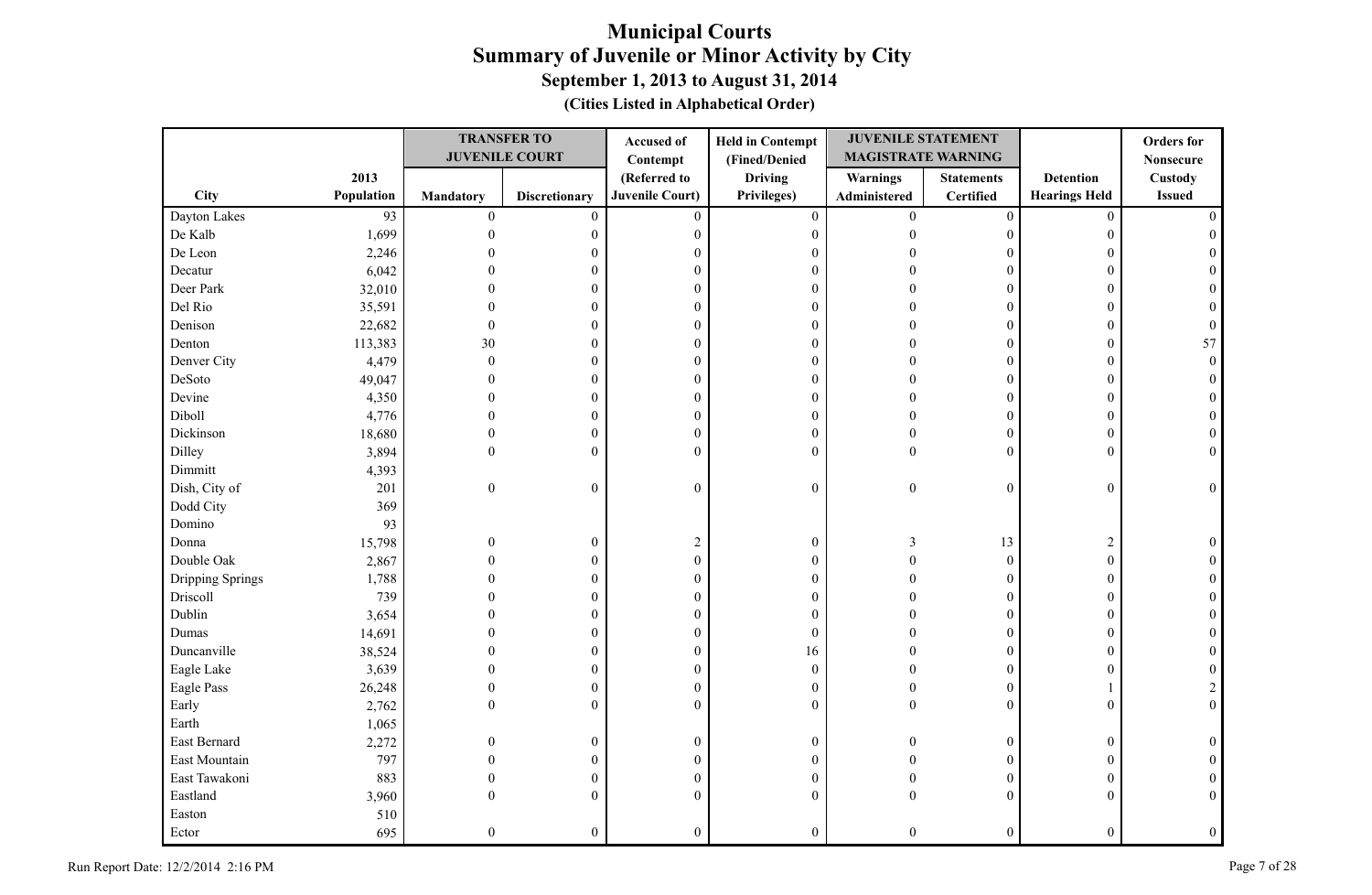# Municipal Courts
## Summary of Juvenile or Minor Activity by City
### September 1, 2013 to August 31, 2014
**(Cities Listed in Alphabetical Order)**

| City | 2013 Population | TRANSFER TO JUVENILE COURT | | Accused of Contempt | Held in Contempt (Fined/Denied Driving Privileges) | JUVENILE STATEMENT MAGISTRATE WARNING | | Detention Hearings Held | Orders for Nonsecure Custody Issued |
|---|---|---|---|---|---|---|---|---|---|
| | | Mandatory | Discretionary | (Referred to Juvenile Court) | | Warnings Administered | Statements Certified | | |
| Dayton Lakes | 93 | 0 | 0 | 0 | 0 | 0 | 0 | 0 | 0 |
| De Kalb | 1,699 | 0 | 0 | 0 | 0 | 0 | 0 | 0 | 0 |
| De Leon | 2,246 | 0 | 0 | 0 | 0 | 0 | 0 | 0 | 0 |
| Decatur | 6,042 | 0 | 0 | 0 | 0 | 0 | 0 | 0 | 0 |
| Deer Park | 32,010 | 0 | 0 | 0 | 0 | 0 | 0 | 0 | 0 |
| Del Rio | 35,591 | 0 | 0 | 0 | 0 | 0 | 0 | 0 | 0 |
| Denison | 22,682 | 0 | 0 | 0 | 0 | 0 | 0 | 0 | 0 |
| Denton | 113,383 | 30 | 0 | 0 | 0 | 0 | 0 | 0 | 57 |
| Denver City | 4,479 | 0 | 0 | 0 | 0 | 0 | 0 | 0 | 0 |
| DeSoto | 49,047 | 0 | 0 | 0 | 0 | 0 | 0 | 0 | 0 |
| Devine | 4,350 | 0 | 0 | 0 | 0 | 0 | 0 | 0 | 0 |
| Diboll | 4,776 | 0 | 0 | 0 | 0 | 0 | 0 | 0 | 0 |
| Dickinson | 18,680 | 0 | 0 | 0 | 0 | 0 | 0 | 0 | 0 |
| Dilley | 3,894 | 0 | 0 | 0 | 0 | 0 | 0 | 0 | 0 |
| Dimmitt | 4,393 | | | | | | | | |
| Dish, City of | 201 | 0 | 0 | 0 | 0 | 0 | 0 | 0 | 0 |
| Dodd City | 369 | | | | | | | | |
| Domino | 93 | | | | | | | | |
| Donna | 15,798 | 0 | 0 | 2 | 0 | 3 | 13 | 2 | 0 |
| Double Oak | 2,867 | 0 | 0 | 0 | 0 | 0 | 0 | 0 | 0 |
| Dripping Springs | 1,788 | 0 | 0 | 0 | 0 | 0 | 0 | 0 | 0 |
| Driscoll | 739 | 0 | 0 | 0 | 0 | 0 | 0 | 0 | 0 |
| Dublin | 3,654 | 0 | 0 | 0 | 0 | 0 | 0 | 0 | 0 |
| Dumas | 14,691 | 0 | 0 | 0 | 0 | 0 | 0 | 0 | 0 |
| Duncanville | 38,524 | 0 | 0 | 0 | 16 | 0 | 0 | 0 | 0 |
| Eagle Lake | 3,639 | 0 | 0 | 0 | 0 | 0 | 0 | 0 | 0 |
| Eagle Pass | 26,248 | 0 | 0 | 0 | 0 | 0 | 0 | 1 | 2 |
| Early | 2,762 | 0 | 0 | 0 | 0 | 0 | 0 | 0 | 0 |
| Earth | 1,065 | | | | | | | | |
| East Bernard | 2,272 | 0 | 0 | 0 | 0 | 0 | 0 | 0 | 0 |
| East Mountain | 797 | 0 | 0 | 0 | 0 | 0 | 0 | 0 | 0 |
| East Tawakoni | 883 | 0 | 0 | 0 | 0 | 0 | 0 | 0 | 0 |
| Eastland | 3,960 | 0 | 0 | 0 | 0 | 0 | 0 | 0 | 0 |
| Easton | 510 | | | | | | | | |
| Ector | 695 | 0 | 0 | 0 | 0 | 0 | 0 | 0 | 0 |

Run Report Date: 12/2/2014 2:16 PM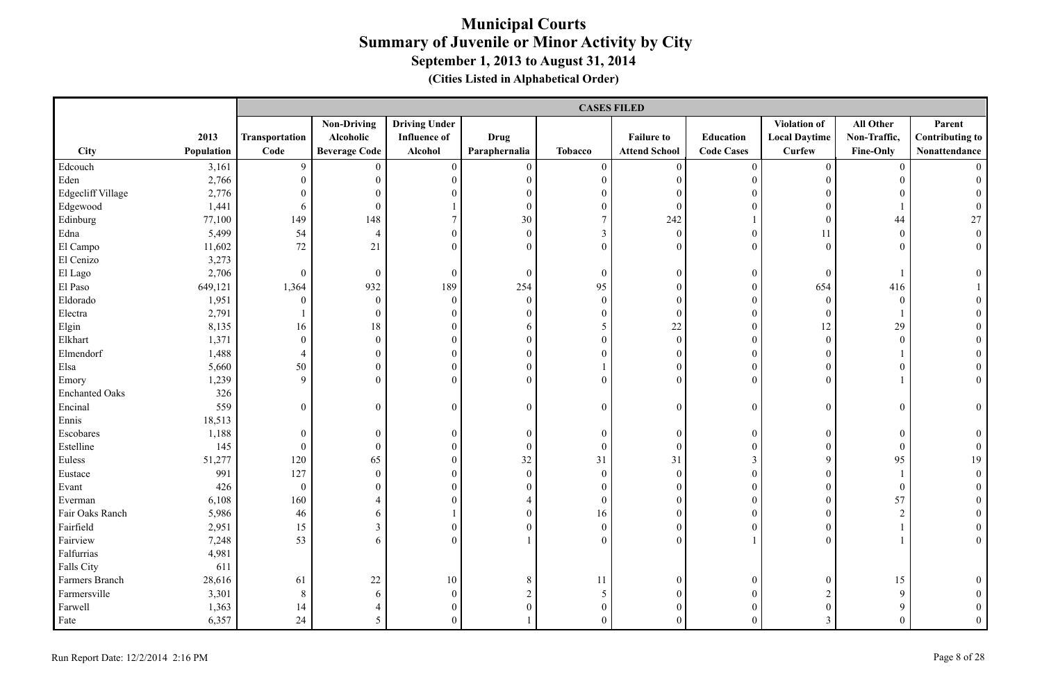# Municipal Courts
## Summary of Juvenile or Minor Activity by City
### September 1, 2013 to August 31, 2014
#### (Cities Listed in Alphabetical Order)

| | | CASES FILED | | | | | | | | | |
|---|---|---|---|---|---|---|---|---|---|---|---|
| City | 2013 Population | Transportation Code | Non-Driving Alcoholic Beverage Code | Driving Under Influence of Alcohol | Drug Paraphernalia | Tobacco | Failure to Attend School | Education Code Cases | Violation of Local Daytime Curfew | All Other Non-Traffic, Fine-Only | Parent Contributing to Nonattendance |
| Edcouch | 3,161 | 9 | 0 | 0 | 0 | 0 | 0 | 0 | 0 | 0 | 0 |
| Eden | 2,766 | 0 | 0 | 0 | 0 | 0 | 0 | 0 | 0 | 0 | 0 |
| Edgecliff Village | 2,776 | 0 | 0 | 0 | 0 | 0 | 0 | 0 | 0 | 0 | 0 |
| Edgewood | 1,441 | 6 | 0 | 1 | 0 | 0 | 0 | 0 | 0 | 1 | 0 |
| Edinburg | 77,100 | 149 | 148 | 7 | 30 | 7 | 242 | 1 | 0 | 44 | 27 |
| Edna | 5,499 | 54 | 4 | 0 | 0 | 3 | 0 | 0 | 11 | 0 | 0 |
| El Campo | 11,602 | 72 | 21 | 0 | 0 | 0 | 0 | 0 | 0 | 0 | 0 |
| El Cenizo | 3,273 | | | | | | | | | | |
| El Lago | 2,706 | 0 | 0 | 0 | 0 | 0 | 0 | 0 | 0 | 1 | 0 |
| El Paso | 649,121 | 1,364 | 932 | 189 | 254 | 95 | 0 | 0 | 654 | 416 | 1 |
| Eldorado | 1,951 | 0 | 0 | 0 | 0 | 0 | 0 | 0 | 0 | 0 | 0 |
| Electra | 2,791 | 1 | 0 | 0 | 0 | 0 | 0 | 0 | 0 | 1 | 0 |
| Elgin | 8,135 | 16 | 18 | 0 | 6 | 5 | 22 | 0 | 12 | 29 | 0 |
| Elkhart | 1,371 | 0 | 0 | 0 | 0 | 0 | 0 | 0 | 0 | 0 | 0 |
| Elmendorf | 1,488 | 4 | 0 | 0 | 0 | 0 | 0 | 0 | 0 | 1 | 0 |
| Elsa | 5,660 | 50 | 0 | 0 | 0 | 1 | 0 | 0 | 0 | 0 | 0 |
| Emory | 1,239 | 9 | 0 | 0 | 0 | 0 | 0 | 0 | 0 | 1 | 0 |
| Enchanted Oaks | 326 | | | | | | | | | | |
| Encinal | 559 | 0 | 0 | 0 | 0 | 0 | 0 | 0 | 0 | 0 | 0 |
| Ennis | 18,513 | | | | | | | | | | |
| Escobares | 1,188 | 0 | 0 | 0 | 0 | 0 | 0 | 0 | 0 | 0 | 0 |
| Estelline | 145 | 0 | 0 | 0 | 0 | 0 | 0 | 0 | 0 | 0 | 0 |
| Euless | 51,277 | 120 | 65 | 0 | 32 | 31 | 31 | 3 | 9 | 95 | 19 |
| Eustace | 991 | 127 | 0 | 0 | 0 | 0 | 0 | 0 | 0 | 1 | 0 |
| Evant | 426 | 0 | 0 | 0 | 0 | 0 | 0 | 0 | 0 | 0 | 0 |
| Everman | 6,108 | 160 | 4 | 0 | 4 | 0 | 0 | 0 | 0 | 57 | 0 |
| Fair Oaks Ranch | 5,986 | 46 | 6 | 1 | 0 | 16 | 0 | 0 | 0 | 2 | 0 |
| Fairfield | 2,951 | 15 | 3 | 0 | 0 | 0 | 0 | 0 | 0 | 1 | 0 |
| Fairview | 7,248 | 53 | 6 | 0 | 1 | 0 | 0 | 1 | 0 | 1 | 0 |
| Falfurrias | 4,981 | | | | | | | | | | |
| Falls City | 611 | | | | | | | | | | |
| Farmers Branch | 28,616 | 61 | 22 | 10 | 8 | 11 | 0 | 0 | 0 | 15 | 0 |
| Farmersville | 3,301 | 8 | 6 | 0 | 2 | 5 | 0 | 0 | 2 | 9 | 0 |
| Farwell | 1,363 | 14 | 4 | 0 | 0 | 0 | 0 | 0 | 0 | 9 | 0 |
| Fate | 6,357 | 24 | 5 | 0 | 1 | 0 | 0 | 0 | 3 | 0 | 0 |

Run Report Date: 12/2/2014 2:16 PM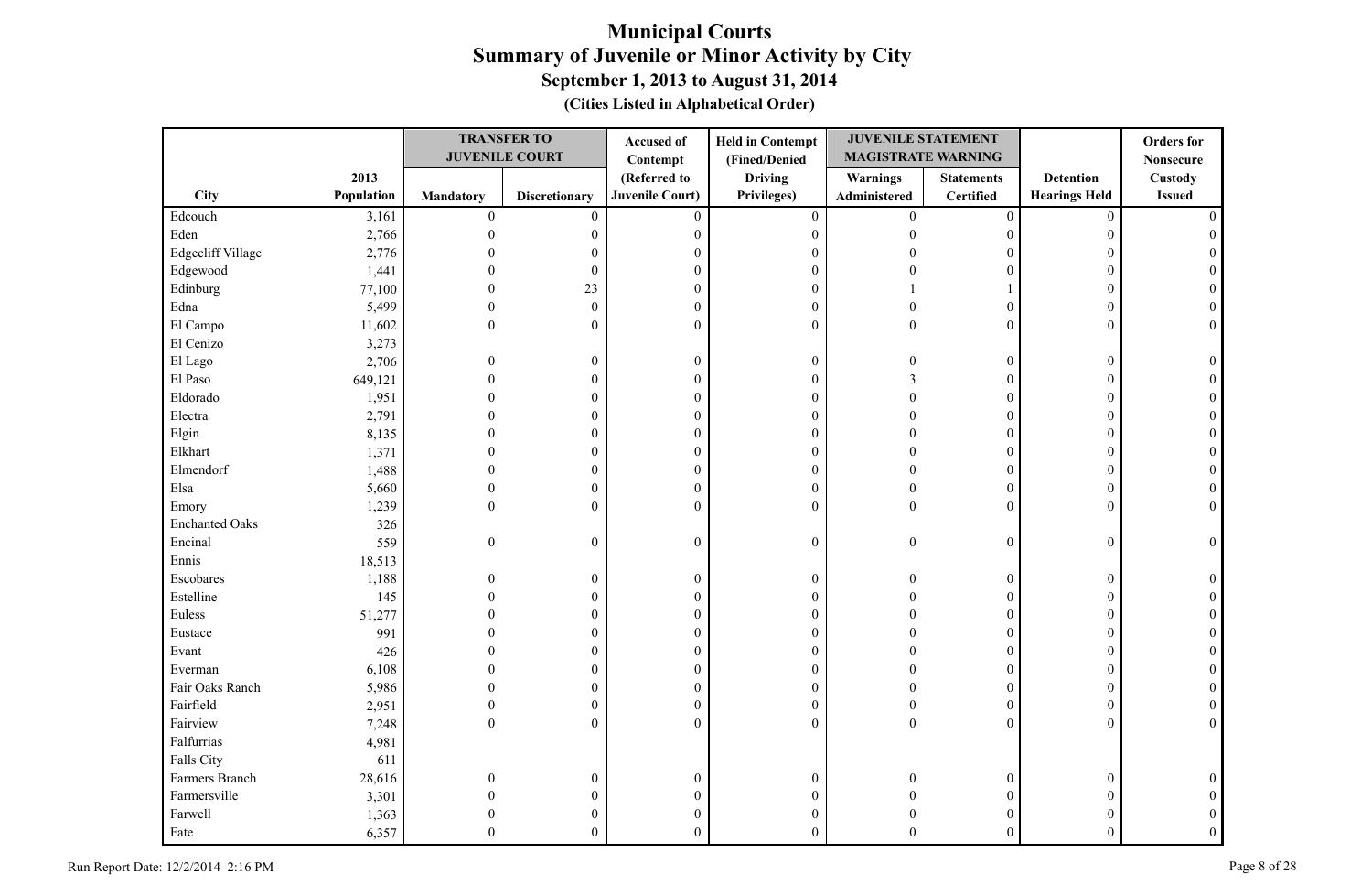# Municipal Courts
## Summary of Juvenile or Minor Activity by City
### September 1, 2013 to August 31, 2014
#### (Cities Listed in Alphabetical Order)

| City | 2013 Population | TRANSFER TO JUVENILE COURT | | Accused of Contempt (Referred to Juvenile Court) | Held in Contempt (Fined/Denied Driving Privileges) | JUVENILE STATEMENT MAGISTRATE WARNING | | Detention Hearings Held | Orders for Nonsecure Custody Issued |
|---|---|---|---|---|---|---|---|---|---|
| | | Mandatory | Discretionary | | | Warnings Administered | Statements Certified | | |
| Edcouch | 3,161 | 0 | 0 | 0 | 0 | 0 | 0 | 0 | 0 |
| Eden | 2,766 | 0 | 0 | 0 | 0 | 0 | 0 | 0 | 0 |
| Edgecliff Village | 2,776 | 0 | 0 | 0 | 0 | 0 | 0 | 0 | 0 |
| Edgewood | 1,441 | 0 | 0 | 0 | 0 | 0 | 0 | 0 | 0 |
| Edinburg | 77,100 | 0 | 23 | 0 | 0 | 1 | 1 | 0 | 0 |
| Edna | 5,499 | 0 | 0 | 0 | 0 | 0 | 0 | 0 | 0 |
| El Campo | 11,602 | 0 | 0 | 0 | 0 | 0 | 0 | 0 | 0 |
| El Cenizo | 3,273 | | | | | | | | |
| El Lago | 2,706 | 0 | 0 | 0 | 0 | 0 | 0 | 0 | 0 |
| El Paso | 649,121 | 0 | 0 | 0 | 0 | 3 | 0 | 0 | 0 |
| Eldorado | 1,951 | 0 | 0 | 0 | 0 | 0 | 0 | 0 | 0 |
| Electra | 2,791 | 0 | 0 | 0 | 0 | 0 | 0 | 0 | 0 |
| Elgin | 8,135 | 0 | 0 | 0 | 0 | 0 | 0 | 0 | 0 |
| Elkhart | 1,371 | 0 | 0 | 0 | 0 | 0 | 0 | 0 | 0 |
| Elmendorf | 1,488 | 0 | 0 | 0 | 0 | 0 | 0 | 0 | 0 |
| Elsa | 5,660 | 0 | 0 | 0 | 0 | 0 | 0 | 0 | 0 |
| Emory | 1,239 | 0 | 0 | 0 | 0 | 0 | 0 | 0 | 0 |
| Enchanted Oaks | 326 | | | | | | | | |
| Encinal | 559 | 0 | 0 | 0 | 0 | 0 | 0 | 0 | 0 |
| Ennis | 18,513 | | | | | | | | |
| Escobares | 1,188 | 0 | 0 | 0 | 0 | 0 | 0 | 0 | 0 |
| Estelline | 145 | 0 | 0 | 0 | 0 | 0 | 0 | 0 | 0 |
| Euless | 51,277 | 0 | 0 | 0 | 0 | 0 | 0 | 0 | 0 |
| Eustace | 991 | 0 | 0 | 0 | 0 | 0 | 0 | 0 | 0 |
| Evant | 426 | 0 | 0 | 0 | 0 | 0 | 0 | 0 | 0 |
| Everman | 6,108 | 0 | 0 | 0 | 0 | 0 | 0 | 0 | 0 |
| Fair Oaks Ranch | 5,986 | 0 | 0 | 0 | 0 | 0 | 0 | 0 | 0 |
| Fairfield | 2,951 | 0 | 0 | 0 | 0 | 0 | 0 | 0 | 0 |
| Fairview | 7,248 | 0 | 0 | 0 | 0 | 0 | 0 | 0 | 0 |
| Falfurrias | 4,981 | | | | | | | | |
| Falls City | 611 | | | | | | | | |
| Farmers Branch | 28,616 | 0 | 0 | 0 | 0 | 0 | 0 | 0 | 0 |
| Farmersville | 3,301 | 0 | 0 | 0 | 0 | 0 | 0 | 0 | 0 |
| Farwell | 1,363 | 0 | 0 | 0 | 0 | 0 | 0 | 0 | 0 |
| Fate | 6,357 | 0 | 0 | 0 | 0 | 0 | 0 | 0 | 0 |

Run Report Date: 12/2/2014 2:16 PM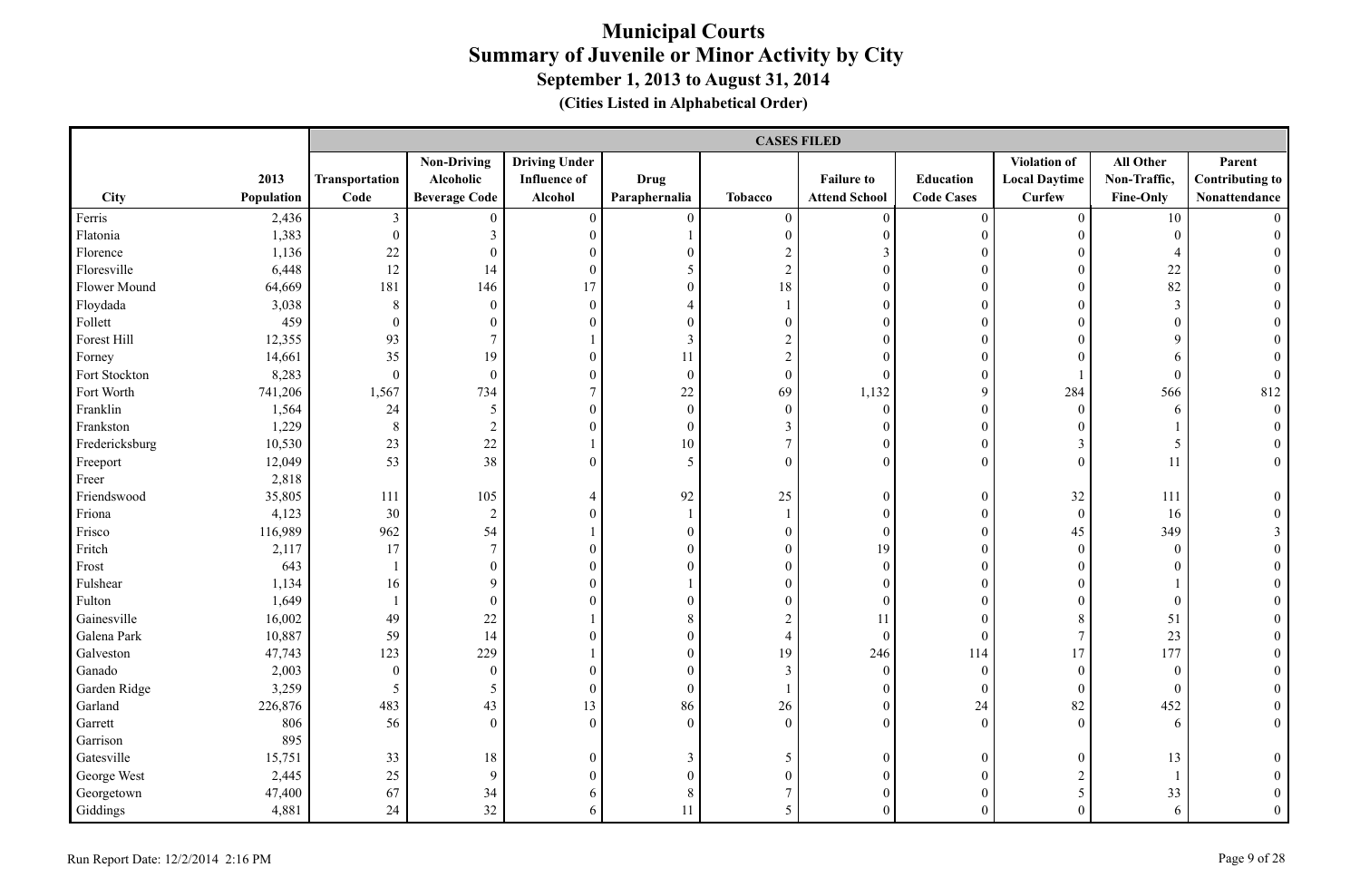# Municipal Courts
## Summary of Juvenile or Minor Activity by City
### September 1, 2013 to August 31, 2014
#### (Cities Listed in Alphabetical Order)

| City | 2013 Population | CASES FILED | | | | | | | | | |
|---|---|---|---|---|---|---|---|---|---|---|---|
| | | Transportation Code | Non-Driving Alcoholic Beverage Code | Driving Under Influence of Alcohol | Drug Paraphernalia | Tobacco | Failure to Attend School | Education Code Cases | Violation of Local Daytime Curfew | All Other Non-Traffic, Fine-Only | Parent Contributing to Nonattendance |
| Ferris | 2,436 | 3 | 0 | 0 | 0 | 0 | 0 | 0 | 0 | 10 | 0 |
| Flatonia | 1,383 | 0 | 3 | 0 | 1 | 0 | 0 | 0 | 0 | 0 | 0 |
| Florence | 1,136 | 22 | 0 | 0 | 0 | 2 | 3 | 0 | 0 | 4 | 0 |
| Floresville | 6,448 | 12 | 14 | 0 | 5 | 2 | 0 | 0 | 0 | 22 | 0 |
| Flower Mound | 64,669 | 181 | 146 | 17 | 0 | 18 | 0 | 0 | 0 | 82 | 0 |
| Floydada | 3,038 | 8 | 0 | 0 | 4 | 1 | 0 | 0 | 0 | 3 | 0 |
| Follett | 459 | 0 | 0 | 0 | 0 | 0 | 0 | 0 | 0 | 0 | 0 |
| Forest Hill | 12,355 | 93 | 7 | 1 | 3 | 2 | 0 | 0 | 0 | 9 | 0 |
| Forney | 14,661 | 35 | 19 | 0 | 11 | 2 | 0 | 0 | 0 | 6 | 0 |
| Fort Stockton | 8,283 | 0 | 0 | 0 | 0 | 0 | 0 | 0 | 1 | 0 | 0 |
| Fort Worth | 741,206 | 1,567 | 734 | 7 | 22 | 69 | 1,132 | 9 | 284 | 566 | 812 |
| Franklin | 1,564 | 24 | 5 | 0 | 0 | 0 | 0 | 0 | 0 | 6 | 0 |
| Frankston | 1,229 | 8 | 2 | 0 | 0 | 3 | 0 | 0 | 0 | 1 | 0 |
| Fredericksburg | 10,530 | 23 | 22 | 1 | 10 | 7 | 0 | 0 | 3 | 5 | 0 |
| Freeport | 12,049 | 53 | 38 | 0 | 5 | 0 | 0 | 0 | 0 | 11 | 0 |
| Freer | 2,818 | | | | | | | | | | |
| Friendswood | 35,805 | 111 | 105 | 4 | 92 | 25 | 0 | 0 | 32 | 111 | 0 |
| Friona | 4,123 | 30 | 2 | 0 | 1 | 1 | 0 | 0 | 0 | 16 | 0 |
| Frisco | 116,989 | 962 | 54 | 1 | 0 | 0 | 0 | 0 | 45 | 349 | 3 |
| Fritch | 2,117 | 17 | 7 | 0 | 0 | 0 | 19 | 0 | 0 | 0 | 0 |
| Frost | 643 | 1 | 0 | 0 | 0 | 0 | 0 | 0 | 0 | 0 | 0 |
| Fulshear | 1,134 | 16 | 9 | 0 | 1 | 0 | 0 | 0 | 0 | 1 | 0 |
| Fulton | 1,649 | 1 | 0 | 0 | 0 | 0 | 0 | 0 | 0 | 0 | 0 |
| Gainesville | 16,002 | 49 | 22 | 1 | 8 | 2 | 11 | 0 | 8 | 51 | 0 |
| Galena Park | 10,887 | 59 | 14 | 0 | 0 | 4 | 0 | 0 | 7 | 23 | 0 |
| Galveston | 47,743 | 123 | 229 | 1 | 0 | 19 | 246 | 114 | 17 | 177 | 0 |
| Ganado | 2,003 | 0 | 0 | 0 | 0 | 3 | 0 | 0 | 0 | 0 | 0 |
| Garden Ridge | 3,259 | 5 | 5 | 0 | 0 | 1 | 0 | 0 | 0 | 0 | 0 |
| Garland | 226,876 | 483 | 43 | 13 | 86 | 26 | 0 | 24 | 82 | 452 | 0 |
| Garrett | 806 | 56 | 0 | 0 | 0 | 0 | 0 | 0 | 0 | 6 | 0 |
| Garrison | 895 | | | | | | | | | | |
| Gatesville | 15,751 | 33 | 18 | 0 | 3 | 5 | 0 | 0 | 0 | 13 | 0 |
| George West | 2,445 | 25 | 9 | 0 | 0 | 0 | 0 | 0 | 2 | 1 | 0 |
| Georgetown | 47,400 | 67 | 34 | 6 | 8 | 7 | 0 | 0 | 5 | 33 | 0 |
| Giddings | 4,881 | 24 | 32 | 6 | 11 | 5 | 0 | 0 | 0 | 6 | 0 |

Run Report Date: 12/2/2014 2:16 PM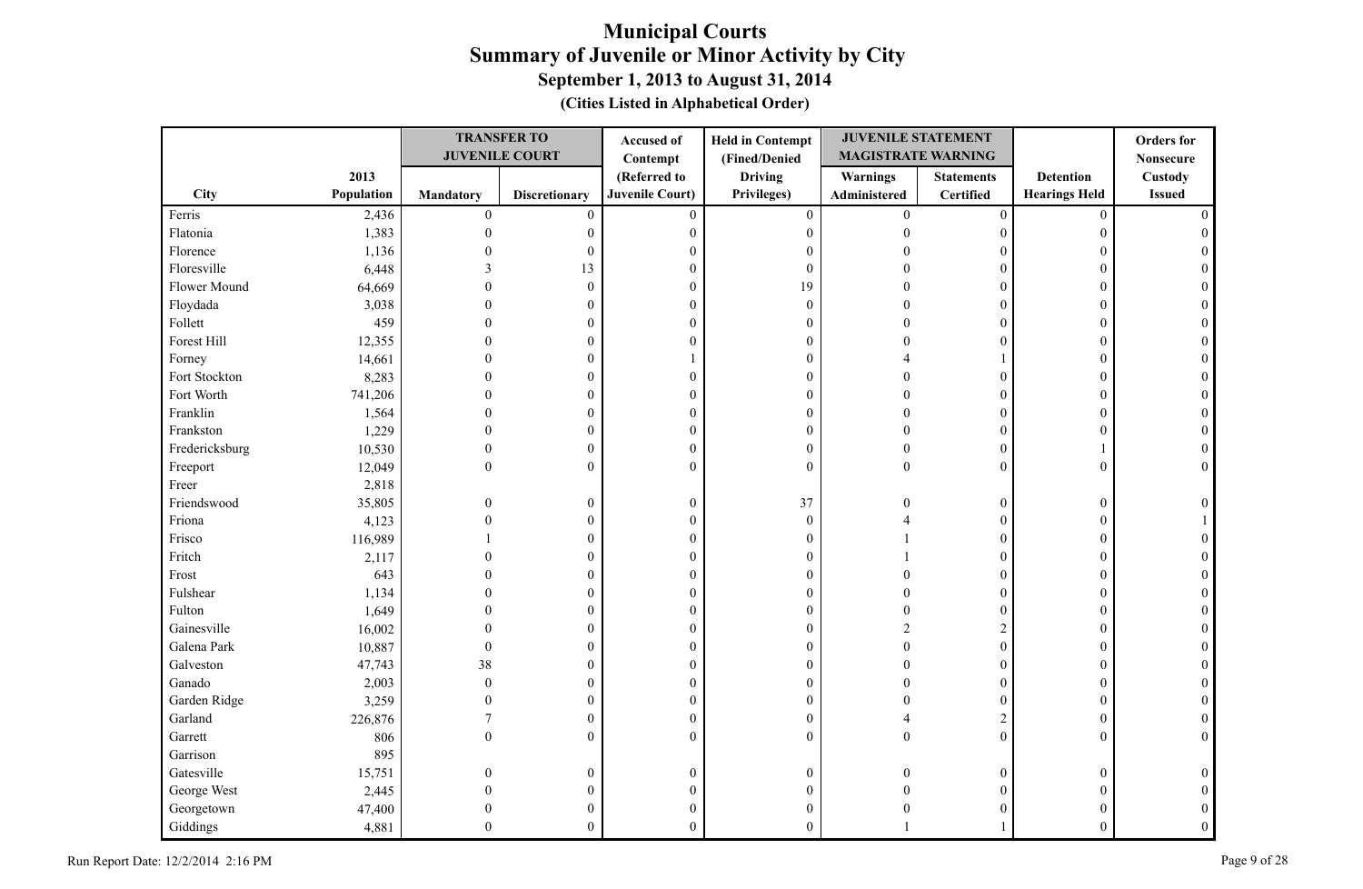# Municipal Courts
## Summary of Juvenile or Minor Activity by City
### September 1, 2013 to August 31, 2014
### (Cities Listed in Alphabetical Order)

| City | 2013 Population | TRANSFER TO JUVENILE COURT Mandatory | TRANSFER TO JUVENILE COURT Discretionary | Accused of Contempt (Referred to Juvenile Court) | Held in Contempt (Fined/Denied Driving Privileges) | JUVENILE STATEMENT MAGISTRATE WARNING Warnings Administered | JUVENILE STATEMENT MAGISTRATE WARNING Statements Certified | Detention Hearings Held | Orders for Nonsecure Custody Issued |
|---|---|---|---|---|---|---|---|---|---|
| Ferris | 2,436 | 0 | 0 | 0 | 0 | 0 | 0 | 0 | 0 |
| Flatonia | 1,383 | 0 | 0 | 0 | 0 | 0 | 0 | 0 | 0 |
| Florence | 1,136 | 0 | 0 | 0 | 0 | 0 | 0 | 0 | 0 |
| Floresville | 6,448 | 3 | 13 | 0 | 0 | 0 | 0 | 0 | 0 |
| Flower Mound | 64,669 | 0 | 0 | 0 | 19 | 0 | 0 | 0 | 0 |
| Floydada | 3,038 | 0 | 0 | 0 | 0 | 0 | 0 | 0 | 0 |
| Follett | 459 | 0 | 0 | 0 | 0 | 0 | 0 | 0 | 0 |
| Forest Hill | 12,355 | 0 | 0 | 0 | 0 | 0 | 0 | 0 | 0 |
| Forney | 14,661 | 0 | 0 | 1 | 0 | 4 | 1 | 0 | 0 |
| Fort Stockton | 8,283 | 0 | 0 | 0 | 0 | 0 | 0 | 0 | 0 |
| Fort Worth | 741,206 | 0 | 0 | 0 | 0 | 0 | 0 | 0 | 0 |
| Franklin | 1,564 | 0 | 0 | 0 | 0 | 0 | 0 | 0 | 0 |
| Frankston | 1,229 | 0 | 0 | 0 | 0 | 0 | 0 | 0 | 0 |
| Fredericksburg | 10,530 | 0 | 0 | 0 | 0 | 0 | 0 | 1 | 0 |
| Freeport | 12,049 | 0 | 0 | 0 | 0 | 0 | 0 | 0 | 0 |
| Freer | 2,818 | | | | | | | | |
| Friendswood | 35,805 | 0 | 0 | 0 | 37 | 0 | 0 | 0 | 0 |
| Friona | 4,123 | 0 | 0 | 0 | 0 | 4 | 0 | 0 | 1 |
| Frisco | 116,989 | 1 | 0 | 0 | 0 | 1 | 0 | 0 | 0 |
| Fritch | 2,117 | 0 | 0 | 0 | 0 | 1 | 0 | 0 | 0 |
| Frost | 643 | 0 | 0 | 0 | 0 | 0 | 0 | 0 | 0 |
| Fulshear | 1,134 | 0 | 0 | 0 | 0 | 0 | 0 | 0 | 0 |
| Fulton | 1,649 | 0 | 0 | 0 | 0 | 0 | 0 | 0 | 0 |
| Gainesville | 16,002 | 0 | 0 | 0 | 0 | 2 | 2 | 0 | 0 |
| Galena Park | 10,887 | 0 | 0 | 0 | 0 | 0 | 0 | 0 | 0 |
| Galveston | 47,743 | 38 | 0 | 0 | 0 | 0 | 0 | 0 | 0 |
| Ganado | 2,003 | 0 | 0 | 0 | 0 | 0 | 0 | 0 | 0 |
| Garden Ridge | 3,259 | 0 | 0 | 0 | 0 | 0 | 0 | 0 | 0 |
| Garland | 226,876 | 7 | 0 | 0 | 0 | 4 | 2 | 0 | 0 |
| Garrett | 806 | 0 | 0 | 0 | 0 | 0 | 0 | 0 | 0 |
| Garrison | 895 | | | | | | | | |
| Gatesville | 15,751 | 0 | 0 | 0 | 0 | 0 | 0 | 0 | 0 |
| George West | 2,445 | 0 | 0 | 0 | 0 | 0 | 0 | 0 | 0 |
| Georgetown | 47,400 | 0 | 0 | 0 | 0 | 0 | 0 | 0 | 0 |
| Giddings | 4,881 | 0 | 0 | 0 | 0 | 1 | 1 | 0 | 0 |

Run Report Date: 12/2/2014 2:16 PM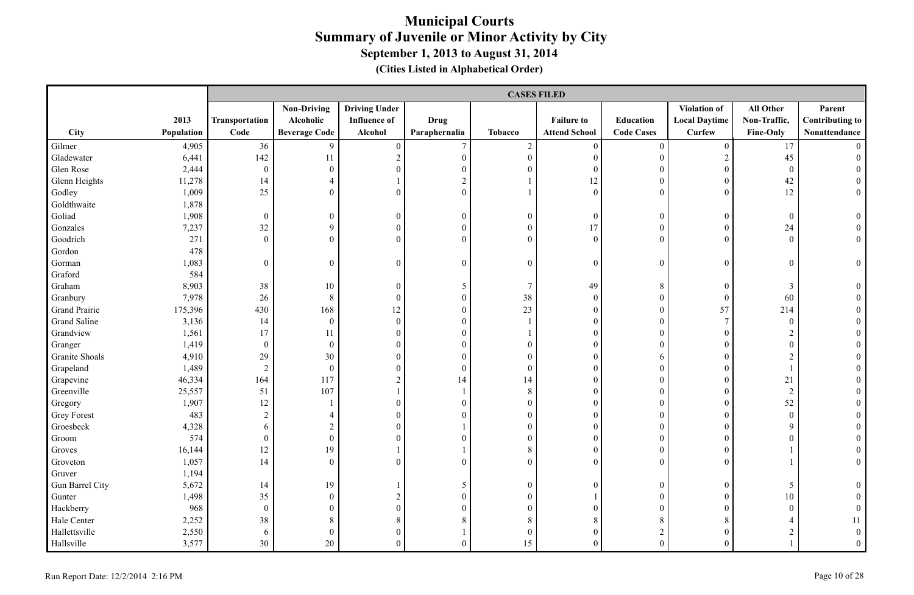# Municipal Courts
## Summary of Juvenile or Minor Activity by City
### September 1, 2013 to August 31, 2014
#### (Cities Listed in Alphabetical Order)

| | | CASES FILED | | | | | | | | | |
|---|---|---|---|---|---|---|---|---|---|---|---|
| City | 2013 Population | Transportation Code | Non-Driving Alcoholic Beverage Code | Driving Under Influence of Alcohol | Drug Paraphernalia | Tobacco | Failure to Attend School | Education Code Cases | Violation of Local Daytime Curfew | All Other Non-Traffic, Fine-Only | Parent Contributing to Nonattendance |
| Gilmer | 4,905 | 36 | 9 | 0 | 7 | 2 | 0 | 0 | 0 | 17 | 0 |
| Gladewater | 6,441 | 142 | 11 | 2 | 0 | 0 | 0 | 0 | 2 | 45 | 0 |
| Glen Rose | 2,444 | 0 | 0 | 0 | 0 | 0 | 0 | 0 | 0 | 0 | 0 |
| Glenn Heights | 11,278 | 14 | 4 | 1 | 2 | 1 | 12 | 0 | 0 | 42 | 0 |
| Godley | 1,009 | 25 | 0 | 0 | 0 | 1 | 0 | 0 | 0 | 12 | 0 |
| Goldthwaite | 1,878 | | | | | | | | | | |
| Goliad | 1,908 | 0 | 0 | 0 | 0 | 0 | 0 | 0 | 0 | 0 | 0 |
| Gonzales | 7,237 | 32 | 9 | 0 | 0 | 0 | 17 | 0 | 0 | 24 | 0 |
| Goodrich | 271 | 0 | 0 | 0 | 0 | 0 | 0 | 0 | 0 | 0 | 0 |
| Gordon | 478 | | | | | | | | | | |
| Gorman | 1,083 | 0 | 0 | 0 | 0 | 0 | 0 | 0 | 0 | 0 | 0 |
| Graford | 584 | | | | | | | | | | |
| Graham | 8,903 | 38 | 10 | 0 | 5 | 7 | 49 | 8 | 0 | 3 | 0 |
| Granbury | 7,978 | 26 | 8 | 0 | 0 | 38 | 0 | 0 | 0 | 60 | 0 |
| Grand Prairie | 175,396 | 430 | 168 | 12 | 0 | 23 | 0 | 0 | 57 | 214 | 0 |
| Grand Saline | 3,136 | 14 | 0 | 0 | 0 | 1 | 0 | 0 | 7 | 0 | 0 |
| Grandview | 1,561 | 17 | 11 | 0 | 0 | 1 | 0 | 0 | 0 | 2 | 0 |
| Granger | 1,419 | 0 | 0 | 0 | 0 | 0 | 0 | 0 | 0 | 0 | 0 |
| Granite Shoals | 4,910 | 29 | 30 | 0 | 0 | 0 | 0 | 6 | 0 | 2 | 0 |
| Grapeland | 1,489 | 2 | 0 | 0 | 0 | 0 | 0 | 0 | 0 | 1 | 0 |
| Grapevine | 46,334 | 164 | 117 | 2 | 14 | 14 | 0 | 0 | 0 | 21 | 0 |
| Greenville | 25,557 | 51 | 107 | 1 | 1 | 8 | 0 | 0 | 0 | 2 | 0 |
| Gregory | 1,907 | 12 | 1 | 0 | 0 | 0 | 0 | 0 | 0 | 52 | 0 |
| Grey Forest | 483 | 2 | 4 | 0 | 0 | 0 | 0 | 0 | 0 | 0 | 0 |
| Groesbeck | 4,328 | 6 | 2 | 0 | 1 | 0 | 0 | 0 | 0 | 9 | 0 |
| Groom | 574 | 0 | 0 | 0 | 0 | 0 | 0 | 0 | 0 | 0 | 0 |
| Groves | 16,144 | 12 | 19 | 1 | 1 | 8 | 0 | 0 | 0 | 1 | 0 |
| Groveton | 1,057 | 14 | 0 | 0 | 0 | 0 | 0 | 0 | 0 | 1 | 0 |
| Gruver | 1,194 | | | | | | | | | | |
| Gun Barrel City | 5,672 | 14 | 19 | 1 | 5 | 0 | 0 | 0 | 0 | 5 | 0 |
| Gunter | 1,498 | 35 | 0 | 2 | 0 | 0 | 1 | 0 | 0 | 10 | 0 |
| Hackberry | 968 | 0 | 0 | 0 | 0 | 0 | 0 | 0 | 0 | 0 | 0 |
| Hale Center | 2,252 | 38 | 8 | 8 | 8 | 8 | 8 | 8 | 8 | 4 | 11 |
| Hallettsville | 2,550 | 6 | 0 | 0 | 1 | 0 | 0 | 2 | 0 | 2 | 0 |
| Hallsville | 3,577 | 30 | 20 | 0 | 0 | 15 | 0 | 0 | 0 | 1 | 0 |

Run Report Date: 12/2/2014 2:16 PM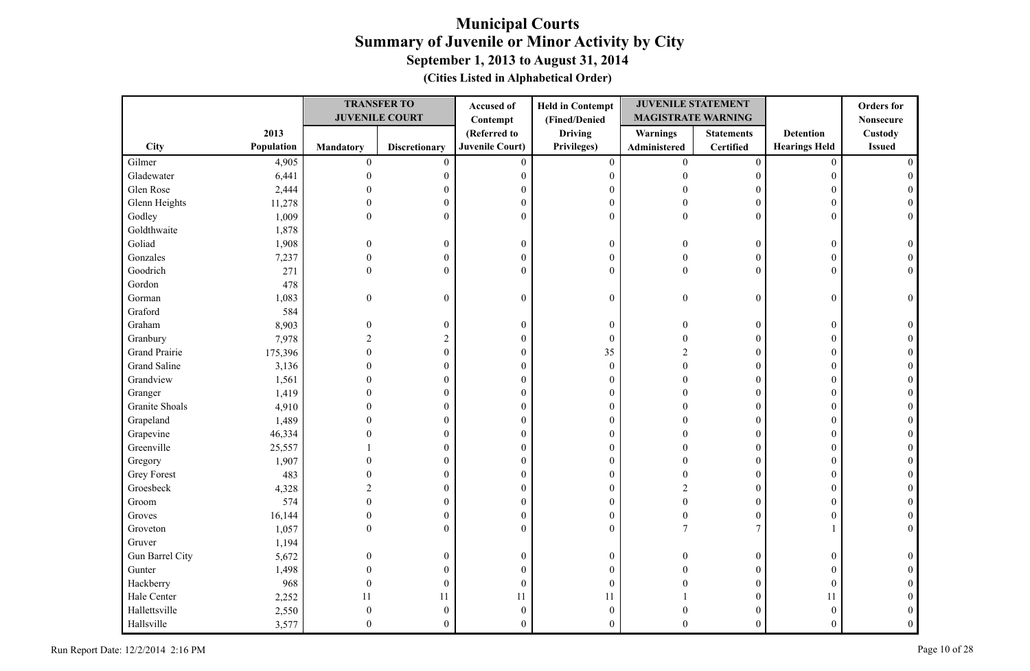# Municipal Courts
## Summary of Juvenile or Minor Activity by City
### September 1, 2013 to August 31, 2014
**(Cities Listed in Alphabetical Order)**

| City | 2013 Population | TRANSFER TO JUVENILE COURT | | Accused of Contempt (Referred to Juvenile Court) | Held in Contempt (Fined/Denied Driving Privileges) | JUVENILE STATEMENT MAGISTRATE WARNING | | Detention Hearings Held | Orders for Nonsecure Custody Issued |
|---|---|---|---|---|---|---|---|---|---|
| | | Mandatory | Discretionary | | | Warnings Administered | Statements Certified | | |
| Gilmer | 4,905 | 0 | 0 | 0 | 0 | 0 | 0 | 0 | 0 |
| Gladewater | 6,441 | 0 | 0 | 0 | 0 | 0 | 0 | 0 | 0 |
| Glen Rose | 2,444 | 0 | 0 | 0 | 0 | 0 | 0 | 0 | 0 |
| Glenn Heights | 11,278 | 0 | 0 | 0 | 0 | 0 | 0 | 0 | 0 |
| Godley | 1,009 | 0 | 0 | 0 | 0 | 0 | 0 | 0 | 0 |
| Goldthwaite | 1,878 | | | | | | | | |
| Goliad | 1,908 | 0 | 0 | 0 | 0 | 0 | 0 | 0 | 0 |
| Gonzales | 7,237 | 0 | 0 | 0 | 0 | 0 | 0 | 0 | 0 |
| Goodrich | 271 | 0 | 0 | 0 | 0 | 0 | 0 | 0 | 0 |
| Gordon | 478 | | | | | | | | |
| Gorman | 1,083 | 0 | 0 | 0 | 0 | 0 | 0 | 0 | 0 |
| Graford | 584 | | | | | | | | |
| Graham | 8,903 | 0 | 0 | 0 | 0 | 0 | 0 | 0 | 0 |
| Granbury | 7,978 | 2 | 2 | 0 | 0 | 0 | 0 | 0 | 0 |
| Grand Prairie | 175,396 | 0 | 0 | 0 | 35 | 2 | 0 | 0 | 0 |
| Grand Saline | 3,136 | 0 | 0 | 0 | 0 | 0 | 0 | 0 | 0 |
| Grandview | 1,561 | 0 | 0 | 0 | 0 | 0 | 0 | 0 | 0 |
| Granger | 1,419 | 0 | 0 | 0 | 0 | 0 | 0 | 0 | 0 |
| Granite Shoals | 4,910 | 0 | 0 | 0 | 0 | 0 | 0 | 0 | 0 |
| Grapeland | 1,489 | 0 | 0 | 0 | 0 | 0 | 0 | 0 | 0 |
| Grapevine | 46,334 | 0 | 0 | 0 | 0 | 0 | 0 | 0 | 0 |
| Greenville | 25,557 | 1 | 0 | 0 | 0 | 0 | 0 | 0 | 0 |
| Gregory | 1,907 | 0 | 0 | 0 | 0 | 0 | 0 | 0 | 0 |
| Grey Forest | 483 | 0 | 0 | 0 | 0 | 0 | 0 | 0 | 0 |
| Groesbeck | 4,328 | 2 | 0 | 0 | 0 | 2 | 0 | 0 | 0 |
| Groom | 574 | 0 | 0 | 0 | 0 | 0 | 0 | 0 | 0 |
| Groves | 16,144 | 0 | 0 | 0 | 0 | 0 | 0 | 0 | 0 |
| Groveton | 1,057 | 0 | 0 | 0 | 0 | 7 | 7 | 1 | 0 |
| Gruver | 1,194 | | | | | | | | |
| Gun Barrel City | 5,672 | 0 | 0 | 0 | 0 | 0 | 0 | 0 | 0 |
| Gunter | 1,498 | 0 | 0 | 0 | 0 | 0 | 0 | 0 | 0 |
| Hackberry | 968 | 0 | 0 | 0 | 0 | 0 | 0 | 0 | 0 |
| Hale Center | 2,252 | 11 | 11 | 11 | 11 | 1 | 0 | 11 | 0 |
| Hallettsville | 2,550 | 0 | 0 | 0 | 0 | 0 | 0 | 0 | 0 |
| Hallsville | 3,577 | 0 | 0 | 0 | 0 | 0 | 0 | 0 | 0 |

Run Report Date: 12/2/2014 2:16 PM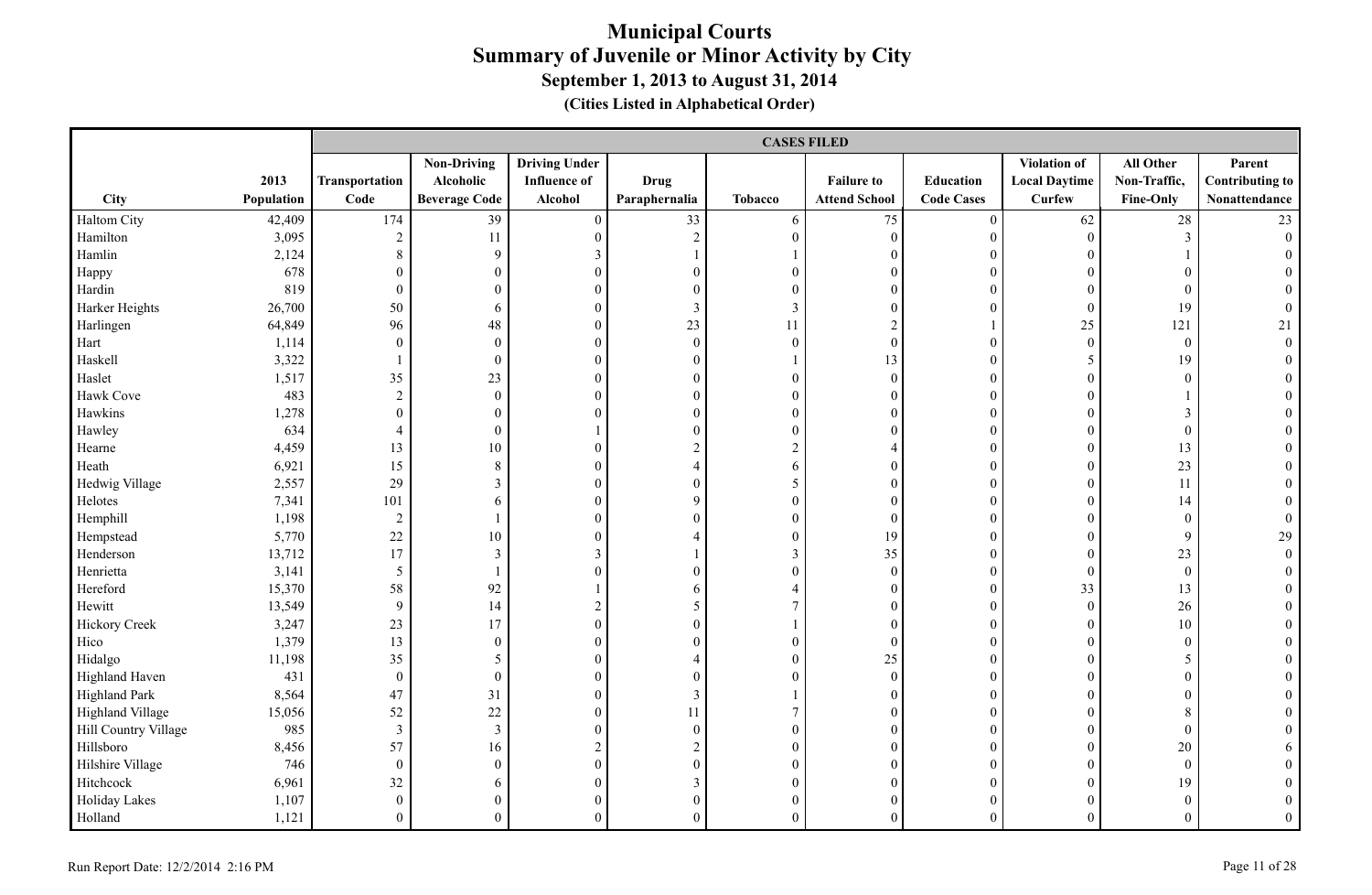# Municipal Courts
## Summary of Juvenile or Minor Activity by City
### September 1, 2013 to August 31, 2014
### (Cities Listed in Alphabetical Order)

| | | CASES FILED | | | | | | | | | |
|---|---|---|---|---|---|---|---|---|---|---|---|
| City | 2013 Population | Transportation Code | Non-Driving Alcoholic Beverage Code | Driving Under Influence of Alcohol | Drug Paraphernalia | Tobacco | Failure to Attend School | Education Code Cases | Violation of Local Daytime Curfew | All Other Non-Traffic, Fine-Only | Parent Contributing to Nonattendance |
| Haltom City | 42,409 | 174 | 39 | 0 | 33 | 6 | 75 | 0 | 62 | 28 | 23 |
| Hamilton | 3,095 | 2 | 11 | 0 | 2 | 0 | 0 | 0 | 0 | 3 | 0 |
| Hamlin | 2,124 | 8 | 9 | 3 | 1 | 1 | 0 | 0 | 0 | 1 | 0 |
| Happy | 678 | 0 | 0 | 0 | 0 | 0 | 0 | 0 | 0 | 0 | 0 |
| Hardin | 819 | 0 | 0 | 0 | 0 | 0 | 0 | 0 | 0 | 0 | 0 |
| Harker Heights | 26,700 | 50 | 6 | 0 | 3 | 3 | 0 | 0 | 0 | 19 | 0 |
| Harlingen | 64,849 | 96 | 48 | 0 | 23 | 11 | 2 | 1 | 25 | 121 | 21 |
| Hart | 1,114 | 0 | 0 | 0 | 0 | 0 | 0 | 0 | 0 | 0 | 0 |
| Haskell | 3,322 | 1 | 0 | 0 | 0 | 1 | 13 | 0 | 5 | 19 | 0 |
| Haslet | 1,517 | 35 | 23 | 0 | 0 | 0 | 0 | 0 | 0 | 0 | 0 |
| Hawk Cove | 483 | 2 | 0 | 0 | 0 | 0 | 0 | 0 | 0 | 1 | 0 |
| Hawkins | 1,278 | 0 | 0 | 0 | 0 | 0 | 0 | 0 | 0 | 3 | 0 |
| Hawley | 634 | 4 | 0 | 1 | 0 | 0 | 0 | 0 | 0 | 0 | 0 |
| Hearne | 4,459 | 13 | 10 | 0 | 2 | 2 | 4 | 0 | 0 | 13 | 0 |
| Heath | 6,921 | 15 | 8 | 0 | 4 | 6 | 0 | 0 | 0 | 23 | 0 |
| Hedwig Village | 2,557 | 29 | 3 | 0 | 0 | 5 | 0 | 0 | 0 | 11 | 0 |
| Helotes | 7,341 | 101 | 6 | 0 | 9 | 0 | 0 | 0 | 0 | 14 | 0 |
| Hemphill | 1,198 | 2 | 1 | 0 | 0 | 0 | 0 | 0 | 0 | 0 | 0 |
| Hempstead | 5,770 | 22 | 10 | 0 | 4 | 0 | 19 | 0 | 0 | 9 | 29 |
| Henderson | 13,712 | 17 | 3 | 3 | 1 | 3 | 35 | 0 | 0 | 23 | 0 |
| Henrietta | 3,141 | 5 | 1 | 0 | 0 | 0 | 0 | 0 | 0 | 0 | 0 |
| Hereford | 15,370 | 58 | 92 | 1 | 6 | 4 | 0 | 0 | 33 | 13 | 0 |
| Hewitt | 13,549 | 9 | 14 | 2 | 5 | 7 | 0 | 0 | 0 | 26 | 0 |
| Hickory Creek | 3,247 | 23 | 17 | 0 | 0 | 1 | 0 | 0 | 0 | 10 | 0 |
| Hico | 1,379 | 13 | 0 | 0 | 0 | 0 | 0 | 0 | 0 | 0 | 0 |
| Hidalgo | 11,198 | 35 | 5 | 0 | 4 | 0 | 25 | 0 | 0 | 5 | 0 |
| Highland Haven | 431 | 0 | 0 | 0 | 0 | 0 | 0 | 0 | 0 | 0 | 0 |
| Highland Park | 8,564 | 47 | 31 | 0 | 3 | 1 | 0 | 0 | 0 | 0 | 0 |
| Highland Village | 15,056 | 52 | 22 | 0 | 11 | 7 | 0 | 0 | 0 | 8 | 0 |
| Hill Country Village | 985 | 3 | 3 | 0 | 0 | 0 | 0 | 0 | 0 | 0 | 0 |
| Hillsboro | 8,456 | 57 | 16 | 2 | 2 | 0 | 0 | 0 | 0 | 20 | 6 |
| Hilshire Village | 746 | 0 | 0 | 0 | 0 | 0 | 0 | 0 | 0 | 0 | 0 |
| Hitchcock | 6,961 | 32 | 6 | 0 | 3 | 0 | 0 | 0 | 0 | 19 | 0 |
| Holiday Lakes | 1,107 | 0 | 0 | 0 | 0 | 0 | 0 | 0 | 0 | 0 | 0 |
| Holland | 1,121 | 0 | 0 | 0 | 0 | 0 | 0 | 0 | 0 | 0 | 0 |

Run Report Date: 12/2/2014 2:16 PM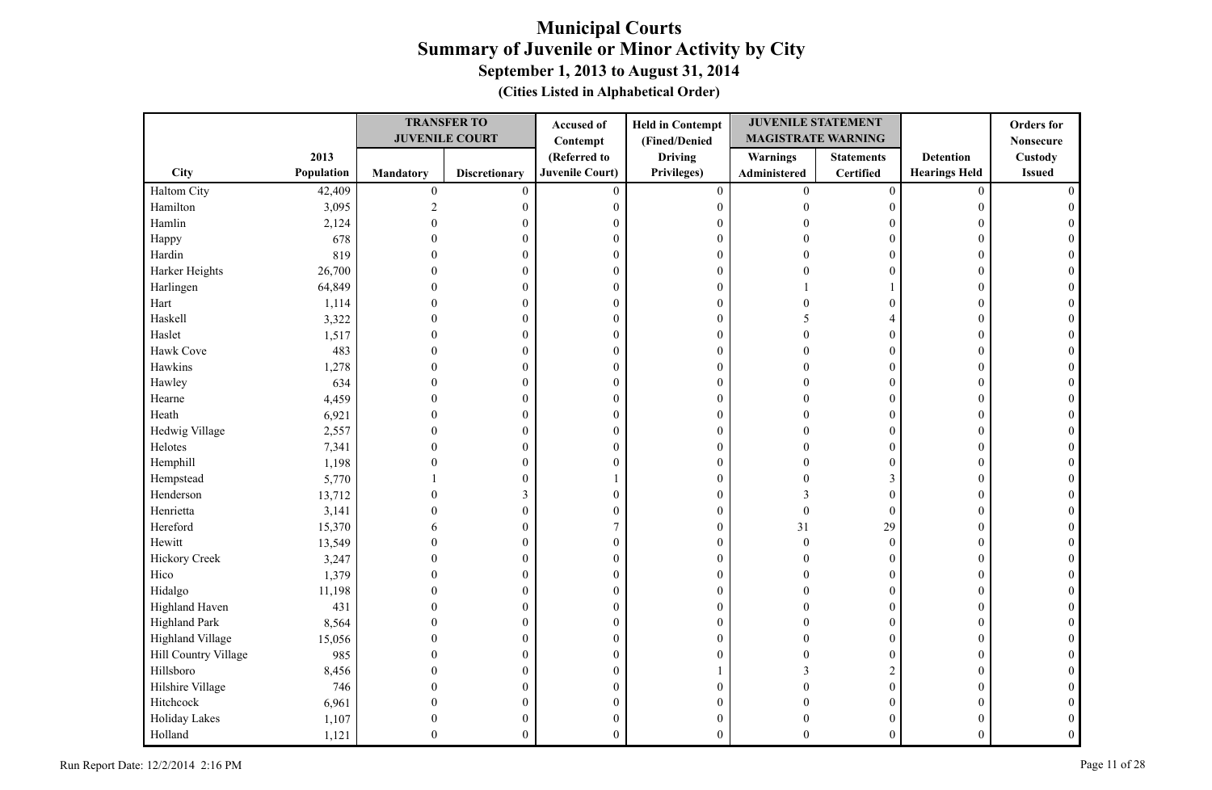# Municipal Courts
## Summary of Juvenile or Minor Activity by City
### September 1, 2013 to August 31, 2014
**(Cities Listed in Alphabetical Order)**

| | | TRANSFER TO JUVENILE COURT | | Accused of Contempt | Held in Contempt (Fined/Denied | JUVENILE STATEMENT MAGISTRATE WARNING | | | Orders for Nonsecure |
|---|---|---|---|---|---|---|---|---|---|
| City | 2013 Population | Mandatory | Discretionary | (Referred to Juvenile Court) | Driving Privileges) | Warnings Administered | Statements Certified | Detention Hearings Held | Custody Issued |
| Haltom City | 42,409 | 0 | 0 | 0 | 0 | 0 | 0 | 0 | 0 |
| Hamilton | 3,095 | 2 | 0 | 0 | 0 | 0 | 0 | 0 | 0 |
| Hamlin | 2,124 | 0 | 0 | 0 | 0 | 0 | 0 | 0 | 0 |
| Happy | 678 | 0 | 0 | 0 | 0 | 0 | 0 | 0 | 0 |
| Hardin | 819 | 0 | 0 | 0 | 0 | 0 | 0 | 0 | 0 |
| Harker Heights | 26,700 | 0 | 0 | 0 | 0 | 0 | 0 | 0 | 0 |
| Harlingen | 64,849 | 0 | 0 | 0 | 0 | 1 | 1 | 0 | 0 |
| Hart | 1,114 | 0 | 0 | 0 | 0 | 0 | 0 | 0 | 0 |
| Haskell | 3,322 | 0 | 0 | 0 | 0 | 5 | 4 | 0 | 0 |
| Haslet | 1,517 | 0 | 0 | 0 | 0 | 0 | 0 | 0 | 0 |
| Hawk Cove | 483 | 0 | 0 | 0 | 0 | 0 | 0 | 0 | 0 |
| Hawkins | 1,278 | 0 | 0 | 0 | 0 | 0 | 0 | 0 | 0 |
| Hawley | 634 | 0 | 0 | 0 | 0 | 0 | 0 | 0 | 0 |
| Hearne | 4,459 | 0 | 0 | 0 | 0 | 0 | 0 | 0 | 0 |
| Heath | 6,921 | 0 | 0 | 0 | 0 | 0 | 0 | 0 | 0 |
| Hedwig Village | 2,557 | 0 | 0 | 0 | 0 | 0 | 0 | 0 | 0 |
| Helotes | 7,341 | 0 | 0 | 0 | 0 | 0 | 0 | 0 | 0 |
| Hemphill | 1,198 | 0 | 0 | 0 | 0 | 0 | 0 | 0 | 0 |
| Hempstead | 5,770 | 1 | 0 | 1 | 0 | 0 | 3 | 0 | 0 |
| Henderson | 13,712 | 0 | 3 | 0 | 0 | 3 | 0 | 0 | 0 |
| Henrietta | 3,141 | 0 | 0 | 0 | 0 | 0 | 0 | 0 | 0 |
| Hereford | 15,370 | 6 | 0 | 7 | 0 | 31 | 29 | 0 | 0 |
| Hewitt | 13,549 | 0 | 0 | 0 | 0 | 0 | 0 | 0 | 0 |
| Hickory Creek | 3,247 | 0 | 0 | 0 | 0 | 0 | 0 | 0 | 0 |
| Hico | 1,379 | 0 | 0 | 0 | 0 | 0 | 0 | 0 | 0 |
| Hidalgo | 11,198 | 0 | 0 | 0 | 0 | 0 | 0 | 0 | 0 |
| Highland Haven | 431 | 0 | 0 | 0 | 0 | 0 | 0 | 0 | 0 |
| Highland Park | 8,564 | 0 | 0 | 0 | 0 | 0 | 0 | 0 | 0 |
| Highland Village | 15,056 | 0 | 0 | 0 | 0 | 0 | 0 | 0 | 0 |
| Hill Country Village | 985 | 0 | 0 | 0 | 0 | 0 | 0 | 0 | 0 |
| Hillsboro | 8,456 | 0 | 0 | 0 | 1 | 3 | 2 | 0 | 0 |
| Hilshire Village | 746 | 0 | 0 | 0 | 0 | 0 | 0 | 0 | 0 |
| Hitchcock | 6,961 | 0 | 0 | 0 | 0 | 0 | 0 | 0 | 0 |
| Holiday Lakes | 1,107 | 0 | 0 | 0 | 0 | 0 | 0 | 0 | 0 |
| Holland | 1,121 | 0 | 0 | 0 | 0 | 0 | 0 | 0 | 0 |

Run Report Date: 12/2/2014 2:16 PM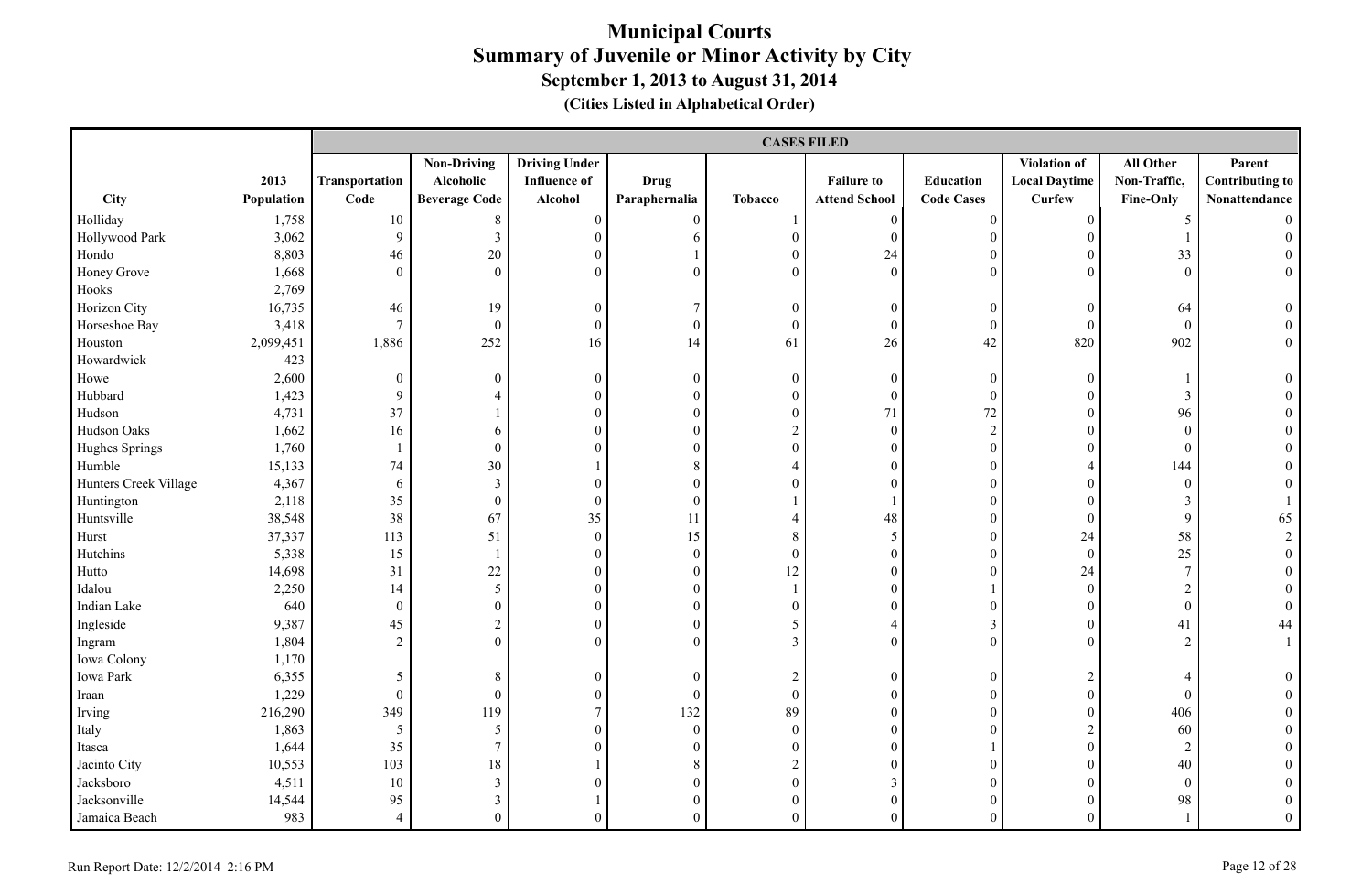# Municipal Courts
## Summary of Juvenile or Minor Activity by City
### September 1, 2013 to August 31, 2014
### (Cities Listed in Alphabetical Order)

| | | CASES FILED | | | | | | | | | |
|---|---|---|---|---|---|---|---|---|---|---|---|
| City | 2013 Population | Transportation Code | Non-Driving Alcoholic Beverage Code | Driving Under Influence of Alcohol | Drug Paraphernalia | Tobacco | Failure to Attend School | Education Code Cases | Violation of Local Daytime Curfew | All Other Non-Traffic, Fine-Only | Parent Contributing to Nonattendance |
| Holliday | 1,758 | 10 | 8 | 0 | 0 | 1 | 0 | 0 | 0 | 5 | 0 |
| Hollywood Park | 3,062 | 9 | 3 | 0 | 6 | 0 | 0 | 0 | 0 | 1 | 0 |
| Hondo | 8,803 | 46 | 20 | 0 | 1 | 0 | 24 | 0 | 0 | 33 | 0 |
| Honey Grove | 1,668 | 0 | 0 | 0 | 0 | 0 | 0 | 0 | 0 | 0 | 0 |
| Hooks | 2,769 | | | | | | | | | | |
| Horizon City | 16,735 | 46 | 19 | 0 | 7 | 0 | 0 | 0 | 0 | 64 | 0 |
| Horseshoe Bay | 3,418 | 7 | 0 | 0 | 0 | 0 | 0 | 0 | 0 | 0 | 0 |
| Houston | 2,099,451 | 1,886 | 252 | 16 | 14 | 61 | 26 | 42 | 820 | 902 | 0 |
| Howardwick | 423 | | | | | | | | | | |
| Howe | 2,600 | 0 | 0 | 0 | 0 | 0 | 0 | 0 | 0 | 1 | 0 |
| Hubbard | 1,423 | 9 | 4 | 0 | 0 | 0 | 0 | 0 | 0 | 3 | 0 |
| Hudson | 4,731 | 37 | 1 | 0 | 0 | 0 | 71 | 72 | 0 | 96 | 0 |
| Hudson Oaks | 1,662 | 16 | 6 | 0 | 0 | 2 | 0 | 2 | 0 | 0 | 0 |
| Hughes Springs | 1,760 | 1 | 0 | 0 | 0 | 0 | 0 | 0 | 0 | 0 | 0 |
| Humble | 15,133 | 74 | 30 | 1 | 8 | 4 | 0 | 0 | 4 | 144 | 0 |
| Hunters Creek Village | 4,367 | 6 | 3 | 0 | 0 | 0 | 0 | 0 | 0 | 0 | 0 |
| Huntington | 2,118 | 35 | 0 | 0 | 0 | 1 | 1 | 0 | 0 | 3 | 1 |
| Huntsville | 38,548 | 38 | 67 | 35 | 11 | 4 | 48 | 0 | 0 | 9 | 65 |
| Hurst | 37,337 | 113 | 51 | 0 | 15 | 8 | 5 | 0 | 24 | 58 | 2 |
| Hutchins | 5,338 | 15 | 1 | 0 | 0 | 0 | 0 | 0 | 0 | 25 | 0 |
| Hutto | 14,698 | 31 | 22 | 0 | 0 | 12 | 0 | 0 | 24 | 7 | 0 |
| Idalou | 2,250 | 14 | 5 | 0 | 0 | 1 | 0 | 1 | 0 | 2 | 0 |
| Indian Lake | 640 | 0 | 0 | 0 | 0 | 0 | 0 | 0 | 0 | 0 | 0 |
| Ingleside | 9,387 | 45 | 2 | 0 | 0 | 5 | 4 | 3 | 0 | 41 | 44 |
| Ingram | 1,804 | 2 | 0 | 0 | 0 | 3 | 0 | 0 | 0 | 2 | 1 |
| Iowa Colony | 1,170 | | | | | | | | | | |
| Iowa Park | 6,355 | 5 | 8 | 0 | 0 | 2 | 0 | 0 | 2 | 4 | 0 |
| Iraan | 1,229 | 0 | 0 | 0 | 0 | 0 | 0 | 0 | 0 | 0 | 0 |
| Irving | 216,290 | 349 | 119 | 7 | 132 | 89 | 0 | 0 | 0 | 406 | 0 |
| Italy | 1,863 | 5 | 5 | 0 | 0 | 0 | 0 | 0 | 2 | 60 | 0 |
| Itasca | 1,644 | 35 | 7 | 0 | 0 | 0 | 0 | 1 | 0 | 2 | 0 |
| Jacinto City | 10,553 | 103 | 18 | 1 | 8 | 2 | 0 | 0 | 0 | 40 | 0 |
| Jacksboro | 4,511 | 10 | 3 | 0 | 0 | 0 | 3 | 0 | 0 | 0 | 0 |
| Jacksonville | 14,544 | 95 | 3 | 1 | 0 | 0 | 0 | 0 | 0 | 98 | 0 |
| Jamaica Beach | 983 | 4 | 0 | 0 | 0 | 0 | 0 | 0 | 0 | 1 | 0 |

Run Report Date: 12/2/2014 2:16 PM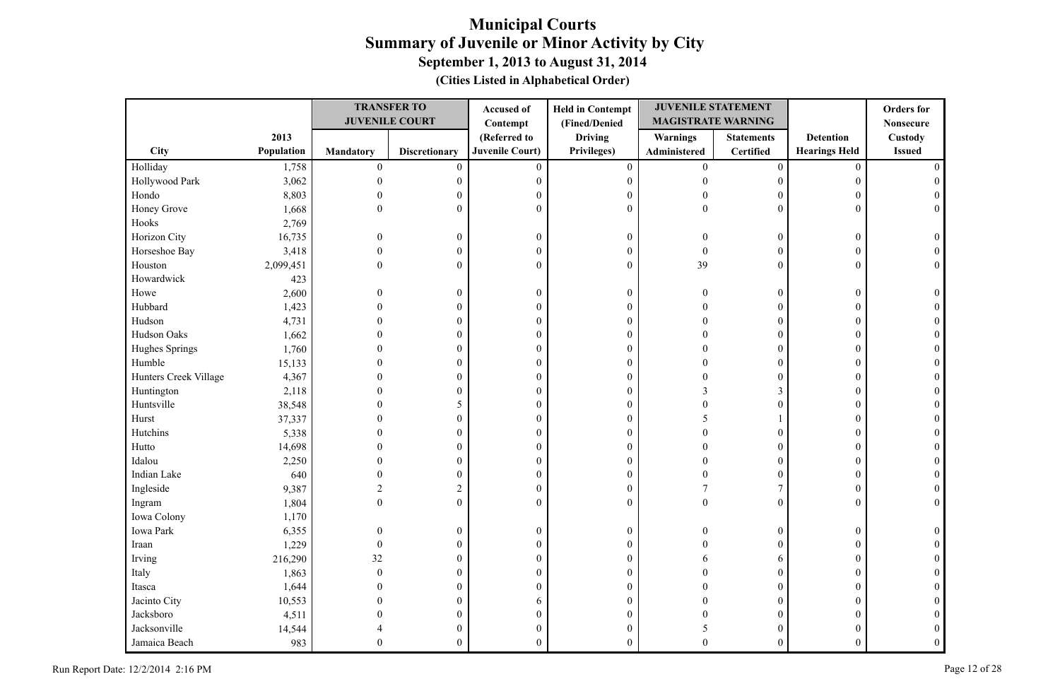# Municipal Courts
## Summary of Juvenile or Minor Activity by City
### September 1, 2013 to August 31, 2014
### (Cities Listed in Alphabetical Order)

| City | 2013 Population | TRANSFER TO JUVENILE COURT | | Accused of Contempt (Referred to Juvenile Court) | Held in Contempt (Fined/Denied Driving Privileges) | JUVENILE STATEMENT MAGISTRATE WARNING | | Detention Hearings Held | Orders for Nonsecure Custody Issued |
|---|---|---|---|---|---|---|---|---|---|
| | | Mandatory | Discretionary | | | Warnings Administered | Statements Certified | | |
| Holliday | 1,758 | 0 | 0 | 0 | 0 | 0 | 0 | 0 | 0 |
| Hollywood Park | 3,062 | 0 | 0 | 0 | 0 | 0 | 0 | 0 | 0 |
| Hondo | 8,803 | 0 | 0 | 0 | 0 | 0 | 0 | 0 | 0 |
| Honey Grove | 1,668 | 0 | 0 | 0 | 0 | 0 | 0 | 0 | 0 |
| Hooks | 2,769 | | | | | | | | |
| Horizon City | 16,735 | 0 | 0 | 0 | 0 | 0 | 0 | 0 | 0 |
| Horseshoe Bay | 3,418 | 0 | 0 | 0 | 0 | 0 | 0 | 0 | 0 |
| Houston | 2,099,451 | 0 | 0 | 0 | 0 | 39 | 0 | 0 | 0 |
| Howardwick | 423 | | | | | | | | |
| Howe | 2,600 | 0 | 0 | 0 | 0 | 0 | 0 | 0 | 0 |
| Hubbard | 1,423 | 0 | 0 | 0 | 0 | 0 | 0 | 0 | 0 |
| Hudson | 4,731 | 0 | 0 | 0 | 0 | 0 | 0 | 0 | 0 |
| Hudson Oaks | 1,662 | 0 | 0 | 0 | 0 | 0 | 0 | 0 | 0 |
| Hughes Springs | 1,760 | 0 | 0 | 0 | 0 | 0 | 0 | 0 | 0 |
| Humble | 15,133 | 0 | 0 | 0 | 0 | 0 | 0 | 0 | 0 |
| Hunters Creek Village | 4,367 | 0 | 0 | 0 | 0 | 0 | 0 | 0 | 0 |
| Huntington | 2,118 | 0 | 0 | 0 | 0 | 3 | 3 | 0 | 0 |
| Huntsville | 38,548 | 0 | 5 | 0 | 0 | 0 | 0 | 0 | 0 |
| Hurst | 37,337 | 0 | 0 | 0 | 0 | 5 | 1 | 0 | 0 |
| Hutchins | 5,338 | 0 | 0 | 0 | 0 | 0 | 0 | 0 | 0 |
| Hutto | 14,698 | 0 | 0 | 0 | 0 | 0 | 0 | 0 | 0 |
| Idalou | 2,250 | 0 | 0 | 0 | 0 | 0 | 0 | 0 | 0 |
| Indian Lake | 640 | 0 | 0 | 0 | 0 | 0 | 0 | 0 | 0 |
| Ingleside | 9,387 | 2 | 2 | 0 | 0 | 7 | 7 | 0 | 0 |
| Ingram | 1,804 | 0 | 0 | 0 | 0 | 0 | 0 | 0 | 0 |
| Iowa Colony | 1,170 | | | | | | | | |
| Iowa Park | 6,355 | 0 | 0 | 0 | 0 | 0 | 0 | 0 | 0 |
| Iraan | 1,229 | 0 | 0 | 0 | 0 | 0 | 0 | 0 | 0 |
| Irving | 216,290 | 32 | 0 | 0 | 0 | 6 | 6 | 0 | 0 |
| Italy | 1,863 | 0 | 0 | 0 | 0 | 0 | 0 | 0 | 0 |
| Itasca | 1,644 | 0 | 0 | 0 | 0 | 0 | 0 | 0 | 0 |
| Jacinto City | 10,553 | 0 | 0 | 6 | 0 | 0 | 0 | 0 | 0 |
| Jacksboro | 4,511 | 0 | 0 | 0 | 0 | 0 | 0 | 0 | 0 |
| Jacksonville | 14,544 | 4 | 0 | 0 | 0 | 5 | 0 | 0 | 0 |
| Jamaica Beach | 983 | 0 | 0 | 0 | 0 | 0 | 0 | 0 | 0 |

Run Report Date: 12/2/2014 2:16 PM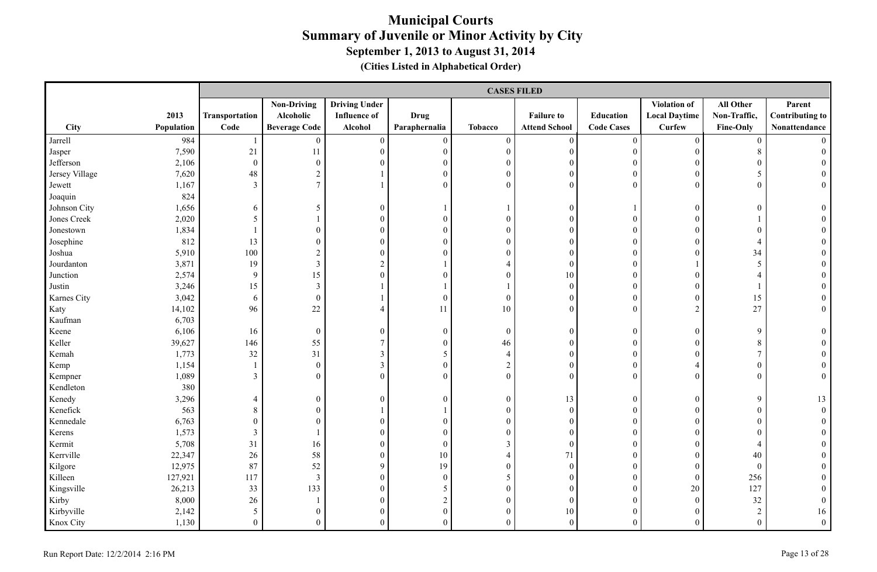# Municipal Courts
## Summary of Juvenile or Minor Activity by City
### September 1, 2013 to August 31, 2014
#### (Cities Listed in Alphabetical Order)

| | | CASES FILED | | | | | | | | | |
|---|---|---|---|---|---|---|---|---|---|---|---|
| City | 2013 Population | Transportation Code | Non-Driving Alcoholic Beverage Code | Driving Under Influence of Alcohol | Drug Paraphernalia | Tobacco | Failure to Attend School | Education Code Cases | Violation of Local Daytime Curfew | All Other Non-Traffic, Fine-Only | Parent Contributing to Nonattendance |
| Jarrell | 984 | 1 | 0 | 0 | 0 | 0 | 0 | 0 | 0 | 0 | 0 |
| Jasper | 7,590 | 21 | 11 | 0 | 0 | 0 | 0 | 0 | 0 | 8 | 0 |
| Jefferson | 2,106 | 0 | 0 | 0 | 0 | 0 | 0 | 0 | 0 | 0 | 0 |
| Jersey Village | 7,620 | 48 | 2 | 1 | 0 | 0 | 0 | 0 | 0 | 5 | 0 |
| Jewett | 1,167 | 3 | 7 | 1 | 0 | 0 | 0 | 0 | 0 | 0 | 0 |
| Joaquin | 824 | | | | | | | | | | |
| Johnson City | 1,656 | 6 | 5 | 0 | 1 | 1 | 0 | 1 | 0 | 0 | 0 |
| Jones Creek | 2,020 | 5 | 1 | 0 | 0 | 0 | 0 | 0 | 0 | 1 | 0 |
| Jonestown | 1,834 | 1 | 0 | 0 | 0 | 0 | 0 | 0 | 0 | 0 | 0 |
| Josephine | 812 | 13 | 0 | 0 | 0 | 0 | 0 | 0 | 0 | 4 | 0 |
| Joshua | 5,910 | 100 | 2 | 0 | 0 | 0 | 0 | 0 | 0 | 34 | 0 |
| Jourdanton | 3,871 | 19 | 3 | 2 | 1 | 4 | 0 | 0 | 1 | 5 | 0 |
| Junction | 2,574 | 9 | 15 | 0 | 0 | 0 | 10 | 0 | 0 | 4 | 0 |
| Justin | 3,246 | 15 | 3 | 1 | 1 | 1 | 0 | 0 | 0 | 1 | 0 |
| Karnes City | 3,042 | 6 | 0 | 1 | 0 | 0 | 0 | 0 | 0 | 15 | 0 |
| Katy | 14,102 | 96 | 22 | 4 | 11 | 10 | 0 | 0 | 2 | 27 | 0 |
| Kaufman | 6,703 | | | | | | | | | | |
| Keene | 6,106 | 16 | 0 | 0 | 0 | 0 | 0 | 0 | 0 | 9 | 0 |
| Keller | 39,627 | 146 | 55 | 7 | 0 | 46 | 0 | 0 | 0 | 8 | 0 |
| Kemah | 1,773 | 32 | 31 | 3 | 5 | 4 | 0 | 0 | 0 | 7 | 0 |
| Kemp | 1,154 | 1 | 0 | 3 | 0 | 2 | 0 | 0 | 4 | 0 | 0 |
| Kempner | 1,089 | 3 | 0 | 0 | 0 | 0 | 0 | 0 | 0 | 0 | 0 |
| Kendleton | 380 | | | | | | | | | | |
| Kenedy | 3,296 | 4 | 0 | 0 | 0 | 0 | 13 | 0 | 0 | 9 | 13 |
| Kenefick | 563 | 8 | 0 | 1 | 1 | 0 | 0 | 0 | 0 | 0 | 0 |
| Kennedale | 6,763 | 0 | 0 | 0 | 0 | 0 | 0 | 0 | 0 | 0 | 0 |
| Kerens | 1,573 | 3 | 1 | 0 | 0 | 0 | 0 | 0 | 0 | 0 | 0 |
| Kermit | 5,708 | 31 | 16 | 0 | 0 | 3 | 0 | 0 | 0 | 4 | 0 |
| Kerrville | 22,347 | 26 | 58 | 0 | 10 | 4 | 71 | 0 | 0 | 40 | 0 |
| Kilgore | 12,975 | 87 | 52 | 9 | 19 | 0 | 0 | 0 | 0 | 0 | 0 |
| Killeen | 127,921 | 117 | 3 | 0 | 0 | 5 | 0 | 0 | 0 | 256 | 0 |
| Kingsville | 26,213 | 33 | 133 | 0 | 5 | 0 | 0 | 0 | 20 | 127 | 0 |
| Kirby | 8,000 | 26 | 1 | 0 | 2 | 0 | 0 | 0 | 0 | 32 | 0 |
| Kirbyville | 2,142 | 5 | 0 | 0 | 0 | 0 | 10 | 0 | 0 | 2 | 16 |
| Knox City | 1,130 | 0 | 0 | 0 | 0 | 0 | 0 | 0 | 0 | 0 | 0 |

Run Report Date: 12/2/2014 2:16 PM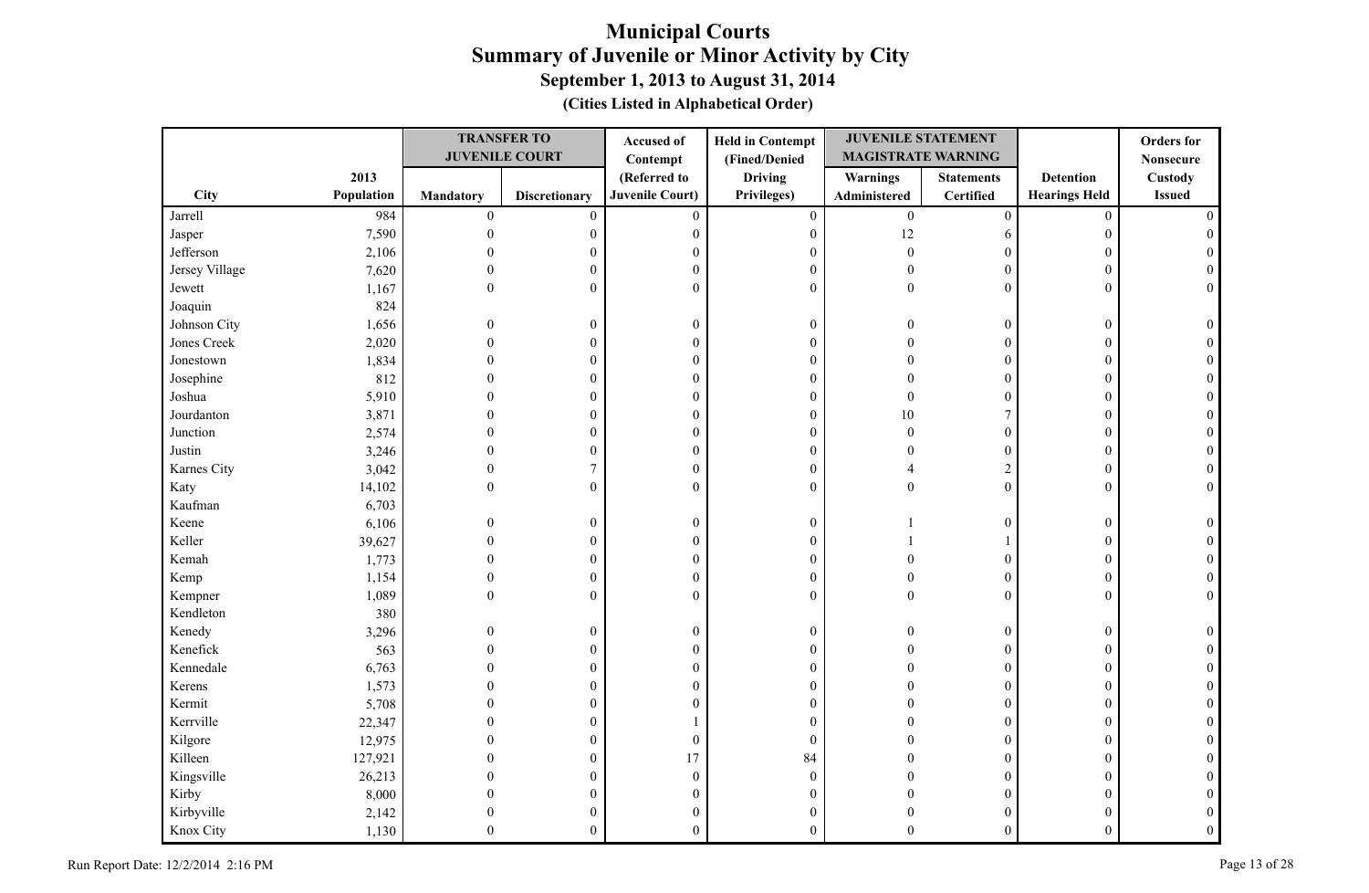# Municipal Courts
## Summary of Juvenile or Minor Activity by City
### September 1, 2013 to August 31, 2014
### (Cities Listed in Alphabetical Order)

| City | 2013 Population | TRANSFER TO JUVENILE COURT | | Accused of Contempt (Referred to Juvenile Court) | Held in Contempt (Fined/Denied Driving Privileges) | JUVENILE STATEMENT MAGISTRATE WARNING | | Detention Hearings Held | Orders for Nonsecure Custody Issued |
|---|---|---|---|---|---|---|---|---|---|
| | | Mandatory | Discretionary | | | Warnings Administered | Statements Certified | | |
| Jarrell | 984 | 0 | 0 | 0 | 0 | 0 | 0 | 0 | 0 |
| Jasper | 7,590 | 0 | 0 | 0 | 0 | 12 | 6 | 0 | 0 |
| Jefferson | 2,106 | 0 | 0 | 0 | 0 | 0 | 0 | 0 | 0 |
| Jersey Village | 7,620 | 0 | 0 | 0 | 0 | 0 | 0 | 0 | 0 |
| Jewett | 1,167 | 0 | 0 | 0 | 0 | 0 | 0 | 0 | 0 |
| Joaquin | 824 | | | | | | | | |
| Johnson City | 1,656 | 0 | 0 | 0 | 0 | 0 | 0 | 0 | 0 |
| Jones Creek | 2,020 | 0 | 0 | 0 | 0 | 0 | 0 | 0 | 0 |
| Jonestown | 1,834 | 0 | 0 | 0 | 0 | 0 | 0 | 0 | 0 |
| Josephine | 812 | 0 | 0 | 0 | 0 | 0 | 0 | 0 | 0 |
| Joshua | 5,910 | 0 | 0 | 0 | 0 | 0 | 0 | 0 | 0 |
| Jourdanton | 3,871 | 0 | 0 | 0 | 0 | 10 | 7 | 0 | 0 |
| Junction | 2,574 | 0 | 0 | 0 | 0 | 0 | 0 | 0 | 0 |
| Justin | 3,246 | 0 | 0 | 0 | 0 | 0 | 0 | 0 | 0 |
| Karnes City | 3,042 | 0 | 7 | 0 | 0 | 4 | 2 | 0 | 0 |
| Katy | 14,102 | 0 | 0 | 0 | 0 | 0 | 0 | 0 | 0 |
| Kaufman | 6,703 | | | | | | | | |
| Keene | 6,106 | 0 | 0 | 0 | 0 | 1 | 0 | 0 | 0 |
| Keller | 39,627 | 0 | 0 | 0 | 0 | 1 | 1 | 0 | 0 |
| Kemah | 1,773 | 0 | 0 | 0 | 0 | 0 | 0 | 0 | 0 |
| Kemp | 1,154 | 0 | 0 | 0 | 0 | 0 | 0 | 0 | 0 |
| Kempner | 1,089 | 0 | 0 | 0 | 0 | 0 | 0 | 0 | 0 |
| Kendleton | 380 | | | | | | | | |
| Kenedy | 3,296 | 0 | 0 | 0 | 0 | 0 | 0 | 0 | 0 |
| Kenefick | 563 | 0 | 0 | 0 | 0 | 0 | 0 | 0 | 0 |
| Kennedale | 6,763 | 0 | 0 | 0 | 0 | 0 | 0 | 0 | 0 |
| Kerens | 1,573 | 0 | 0 | 0 | 0 | 0 | 0 | 0 | 0 |
| Kermit | 5,708 | 0 | 0 | 0 | 0 | 0 | 0 | 0 | 0 |
| Kerrville | 22,347 | 0 | 0 | 1 | 0 | 0 | 0 | 0 | 0 |
| Kilgore | 12,975 | 0 | 0 | 0 | 0 | 0 | 0 | 0 | 0 |
| Killeen | 127,921 | 0 | 0 | 17 | 84 | 0 | 0 | 0 | 0 |
| Kingsville | 26,213 | 0 | 0 | 0 | 0 | 0 | 0 | 0 | 0 |
| Kirby | 8,000 | 0 | 0 | 0 | 0 | 0 | 0 | 0 | 0 |
| Kirbyville | 2,142 | 0 | 0 | 0 | 0 | 0 | 0 | 0 | 0 |
| Knox City | 1,130 | 0 | 0 | 0 | 0 | 0 | 0 | 0 | 0 |

Run Report Date: 12/2/2014 2:16 PM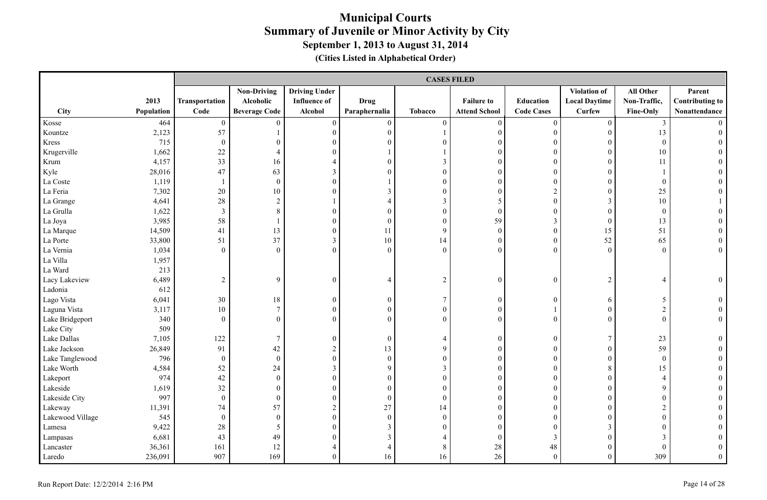# Municipal Courts

## Summary of Juvenile or Minor Activity by City

### September 1, 2013 to August 31, 2014

**(Cities Listed in Alphabetical Order)**

| City | 2013 Population | CASES FILED | | | | | | | | | |
|---|---|---|---|---|---|---|---|---|---|---|---|
| | | Transportation Code | Non-Driving Alcoholic Beverage Code | Driving Under Influence of Alcohol | Drug Paraphernalia | Tobacco | Failure to Attend School | Education Code Cases | Violation of Local Daytime Curfew | All Other Non-Traffic, Fine-Only | Parent Contributing to Nonattendance |
| Kosse | 464 | 0 | 0 | 0 | 0 | 0 | 0 | 0 | 0 | 3 | 0 |
| Kountze | 2,123 | 57 | 1 | 0 | 0 | 1 | 0 | 0 | 0 | 13 | 0 |
| Kress | 715 | 0 | 0 | 0 | 0 | 0 | 0 | 0 | 0 | 0 | 0 |
| Krugerville | 1,662 | 22 | 4 | 0 | 1 | 1 | 0 | 0 | 0 | 10 | 0 |
| Krum | 4,157 | 33 | 16 | 4 | 0 | 3 | 0 | 0 | 0 | 11 | 0 |
| Kyle | 28,016 | 47 | 63 | 3 | 0 | 0 | 0 | 0 | 0 | 1 | 0 |
| La Coste | 1,119 | 1 | 0 | 0 | 1 | 0 | 0 | 0 | 0 | 0 | 0 |
| La Feria | 7,302 | 20 | 10 | 0 | 3 | 0 | 0 | 2 | 0 | 25 | 0 |
| La Grange | 4,641 | 28 | 2 | 1 | 4 | 3 | 5 | 0 | 3 | 10 | 1 |
| La Grulla | 1,622 | 3 | 8 | 0 | 0 | 0 | 0 | 0 | 0 | 0 | 0 |
| La Joya | 3,985 | 58 | 1 | 0 | 0 | 0 | 59 | 3 | 0 | 13 | 0 |
| La Marque | 14,509 | 41 | 13 | 0 | 11 | 9 | 0 | 0 | 15 | 51 | 0 |
| La Porte | 33,800 | 51 | 37 | 3 | 10 | 14 | 0 | 0 | 52 | 65 | 0 |
| La Vernia | 1,034 | 0 | 0 | 0 | 0 | 0 | 0 | 0 | 0 | 0 | 0 |
| La Villa | 1,957 | | | | | | | | | | |
| La Ward | 213 | | | | | | | | | | |
| Lacy Lakeview | 6,489 | 2 | 9 | 0 | 4 | 2 | 0 | 0 | 2 | 4 | 0 |
| Ladonia | 612 | | | | | | | | | | |
| Lago Vista | 6,041 | 30 | 18 | 0 | 0 | 7 | 0 | 0 | 6 | 5 | 0 |
| Laguna Vista | 3,117 | 10 | 7 | 0 | 0 | 0 | 0 | 1 | 0 | 2 | 0 |
| Lake Bridgeport | 340 | 0 | 0 | 0 | 0 | 0 | 0 | 0 | 0 | 0 | 0 |
| Lake City | 509 | | | | | | | | | | |
| Lake Dallas | 7,105 | 122 | 7 | 0 | 0 | 4 | 0 | 0 | 7 | 23 | 0 |
| Lake Jackson | 26,849 | 91 | 42 | 2 | 13 | 9 | 0 | 0 | 0 | 59 | 0 |
| Lake Tanglewood | 796 | 0 | 0 | 0 | 0 | 0 | 0 | 0 | 0 | 0 | 0 |
| Lake Worth | 4,584 | 52 | 24 | 3 | 9 | 3 | 0 | 0 | 8 | 15 | 0 |
| Lakeport | 974 | 42 | 0 | 0 | 0 | 0 | 0 | 0 | 0 | 4 | 0 |
| Lakeside | 1,619 | 32 | 0 | 0 | 0 | 0 | 0 | 0 | 0 | 9 | 0 |
| Lakeside City | 997 | 0 | 0 | 0 | 0 | 0 | 0 | 0 | 0 | 0 | 0 |
| Lakeway | 11,391 | 74 | 57 | 2 | 27 | 14 | 0 | 0 | 0 | 2 | 0 |
| Lakewood Village | 545 | 0 | 0 | 0 | 0 | 0 | 0 | 0 | 0 | 0 | 0 |
| Lamesa | 9,422 | 28 | 5 | 0 | 3 | 0 | 0 | 0 | 3 | 0 | 0 |
| Lampasas | 6,681 | 43 | 49 | 0 | 3 | 4 | 0 | 3 | 0 | 3 | 0 |
| Lancaster | 36,361 | 161 | 12 | 4 | 4 | 8 | 28 | 48 | 0 | 0 | 0 |
| Laredo | 236,091 | 907 | 169 | 0 | 16 | 16 | 26 | 0 | 0 | 309 | 0 |

Run Report Date: 12/2/2014 2:16 PM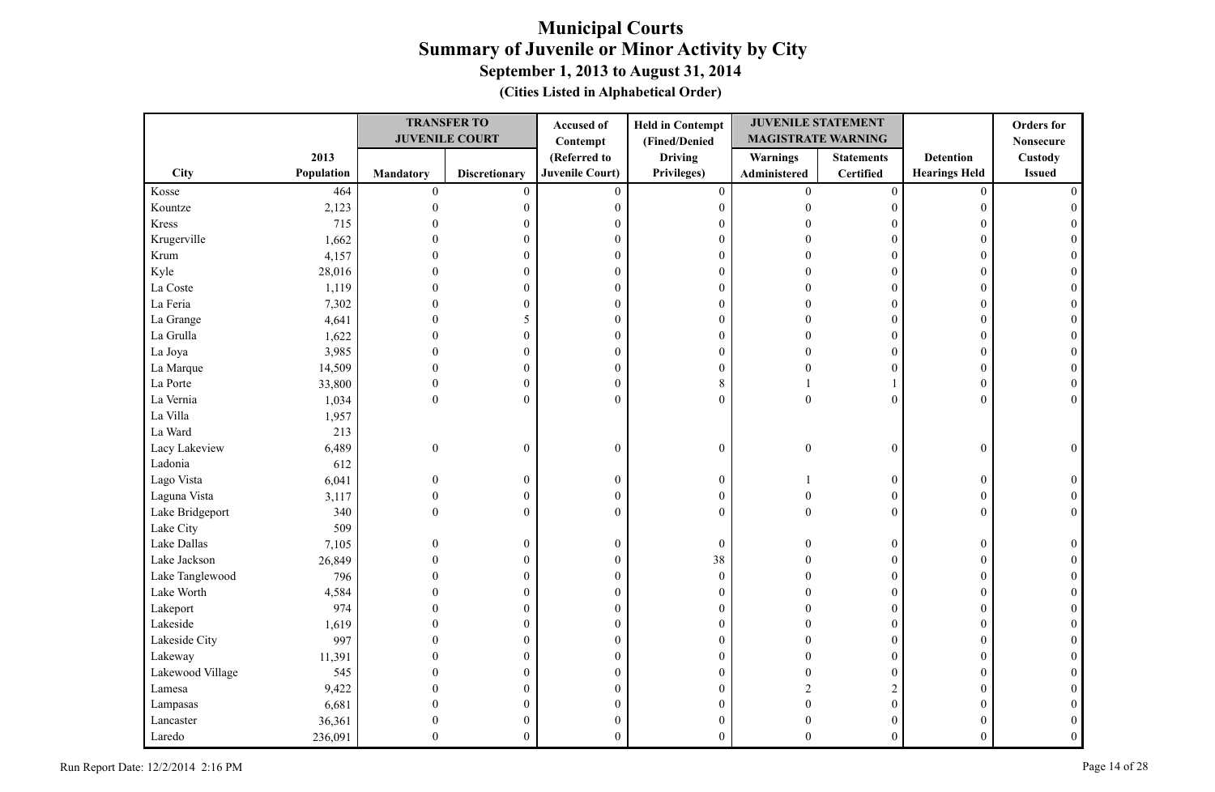# Municipal Courts
## Summary of Juvenile or Minor Activity by City
### September 1, 2013 to August 31, 2014
#### (Cities Listed in Alphabetical Order)

| City | 2013 Population | TRANSFER TO JUVENILE COURT | | Accused of Contempt (Referred to Juvenile Court) | Held in Contempt (Fined/Denied Driving Privileges) | JUVENILE STATEMENT MAGISTRATE WARNING | | Detention Hearings Held | Orders for Nonsecure Custody Issued |
|---|---|---|---|---|---|---|---|---|---|
| | | Mandatory | Discretionary | | | Warnings Administered | Statements Certified | | |
| Kosse | 464 | 0 | 0 | 0 | 0 | 0 | 0 | 0 | 0 |
| Kountze | 2,123 | 0 | 0 | 0 | 0 | 0 | 0 | 0 | 0 |
| Kress | 715 | 0 | 0 | 0 | 0 | 0 | 0 | 0 | 0 |
| Krugerville | 1,662 | 0 | 0 | 0 | 0 | 0 | 0 | 0 | 0 |
| Krum | 4,157 | 0 | 0 | 0 | 0 | 0 | 0 | 0 | 0 |
| Kyle | 28,016 | 0 | 0 | 0 | 0 | 0 | 0 | 0 | 0 |
| La Coste | 1,119 | 0 | 0 | 0 | 0 | 0 | 0 | 0 | 0 |
| La Feria | 7,302 | 0 | 0 | 0 | 0 | 0 | 0 | 0 | 0 |
| La Grange | 4,641 | 0 | 5 | 0 | 0 | 0 | 0 | 0 | 0 |
| La Grulla | 1,622 | 0 | 0 | 0 | 0 | 0 | 0 | 0 | 0 |
| La Joya | 3,985 | 0 | 0 | 0 | 0 | 0 | 0 | 0 | 0 |
| La Marque | 14,509 | 0 | 0 | 0 | 0 | 0 | 0 | 0 | 0 |
| La Porte | 33,800 | 0 | 0 | 0 | 8 | 1 | 1 | 0 | 0 |
| La Vernia | 1,034 | 0 | 0 | 0 | 0 | 0 | 0 | 0 | 0 |
| La Villa | 1,957 | | | | | | | | |
| La Ward | 213 | | | | | | | | |
| Lacy Lakeview | 6,489 | 0 | 0 | 0 | 0 | 0 | 0 | 0 | 0 |
| Ladonia | 612 | | | | | | | | |
| Lago Vista | 6,041 | 0 | 0 | 0 | 0 | 1 | 0 | 0 | 0 |
| Laguna Vista | 3,117 | 0 | 0 | 0 | 0 | 0 | 0 | 0 | 0 |
| Lake Bridgeport | 340 | 0 | 0 | 0 | 0 | 0 | 0 | 0 | 0 |
| Lake City | 509 | | | | | | | | |
| Lake Dallas | 7,105 | 0 | 0 | 0 | 0 | 0 | 0 | 0 | 0 |
| Lake Jackson | 26,849 | 0 | 0 | 0 | 38 | 0 | 0 | 0 | 0 |
| Lake Tanglewood | 796 | 0 | 0 | 0 | 0 | 0 | 0 | 0 | 0 |
| Lake Worth | 4,584 | 0 | 0 | 0 | 0 | 0 | 0 | 0 | 0 |
| Lakeport | 974 | 0 | 0 | 0 | 0 | 0 | 0 | 0 | 0 |
| Lakeside | 1,619 | 0 | 0 | 0 | 0 | 0 | 0 | 0 | 0 |
| Lakeside City | 997 | 0 | 0 | 0 | 0 | 0 | 0 | 0 | 0 |
| Lakeway | 11,391 | 0 | 0 | 0 | 0 | 0 | 0 | 0 | 0 |
| Lakewood Village | 545 | 0 | 0 | 0 | 0 | 0 | 0 | 0 | 0 |
| Lamesa | 9,422 | 0 | 0 | 0 | 0 | 2 | 2 | 0 | 0 |
| Lampasas | 6,681 | 0 | 0 | 0 | 0 | 0 | 0 | 0 | 0 |
| Lancaster | 36,361 | 0 | 0 | 0 | 0 | 0 | 0 | 0 | 0 |
| Laredo | 236,091 | 0 | 0 | 0 | 0 | 0 | 0 | 0 | 0 |

Run Report Date: 12/2/2014 2:16 PM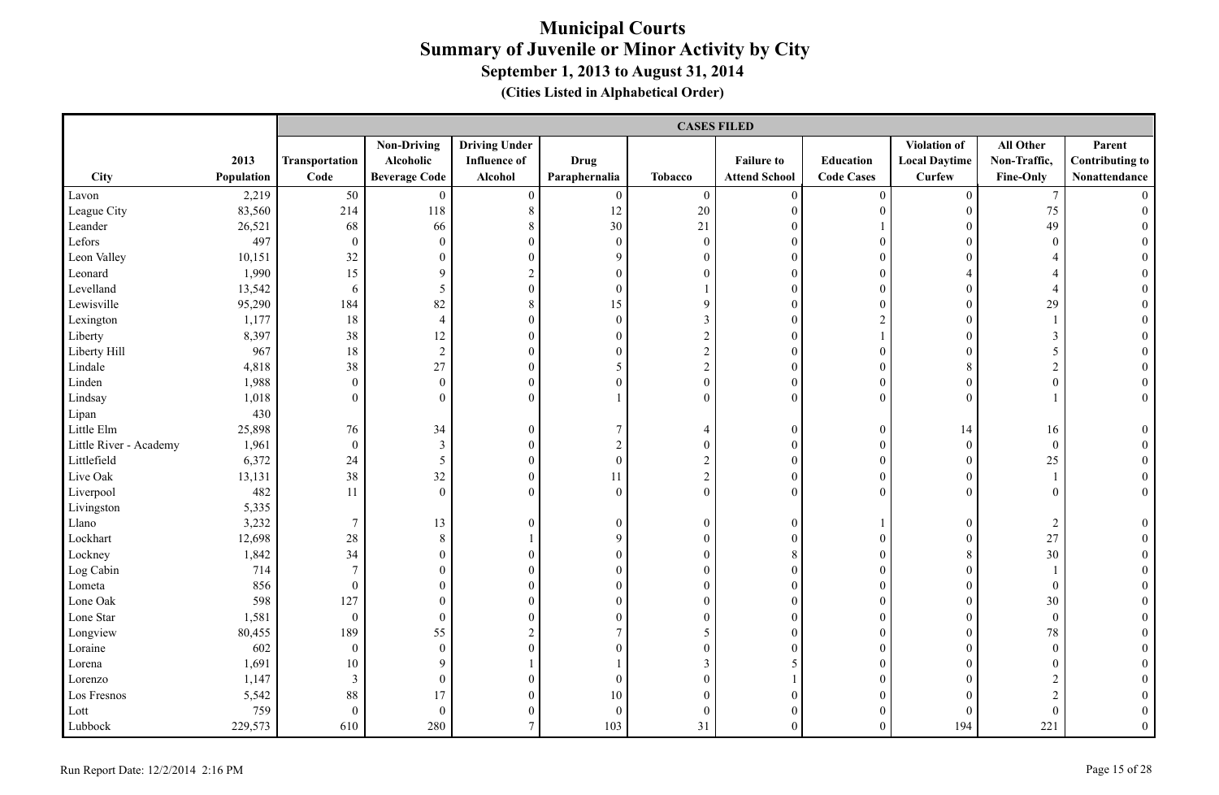# Municipal Courts
## Summary of Juvenile or Minor Activity by City
### September 1, 2013 to August 31, 2014
#### (Cities Listed in Alphabetical Order)

| | | CASES FILED | | | | | | | | | |
|---|---|---|---|---|---|---|---|---|---|---|---|
| City | 2013 Population | Transportation Code | Non-Driving Alcoholic Beverage Code | Driving Under Influence of Alcohol | Drug Paraphernalia | Tobacco | Failure to Attend School | Education Code Cases | Violation of Local Daytime Curfew | All Other Non-Traffic, Fine-Only | Parent Contributing to Nonattendance |
| Lavon | 2,219 | 50 | 0 | 0 | 0 | 0 | 0 | 0 | 0 | 7 | 0 |
| League City | 83,560 | 214 | 118 | 8 | 12 | 20 | 0 | 0 | 0 | 75 | 0 |
| Leander | 26,521 | 68 | 66 | 8 | 30 | 21 | 0 | 1 | 0 | 49 | 0 |
| Lefors | 497 | 0 | 0 | 0 | 0 | 0 | 0 | 0 | 0 | 0 | 0 |
| Leon Valley | 10,151 | 32 | 0 | 0 | 9 | 0 | 0 | 0 | 0 | 4 | 0 |
| Leonard | 1,990 | 15 | 9 | 2 | 0 | 0 | 0 | 0 | 4 | 4 | 0 |
| Levelland | 13,542 | 6 | 5 | 0 | 0 | 1 | 0 | 0 | 0 | 4 | 0 |
| Lewisville | 95,290 | 184 | 82 | 8 | 15 | 9 | 0 | 0 | 0 | 29 | 0 |
| Lexington | 1,177 | 18 | 4 | 0 | 0 | 3 | 0 | 2 | 0 | 1 | 0 |
| Liberty | 8,397 | 38 | 12 | 0 | 0 | 2 | 0 | 1 | 0 | 3 | 0 |
| Liberty Hill | 967 | 18 | 2 | 0 | 0 | 2 | 0 | 0 | 0 | 5 | 0 |
| Lindale | 4,818 | 38 | 27 | 0 | 5 | 2 | 0 | 0 | 8 | 2 | 0 |
| Linden | 1,988 | 0 | 0 | 0 | 0 | 0 | 0 | 0 | 0 | 0 | 0 |
| Lindsay | 1,018 | 0 | 0 | 0 | 1 | 0 | 0 | 0 | 0 | 1 | 0 |
| Lipan | 430 | | | | | | | | | | |
| Little Elm | 25,898 | 76 | 34 | 0 | 7 | 4 | 0 | 0 | 14 | 16 | 0 |
| Little River - Academy | 1,961 | 0 | 3 | 0 | 2 | 0 | 0 | 0 | 0 | 0 | 0 |
| Littlefield | 6,372 | 24 | 5 | 0 | 0 | 2 | 0 | 0 | 0 | 25 | 0 |
| Live Oak | 13,131 | 38 | 32 | 0 | 11 | 2 | 0 | 0 | 0 | 1 | 0 |
| Liverpool | 482 | 11 | 0 | 0 | 0 | 0 | 0 | 0 | 0 | 0 | 0 |
| Livingston | 5,335 | | | | | | | | | | |
| Llano | 3,232 | 7 | 13 | 0 | 0 | 0 | 0 | 1 | 0 | 2 | 0 |
| Lockhart | 12,698 | 28 | 8 | 1 | 9 | 0 | 0 | 0 | 0 | 27 | 0 |
| Lockney | 1,842 | 34 | 0 | 0 | 0 | 0 | 8 | 0 | 8 | 30 | 0 |
| Log Cabin | 714 | 7 | 0 | 0 | 0 | 0 | 0 | 0 | 0 | 1 | 0 |
| Lometa | 856 | 0 | 0 | 0 | 0 | 0 | 0 | 0 | 0 | 0 | 0 |
| Lone Oak | 598 | 127 | 0 | 0 | 0 | 0 | 0 | 0 | 0 | 30 | 0 |
| Lone Star | 1,581 | 0 | 0 | 0 | 0 | 0 | 0 | 0 | 0 | 0 | 0 |
| Longview | 80,455 | 189 | 55 | 2 | 7 | 5 | 0 | 0 | 0 | 78 | 0 |
| Loraine | 602 | 0 | 0 | 0 | 0 | 0 | 0 | 0 | 0 | 0 | 0 |
| Lorena | 1,691 | 10 | 9 | 1 | 1 | 3 | 5 | 0 | 0 | 0 | 0 |
| Lorenzo | 1,147 | 3 | 0 | 0 | 0 | 0 | 1 | 0 | 0 | 2 | 0 |
| Los Fresnos | 5,542 | 88 | 17 | 0 | 10 | 0 | 0 | 0 | 0 | 2 | 0 |
| Lott | 759 | 0 | 0 | 0 | 0 | 0 | 0 | 0 | 0 | 0 | 0 |
| Lubbock | 229,573 | 610 | 280 | 7 | 103 | 31 | 0 | 0 | 194 | 221 | 0 |

Run Report Date: 12/2/2014 2:16 PM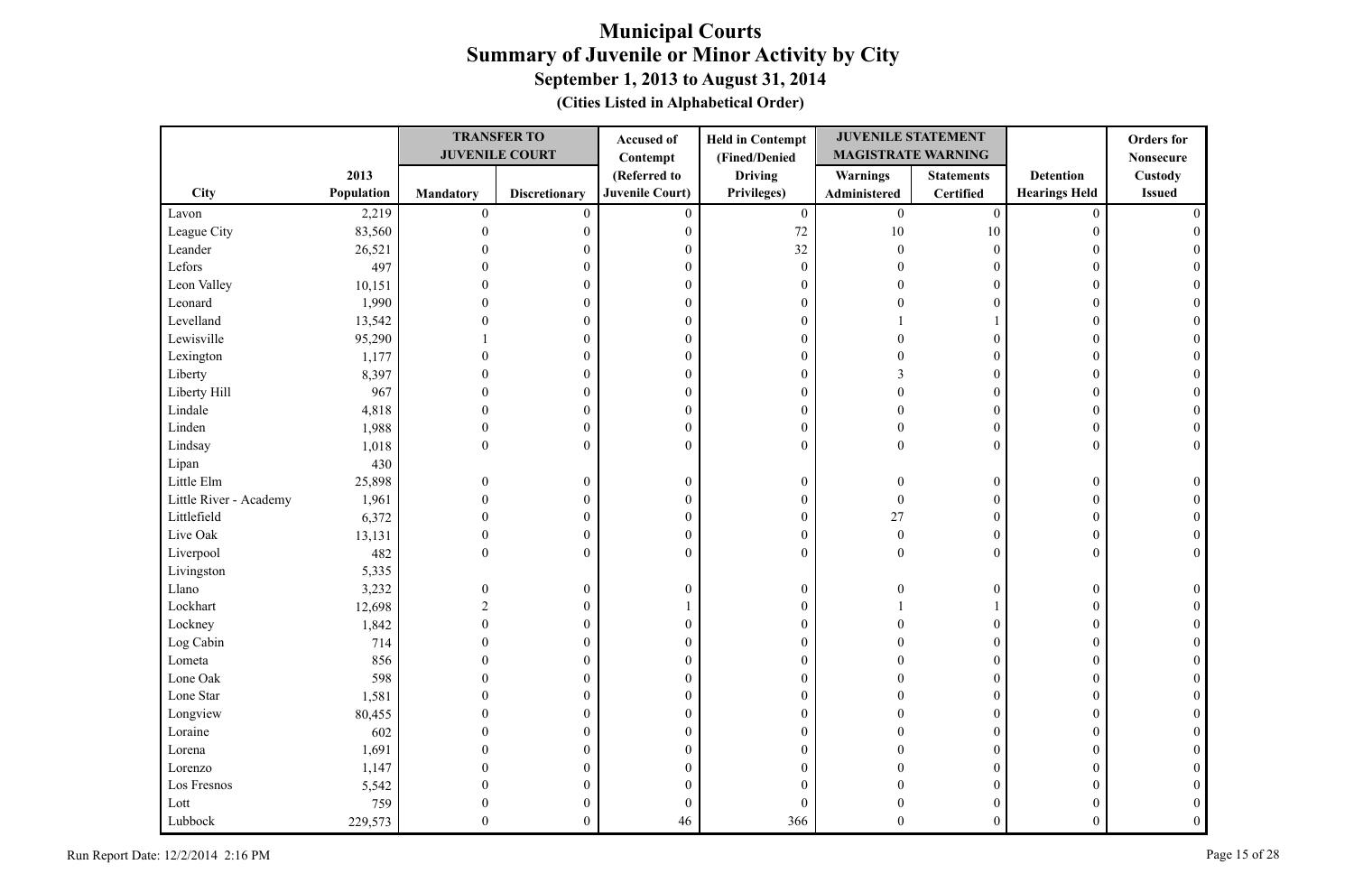# Municipal Courts
## Summary of Juvenile or Minor Activity by City
### September 1, 2013 to August 31, 2014
#### (Cities Listed in Alphabetical Order)

| City | 2013 Population | TRANSFER TO JUVENILE COURT | | Accused of Contempt (Referred to Juvenile Court) | Held in Contempt (Fined/Denied Driving Privileges) | JUVENILE STATEMENT MAGISTRATE WARNING | | Detention Hearings Held | Orders for Nonsecure Custody Issued |
|---|---|---|---|---|---|---|---|---|---|
| | | Mandatory | Discretionary | | | Warnings Administered | Statements Certified | | |
| Lavon | 2,219 | 0 | 0 | 0 | 0 | 0 | 0 | 0 | 0 |
| League City | 83,560 | 0 | 0 | 0 | 72 | 10 | 10 | 0 | 0 |
| Leander | 26,521 | 0 | 0 | 0 | 32 | 0 | 0 | 0 | 0 |
| Lefors | 497 | 0 | 0 | 0 | 0 | 0 | 0 | 0 | 0 |
| Leon Valley | 10,151 | 0 | 0 | 0 | 0 | 0 | 0 | 0 | 0 |
| Leonard | 1,990 | 0 | 0 | 0 | 0 | 0 | 0 | 0 | 0 |
| Levelland | 13,542 | 0 | 0 | 0 | 0 | 1 | 1 | 0 | 0 |
| Lewisville | 95,290 | 1 | 0 | 0 | 0 | 0 | 0 | 0 | 0 |
| Lexington | 1,177 | 0 | 0 | 0 | 0 | 0 | 0 | 0 | 0 |
| Liberty | 8,397 | 0 | 0 | 0 | 0 | 3 | 0 | 0 | 0 |
| Liberty Hill | 967 | 0 | 0 | 0 | 0 | 0 | 0 | 0 | 0 |
| Lindale | 4,818 | 0 | 0 | 0 | 0 | 0 | 0 | 0 | 0 |
| Linden | 1,988 | 0 | 0 | 0 | 0 | 0 | 0 | 0 | 0 |
| Lindsay | 1,018 | 0 | 0 | 0 | 0 | 0 | 0 | 0 | 0 |
| Lipan | 430 | | | | | | | | |
| Little Elm | 25,898 | 0 | 0 | 0 | 0 | 0 | 0 | 0 | 0 |
| Little River - Academy | 1,961 | 0 | 0 | 0 | 0 | 0 | 0 | 0 | 0 |
| Littlefield | 6,372 | 0 | 0 | 0 | 0 | 27 | 0 | 0 | 0 |
| Live Oak | 13,131 | 0 | 0 | 0 | 0 | 0 | 0 | 0 | 0 |
| Liverpool | 482 | 0 | 0 | 0 | 0 | 0 | 0 | 0 | 0 |
| Livingston | 5,335 | | | | | | | | |
| Llano | 3,232 | 0 | 0 | 0 | 0 | 0 | 0 | 0 | 0 |
| Lockhart | 12,698 | 2 | 0 | 1 | 0 | 1 | 1 | 0 | 0 |
| Lockney | 1,842 | 0 | 0 | 0 | 0 | 0 | 0 | 0 | 0 |
| Log Cabin | 714 | 0 | 0 | 0 | 0 | 0 | 0 | 0 | 0 |
| Lometa | 856 | 0 | 0 | 0 | 0 | 0 | 0 | 0 | 0 |
| Lone Oak | 598 | 0 | 0 | 0 | 0 | 0 | 0 | 0 | 0 |
| Lone Star | 1,581 | 0 | 0 | 0 | 0 | 0 | 0 | 0 | 0 |
| Longview | 80,455 | 0 | 0 | 0 | 0 | 0 | 0 | 0 | 0 |
| Loraine | 602 | 0 | 0 | 0 | 0 | 0 | 0 | 0 | 0 |
| Lorena | 1,691 | 0 | 0 | 0 | 0 | 0 | 0 | 0 | 0 |
| Lorenzo | 1,147 | 0 | 0 | 0 | 0 | 0 | 0 | 0 | 0 |
| Los Fresnos | 5,542 | 0 | 0 | 0 | 0 | 0 | 0 | 0 | 0 |
| Lott | 759 | 0 | 0 | 0 | 0 | 0 | 0 | 0 | 0 |
| Lubbock | 229,573 | 0 | 0 | 46 | 366 | 0 | 0 | 0 | 0 |

Run Report Date: 12/2/2014 2:16 PM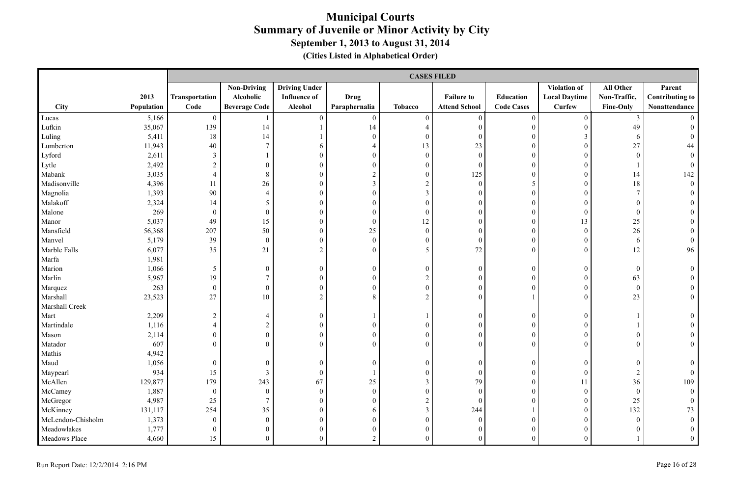# Municipal Courts
## Summary of Juvenile or Minor Activity by City
### September 1, 2013 to August 31, 2014
#### (Cities Listed in Alphabetical Order)

| | | CASES FILED | | | | | | | | | |
|---|---|---|---|---|---|---|---|---|---|---|---|
| City | 2013 Population | Transportation Code | Non-Driving Alcoholic Beverage Code | Driving Under Influence of Alcohol | Drug Paraphernalia | Tobacco | Failure to Attend School | Education Code Cases | Violation of Local Daytime Curfew | All Other Non-Traffic, Fine-Only | Parent Contributing to Nonattendance |
| Lucas | 5,166 | 0 | 1 | 0 | 0 | 0 | 0 | 0 | 0 | 3 | 0 |
| Lufkin | 35,067 | 139 | 14 | 1 | 14 | 4 | 0 | 0 | 0 | 49 | 0 |
| Luling | 5,411 | 18 | 14 | 1 | 0 | 0 | 0 | 0 | 3 | 6 | 0 |
| Lumberton | 11,943 | 40 | 7 | 6 | 4 | 13 | 23 | 0 | 0 | 27 | 44 |
| Lyford | 2,611 | 3 | 1 | 0 | 0 | 0 | 0 | 0 | 0 | 0 | 0 |
| Lytle | 2,492 | 2 | 0 | 0 | 0 | 0 | 0 | 0 | 0 | 1 | 0 |
| Mabank | 3,035 | 4 | 8 | 0 | 2 | 0 | 125 | 0 | 0 | 14 | 142 |
| Madisonville | 4,396 | 11 | 26 | 0 | 3 | 2 | 0 | 5 | 0 | 18 | 0 |
| Magnolia | 1,393 | 90 | 4 | 0 | 0 | 3 | 0 | 0 | 0 | 7 | 0 |
| Malakoff | 2,324 | 14 | 5 | 0 | 0 | 0 | 0 | 0 | 0 | 0 | 0 |
| Malone | 269 | 0 | 0 | 0 | 0 | 0 | 0 | 0 | 0 | 0 | 0 |
| Manor | 5,037 | 49 | 15 | 0 | 0 | 12 | 0 | 0 | 13 | 25 | 0 |
| Mansfield | 56,368 | 207 | 50 | 0 | 25 | 0 | 0 | 0 | 0 | 26 | 0 |
| Manvel | 5,179 | 39 | 0 | 0 | 0 | 0 | 0 | 0 | 0 | 6 | 0 |
| Marble Falls | 6,077 | 35 | 21 | 2 | 0 | 5 | 72 | 0 | 0 | 12 | 96 |
| Marfa | 1,981 | | | | | | | | | | |
| Marion | 1,066 | 5 | 0 | 0 | 0 | 0 | 0 | 0 | 0 | 0 | 0 |
| Marlin | 5,967 | 19 | 7 | 0 | 0 | 2 | 0 | 0 | 0 | 63 | 0 |
| Marquez | 263 | 0 | 0 | 0 | 0 | 0 | 0 | 0 | 0 | 0 | 0 |
| Marshall | 23,523 | 27 | 10 | 2 | 8 | 2 | 0 | 1 | 0 | 23 | 0 |
| Marshall Creek | | | | | | | | | | | |
| Mart | 2,209 | 2 | 4 | 0 | 1 | 1 | 0 | 0 | 0 | 1 | 0 |
| Martindale | 1,116 | 4 | 2 | 0 | 0 | 0 | 0 | 0 | 0 | 1 | 0 |
| Mason | 2,114 | 0 | 0 | 0 | 0 | 0 | 0 | 0 | 0 | 0 | 0 |
| Matador | 607 | 0 | 0 | 0 | 0 | 0 | 0 | 0 | 0 | 0 | 0 |
| Mathis | 4,942 | | | | | | | | | | |
| Maud | 1,056 | 0 | 0 | 0 | 0 | 0 | 0 | 0 | 0 | 0 | 0 |
| Maypearl | 934 | 15 | 3 | 0 | 1 | 0 | 0 | 0 | 0 | 2 | 0 |
| McAllen | 129,877 | 179 | 243 | 67 | 25 | 3 | 79 | 0 | 11 | 36 | 109 |
| McCamey | 1,887 | 0 | 0 | 0 | 0 | 0 | 0 | 0 | 0 | 0 | 0 |
| McGregor | 4,987 | 25 | 7 | 0 | 0 | 2 | 0 | 0 | 0 | 25 | 0 |
| McKinney | 131,117 | 254 | 35 | 0 | 6 | 3 | 244 | 1 | 0 | 132 | 73 |
| McLendon-Chisholm | 1,373 | 0 | 0 | 0 | 0 | 0 | 0 | 0 | 0 | 0 | 0 |
| Meadowlakes | 1,777 | 0 | 0 | 0 | 0 | 0 | 0 | 0 | 0 | 0 | 0 |
| Meadows Place | 4,660 | 15 | 0 | 0 | 2 | 0 | 0 | 0 | 0 | 1 | 0 |

Run Report Date: 12/2/2014 2:16 PM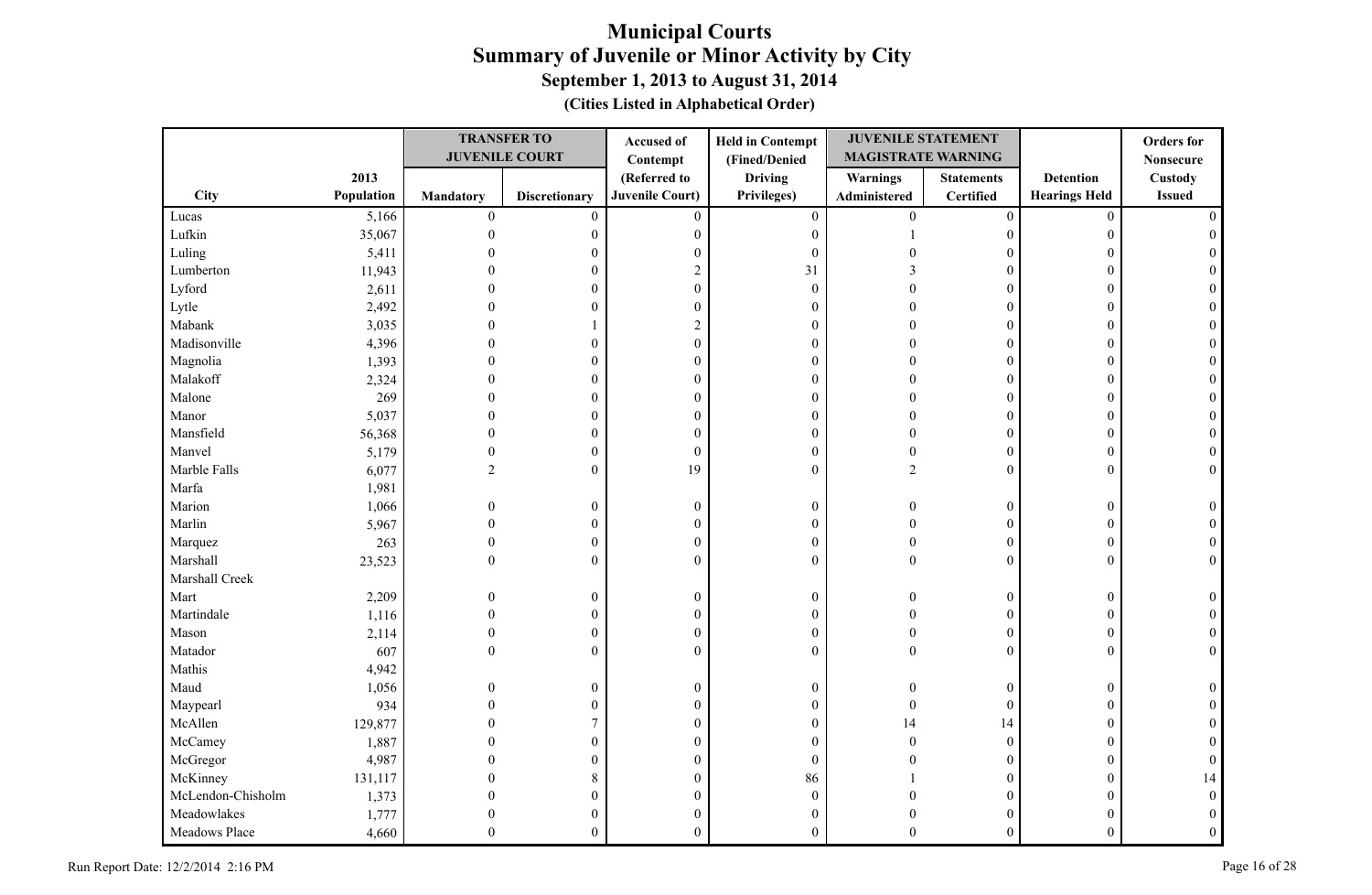# Municipal Courts
## Summary of Juvenile or Minor Activity by City
### September 1, 2013 to August 31, 2014
**(Cities Listed in Alphabetical Order)**

| City | 2013 Population | TRANSFER TO JUVENILE COURT | | Accused of Contempt (Referred to Juvenile Court) | Held in Contempt (Fined/Denied Driving Privileges) | JUVENILE STATEMENT MAGISTRATE WARNING | | Detention Hearings Held | Orders for Nonsecure Custody Issued |
|---|---|---|---|---|---|---|---|---|---|
| | | Mandatory | Discretionary | | | Warnings Administered | Statements Certified | | |
| Lucas | 5,166 | 0 | 0 | 0 | 0 | 0 | 0 | 0 | 0 |
| Lufkin | 35,067 | 0 | 0 | 0 | 0 | 1 | 0 | 0 | 0 |
| Luling | 5,411 | 0 | 0 | 0 | 0 | 0 | 0 | 0 | 0 |
| Lumberton | 11,943 | 0 | 0 | 2 | 31 | 3 | 0 | 0 | 0 |
| Lyford | 2,611 | 0 | 0 | 0 | 0 | 0 | 0 | 0 | 0 |
| Lytle | 2,492 | 0 | 0 | 0 | 0 | 0 | 0 | 0 | 0 |
| Mabank | 3,035 | 0 | 1 | 2 | 0 | 0 | 0 | 0 | 0 |
| Madisonville | 4,396 | 0 | 0 | 0 | 0 | 0 | 0 | 0 | 0 |
| Magnolia | 1,393 | 0 | 0 | 0 | 0 | 0 | 0 | 0 | 0 |
| Malakoff | 2,324 | 0 | 0 | 0 | 0 | 0 | 0 | 0 | 0 |
| Malone | 269 | 0 | 0 | 0 | 0 | 0 | 0 | 0 | 0 |
| Manor | 5,037 | 0 | 0 | 0 | 0 | 0 | 0 | 0 | 0 |
| Mansfield | 56,368 | 0 | 0 | 0 | 0 | 0 | 0 | 0 | 0 |
| Manvel | 5,179 | 0 | 0 | 0 | 0 | 0 | 0 | 0 | 0 |
| Marble Falls | 6,077 | 2 | 0 | 19 | 0 | 2 | 0 | 0 | 0 |
| Marfa | 1,981 | | | | | | | | |
| Marion | 1,066 | 0 | 0 | 0 | 0 | 0 | 0 | 0 | 0 |
| Marlin | 5,967 | 0 | 0 | 0 | 0 | 0 | 0 | 0 | 0 |
| Marquez | 263 | 0 | 0 | 0 | 0 | 0 | 0 | 0 | 0 |
| Marshall | 23,523 | 0 | 0 | 0 | 0 | 0 | 0 | 0 | 0 |
| Marshall Creek | | | | | | | | | |
| Mart | 2,209 | 0 | 0 | 0 | 0 | 0 | 0 | 0 | 0 |
| Martindale | 1,116 | 0 | 0 | 0 | 0 | 0 | 0 | 0 | 0 |
| Mason | 2,114 | 0 | 0 | 0 | 0 | 0 | 0 | 0 | 0 |
| Matador | 607 | 0 | 0 | 0 | 0 | 0 | 0 | 0 | 0 |
| Mathis | 4,942 | | | | | | | | |
| Maud | 1,056 | 0 | 0 | 0 | 0 | 0 | 0 | 0 | 0 |
| Maypearl | 934 | 0 | 0 | 0 | 0 | 0 | 0 | 0 | 0 |
| McAllen | 129,877 | 0 | 7 | 0 | 0 | 14 | 14 | 0 | 0 |
| McCamey | 1,887 | 0 | 0 | 0 | 0 | 0 | 0 | 0 | 0 |
| McGregor | 4,987 | 0 | 0 | 0 | 0 | 0 | 0 | 0 | 0 |
| McKinney | 131,117 | 0 | 8 | 0 | 86 | 1 | 0 | 0 | 14 |
| McLendon-Chisholm | 1,373 | 0 | 0 | 0 | 0 | 0 | 0 | 0 | 0 |
| Meadowlakes | 1,777 | 0 | 0 | 0 | 0 | 0 | 0 | 0 | 0 |
| Meadows Place | 4,660 | 0 | 0 | 0 | 0 | 0 | 0 | 0 | 0 |

Run Report Date: 12/2/2014 2:16 PM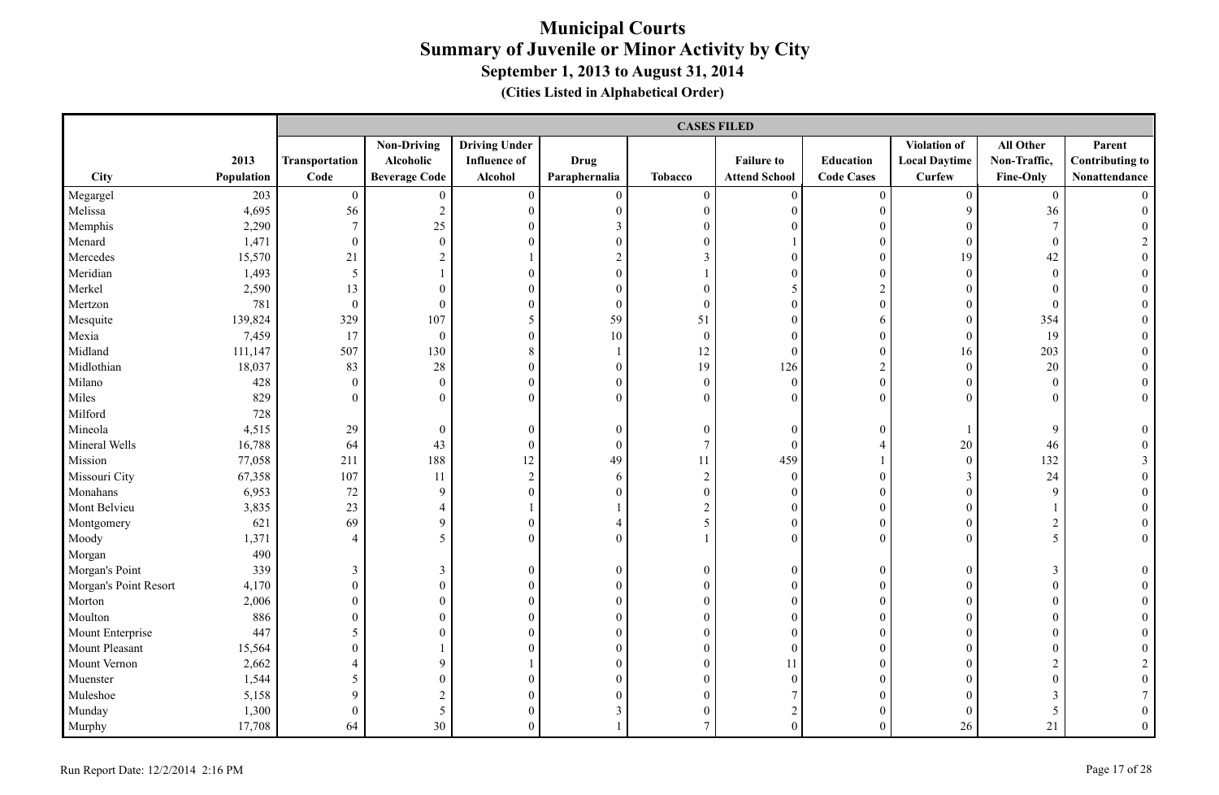# Municipal Courts
## Summary of Juvenile or Minor Activity by City
### September 1, 2013 to August 31, 2014
#### (Cities Listed in Alphabetical Order)

| | | CASES FILED | | | | | | | | | |
|---|---|---|---|---|---|---|---|---|---|---|---|
| City | 2013 Population | Transportation Code | Non-Driving Alcoholic Beverage Code | Driving Under Influence of Alcohol | Drug Paraphernalia | Tobacco | Failure to Attend School | Education Code Cases | Violation of Local Daytime Curfew | All Other Non-Traffic, Fine-Only | Parent Contributing to Nonattendance |
| Megargel | 203 | 0 | 0 | 0 | 0 | 0 | 0 | 0 | 0 | 0 | 0 |
| Melissa | 4,695 | 56 | 2 | 0 | 0 | 0 | 0 | 0 | 9 | 36 | 0 |
| Memphis | 2,290 | 7 | 25 | 0 | 3 | 0 | 0 | 0 | 0 | 7 | 0 |
| Menard | 1,471 | 0 | 0 | 0 | 0 | 0 | 1 | 0 | 0 | 0 | 2 |
| Mercedes | 15,570 | 21 | 2 | 1 | 2 | 3 | 0 | 0 | 19 | 42 | 0 |
| Meridian | 1,493 | 5 | 1 | 0 | 0 | 1 | 0 | 0 | 0 | 0 | 0 |
| Merkel | 2,590 | 13 | 0 | 0 | 0 | 0 | 5 | 2 | 0 | 0 | 0 |
| Mertzon | 781 | 0 | 0 | 0 | 0 | 0 | 0 | 0 | 0 | 0 | 0 |
| Mesquite | 139,824 | 329 | 107 | 5 | 59 | 51 | 0 | 6 | 0 | 354 | 0 |
| Mexia | 7,459 | 17 | 0 | 0 | 10 | 0 | 0 | 0 | 0 | 19 | 0 |
| Midland | 111,147 | 507 | 130 | 8 | 1 | 12 | 0 | 0 | 16 | 203 | 0 |
| Midlothian | 18,037 | 83 | 28 | 0 | 0 | 19 | 126 | 2 | 0 | 20 | 0 |
| Milano | 428 | 0 | 0 | 0 | 0 | 0 | 0 | 0 | 0 | 0 | 0 |
| Miles | 829 | 0 | 0 | 0 | 0 | 0 | 0 | 0 | 0 | 0 | 0 |
| Milford | 728 | | | | | | | | | | |
| Mineola | 4,515 | 29 | 0 | 0 | 0 | 0 | 0 | 0 | 1 | 9 | 0 |
| Mineral Wells | 16,788 | 64 | 43 | 0 | 0 | 7 | 0 | 4 | 20 | 46 | 0 |
| Mission | 77,058 | 211 | 188 | 12 | 49 | 11 | 459 | 1 | 0 | 132 | 3 |
| Missouri City | 67,358 | 107 | 11 | 2 | 6 | 2 | 0 | 0 | 3 | 24 | 0 |
| Monahans | 6,953 | 72 | 9 | 0 | 0 | 0 | 0 | 0 | 0 | 9 | 0 |
| Mont Belvieu | 3,835 | 23 | 4 | 1 | 1 | 2 | 0 | 0 | 0 | 1 | 0 |
| Montgomery | 621 | 69 | 9 | 0 | 4 | 5 | 0 | 0 | 0 | 2 | 0 |
| Moody | 1,371 | 4 | 5 | 0 | 0 | 1 | 0 | 0 | 0 | 5 | 0 |
| Morgan | 490 | | | | | | | | | | |
| Morgan's Point | 339 | 3 | 3 | 0 | 0 | 0 | 0 | 0 | 0 | 3 | 0 |
| Morgan's Point Resort | 4,170 | 0 | 0 | 0 | 0 | 0 | 0 | 0 | 0 | 0 | 0 |
| Morton | 2,006 | 0 | 0 | 0 | 0 | 0 | 0 | 0 | 0 | 0 | 0 |
| Moulton | 886 | 0 | 0 | 0 | 0 | 0 | 0 | 0 | 0 | 0 | 0 |
| Mount Enterprise | 447 | 5 | 0 | 0 | 0 | 0 | 0 | 0 | 0 | 0 | 0 |
| Mount Pleasant | 15,564 | 0 | 1 | 0 | 0 | 0 | 0 | 0 | 0 | 0 | 0 |
| Mount Vernon | 2,662 | 4 | 9 | 1 | 0 | 0 | 11 | 0 | 0 | 2 | 2 |
| Muenster | 1,544 | 5 | 0 | 0 | 0 | 0 | 0 | 0 | 0 | 0 | 0 |
| Muleshoe | 5,158 | 9 | 2 | 0 | 0 | 0 | 7 | 0 | 0 | 3 | 7 |
| Munday | 1,300 | 0 | 5 | 0 | 3 | 0 | 2 | 0 | 0 | 5 | 0 |
| Murphy | 17,708 | 64 | 30 | 0 | 1 | 7 | 0 | 0 | 26 | 21 | 0 |

Run Report Date: 12/2/2014 2:16 PM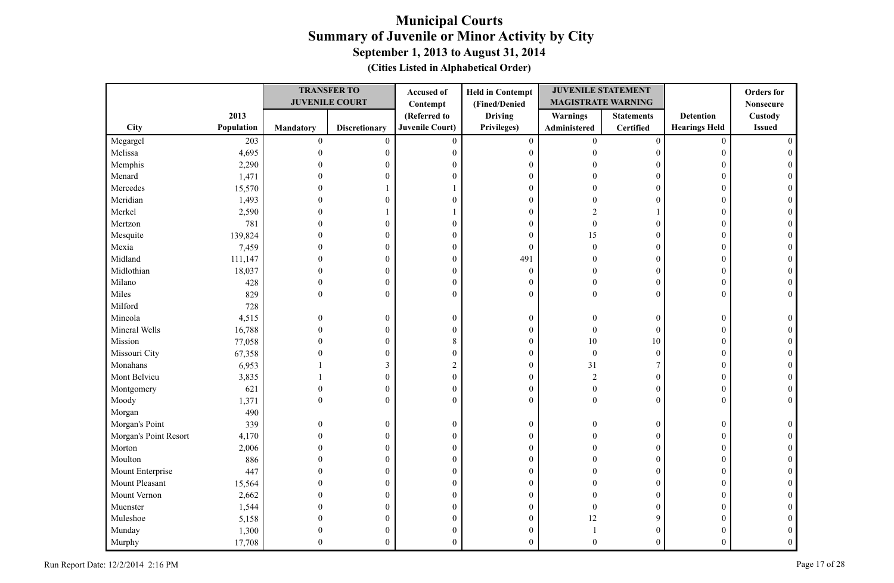# Municipal Courts
## Summary of Juvenile or Minor Activity by City
### September 1, 2013 to August 31, 2014
**(Cities Listed in Alphabetical Order)**

| City | 2013 Population | TRANSFER TO JUVENILE COURT Mandatory | TRANSFER TO JUVENILE COURT Discretionary | Accused of Contempt (Referred to Juvenile Court) | Held in Contempt (Fined/Denied Driving Privileges) | JUVENILE STATEMENT MAGISTRATE WARNING Warnings Administered | JUVENILE STATEMENT MAGISTRATE WARNING Statements Certified | Detention Hearings Held | Orders for Nonsecure Custody Issued |
|---|---|---|---|---|---|---|---|---|---|
| Megargel | 203 | 0 | 0 | 0 | 0 | 0 | 0 | 0 | 0 |
| Melissa | 4,695 | 0 | 0 | 0 | 0 | 0 | 0 | 0 | 0 |
| Memphis | 2,290 | 0 | 0 | 0 | 0 | 0 | 0 | 0 | 0 |
| Menard | 1,471 | 0 | 0 | 0 | 0 | 0 | 0 | 0 | 0 |
| Mercedes | 15,570 | 0 | 1 | 1 | 0 | 0 | 0 | 0 | 0 |
| Meridian | 1,493 | 0 | 0 | 0 | 0 | 0 | 0 | 0 | 0 |
| Merkel | 2,590 | 0 | 1 | 1 | 0 | 2 | 1 | 0 | 0 |
| Mertzon | 781 | 0 | 0 | 0 | 0 | 0 | 0 | 0 | 0 |
| Mesquite | 139,824 | 0 | 0 | 0 | 0 | 15 | 0 | 0 | 0 |
| Mexia | 7,459 | 0 | 0 | 0 | 0 | 0 | 0 | 0 | 0 |
| Midland | 111,147 | 0 | 0 | 0 | 491 | 0 | 0 | 0 | 0 |
| Midlothian | 18,037 | 0 | 0 | 0 | 0 | 0 | 0 | 0 | 0 |
| Milano | 428 | 0 | 0 | 0 | 0 | 0 | 0 | 0 | 0 |
| Miles | 829 | 0 | 0 | 0 | 0 | 0 | 0 | 0 | 0 |
| Milford | 728 | | | | | | | | |
| Mineola | 4,515 | 0 | 0 | 0 | 0 | 0 | 0 | 0 | 0 |
| Mineral Wells | 16,788 | 0 | 0 | 0 | 0 | 0 | 0 | 0 | 0 |
| Mission | 77,058 | 0 | 0 | 8 | 0 | 10 | 10 | 0 | 0 |
| Missouri City | 67,358 | 0 | 0 | 0 | 0 | 0 | 0 | 0 | 0 |
| Monahans | 6,953 | 1 | 3 | 2 | 0 | 31 | 7 | 0 | 0 |
| Mont Belvieu | 3,835 | 1 | 0 | 0 | 0 | 2 | 0 | 0 | 0 |
| Montgomery | 621 | 0 | 0 | 0 | 0 | 0 | 0 | 0 | 0 |
| Moody | 1,371 | 0 | 0 | 0 | 0 | 0 | 0 | 0 | 0 |
| Morgan | 490 | | | | | | | | |
| Morgan's Point | 339 | 0 | 0 | 0 | 0 | 0 | 0 | 0 | 0 |
| Morgan's Point Resort | 4,170 | 0 | 0 | 0 | 0 | 0 | 0 | 0 | 0 |
| Morton | 2,006 | 0 | 0 | 0 | 0 | 0 | 0 | 0 | 0 |
| Moulton | 886 | 0 | 0 | 0 | 0 | 0 | 0 | 0 | 0 |
| Mount Enterprise | 447 | 0 | 0 | 0 | 0 | 0 | 0 | 0 | 0 |
| Mount Pleasant | 15,564 | 0 | 0 | 0 | 0 | 0 | 0 | 0 | 0 |
| Mount Vernon | 2,662 | 0 | 0 | 0 | 0 | 0 | 0 | 0 | 0 |
| Muenster | 1,544 | 0 | 0 | 0 | 0 | 0 | 0 | 0 | 0 |
| Muleshoe | 5,158 | 0 | 0 | 0 | 0 | 12 | 9 | 0 | 0 |
| Munday | 1,300 | 0 | 0 | 0 | 0 | 1 | 0 | 0 | 0 |
| Murphy | 17,708 | 0 | 0 | 0 | 0 | 0 | 0 | 0 | 0 |

Run Report Date: 12/2/2014 2:16 PM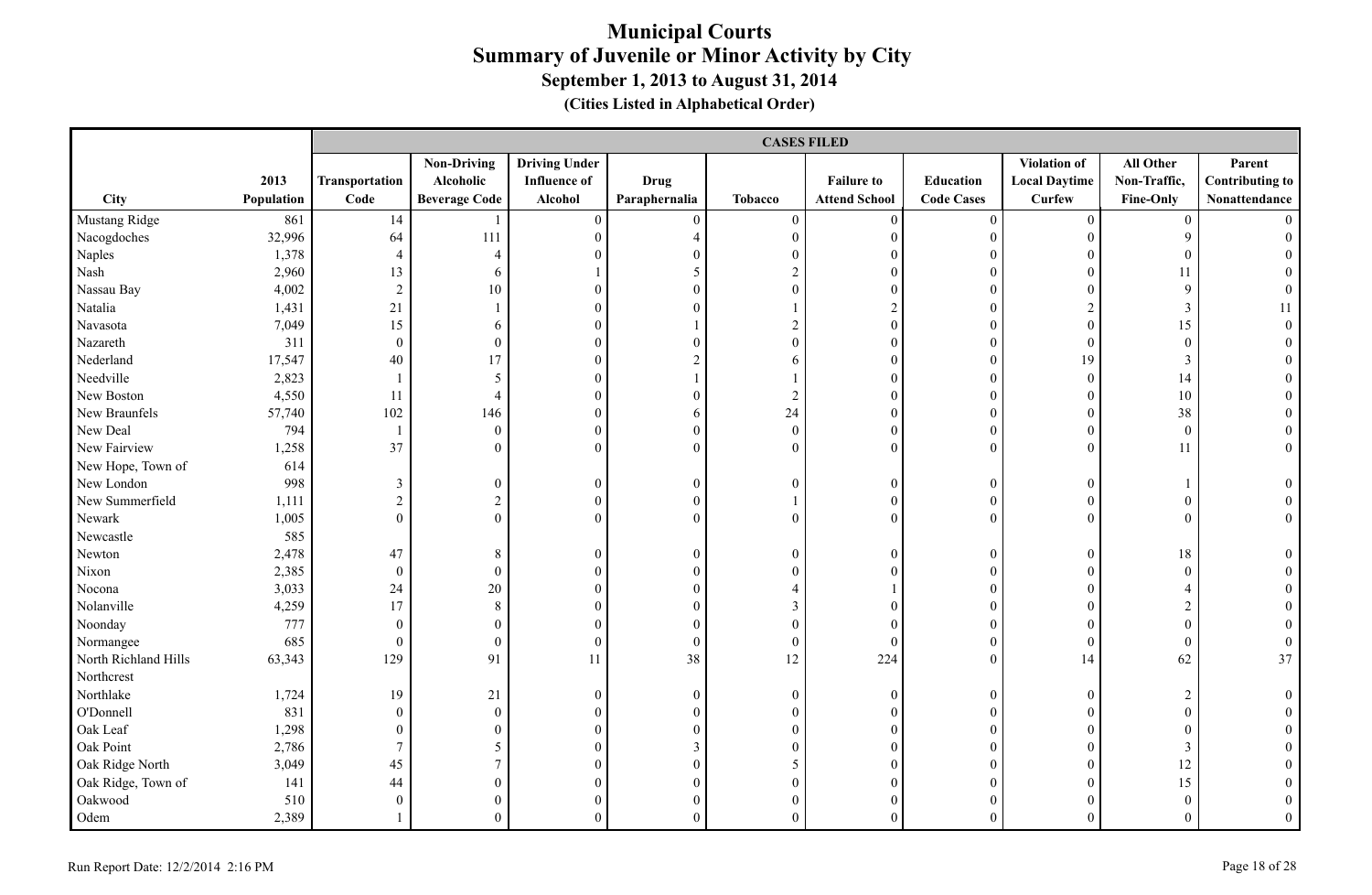# Municipal Courts
## Summary of Juvenile or Minor Activity by City
### September 1, 2013 to August 31, 2014
### (Cities Listed in Alphabetical Order)

| City | 2013 Population | CASES FILED | | | | | | | | | |
|---|---|---|---|---|---|---|---|---|---|---|---|
| | | Transportation Code | Non-Driving Alcoholic Beverage Code | Driving Under Influence of Alcohol | Drug Paraphernalia | Tobacco | Failure to Attend School | Education Code Cases | Violation of Local Daytime Curfew | All Other Non-Traffic, Fine-Only | Parent Contributing to Nonattendance |
| Mustang Ridge | 861 | 14 | 1 | 0 | 0 | 0 | 0 | 0 | 0 | 0 | 0 |
| Nacogdoches | 32,996 | 64 | 111 | 0 | 4 | 0 | 0 | 0 | 0 | 9 | 0 |
| Naples | 1,378 | 4 | 4 | 0 | 0 | 0 | 0 | 0 | 0 | 0 | 0 |
| Nash | 2,960 | 13 | 6 | 1 | 5 | 2 | 0 | 0 | 0 | 11 | 0 |
| Nassau Bay | 4,002 | 2 | 10 | 0 | 0 | 0 | 0 | 0 | 0 | 9 | 0 |
| Natalia | 1,431 | 21 | 1 | 0 | 0 | 1 | 2 | 0 | 2 | 3 | 11 |
| Navasota | 7,049 | 15 | 6 | 0 | 1 | 2 | 0 | 0 | 0 | 15 | 0 |
| Nazareth | 311 | 0 | 0 | 0 | 0 | 0 | 0 | 0 | 0 | 0 | 0 |
| Nederland | 17,547 | 40 | 17 | 0 | 2 | 6 | 0 | 0 | 19 | 3 | 0 |
| Needville | 2,823 | 1 | 5 | 0 | 1 | 1 | 0 | 0 | 0 | 14 | 0 |
| New Boston | 4,550 | 11 | 4 | 0 | 0 | 2 | 0 | 0 | 0 | 10 | 0 |
| New Braunfels | 57,740 | 102 | 146 | 0 | 6 | 24 | 0 | 0 | 0 | 38 | 0 |
| New Deal | 794 | 1 | 0 | 0 | 0 | 0 | 0 | 0 | 0 | 0 | 0 |
| New Fairview | 1,258 | 37 | 0 | 0 | 0 | 0 | 0 | 0 | 0 | 11 | 0 |
| New Hope, Town of | 614 | | | | | | | | | | |
| New London | 998 | 3 | 0 | 0 | 0 | 0 | 0 | 0 | 0 | 1 | 0 |
| New Summerfield | 1,111 | 2 | 2 | 0 | 0 | 1 | 0 | 0 | 0 | 0 | 0 |
| Newark | 1,005 | 0 | 0 | 0 | 0 | 0 | 0 | 0 | 0 | 0 | 0 |
| Newcastle | 585 | | | | | | | | | | |
| Newton | 2,478 | 47 | 8 | 0 | 0 | 0 | 0 | 0 | 0 | 18 | 0 |
| Nixon | 2,385 | 0 | 0 | 0 | 0 | 0 | 0 | 0 | 0 | 0 | 0 |
| Nocona | 3,033 | 24 | 20 | 0 | 0 | 4 | 1 | 0 | 0 | 4 | 0 |
| Nolanville | 4,259 | 17 | 8 | 0 | 0 | 3 | 0 | 0 | 0 | 2 | 0 |
| Noonday | 777 | 0 | 0 | 0 | 0 | 0 | 0 | 0 | 0 | 0 | 0 |
| Normangee | 685 | 0 | 0 | 0 | 0 | 0 | 0 | 0 | 0 | 0 | 0 |
| North Richland Hills | 63,343 | 129 | 91 | 11 | 38 | 12 | 224 | 0 | 14 | 62 | 37 |
| Northcrest | | | | | | | | | | | |
| Northlake | 1,724 | 19 | 21 | 0 | 0 | 0 | 0 | 0 | 0 | 2 | 0 |
| O'Donnell | 831 | 0 | 0 | 0 | 0 | 0 | 0 | 0 | 0 | 0 | 0 |
| Oak Leaf | 1,298 | 0 | 0 | 0 | 0 | 0 | 0 | 0 | 0 | 0 | 0 |
| Oak Point | 2,786 | 7 | 5 | 0 | 3 | 0 | 0 | 0 | 0 | 3 | 0 |
| Oak Ridge North | 3,049 | 45 | 7 | 0 | 0 | 5 | 0 | 0 | 0 | 12 | 0 |
| Oak Ridge, Town of | 141 | 44 | 0 | 0 | 0 | 0 | 0 | 0 | 0 | 15 | 0 |
| Oakwood | 510 | 0 | 0 | 0 | 0 | 0 | 0 | 0 | 0 | 0 | 0 |
| Odem | 2,389 | 1 | 0 | 0 | 0 | 0 | 0 | 0 | 0 | 0 | 0 |

Run Report Date: 12/2/2014 2:16 PM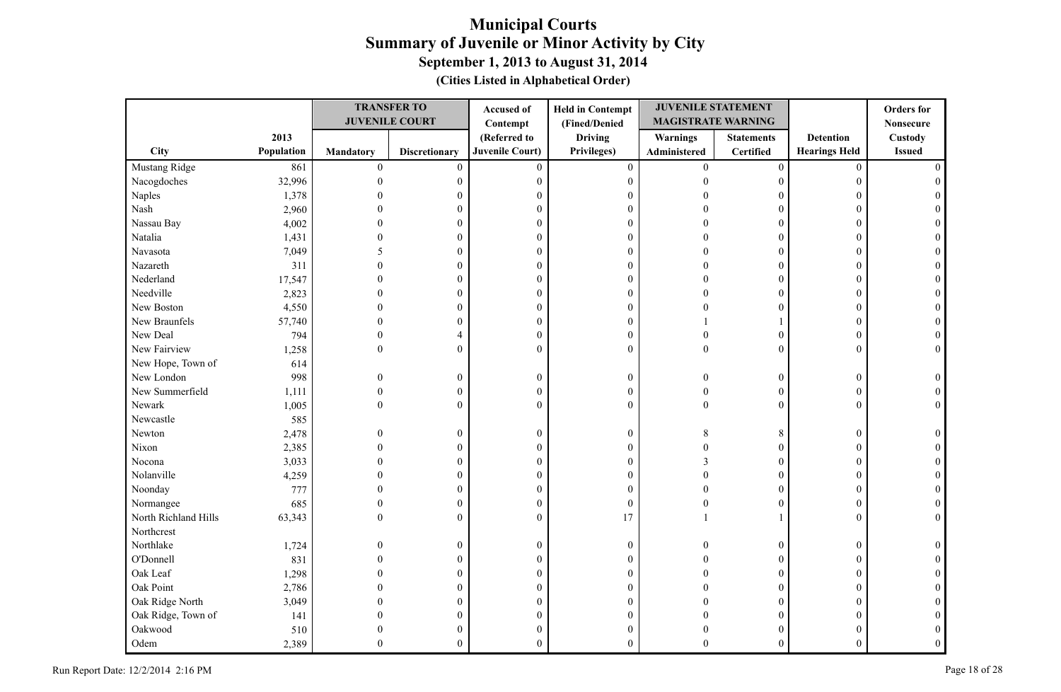# Municipal Courts
## Summary of Juvenile or Minor Activity by City
### September 1, 2013 to August 31, 2014
#### (Cities Listed in Alphabetical Order)

| City | 2013 Population | TRANSFER TO JUVENILE COURT | | Accused of Contempt (Referred to Juvenile Court) | Held in Contempt (Fined/Denied Driving Privileges) | JUVENILE STATEMENT MAGISTRATE WARNING | | Detention Hearings Held | Orders for Nonsecure Custody Issued |
|---|---|---|---|---|---|---|---|---|---|
| | | Mandatory | Discretionary | | | Warnings Administered | Statements Certified | | |
| Mustang Ridge | 861 | 0 | 0 | 0 | 0 | 0 | 0 | 0 | 0 |
| Nacogdoches | 32,996 | 0 | 0 | 0 | 0 | 0 | 0 | 0 | 0 |
| Naples | 1,378 | 0 | 0 | 0 | 0 | 0 | 0 | 0 | 0 |
| Nash | 2,960 | 0 | 0 | 0 | 0 | 0 | 0 | 0 | 0 |
| Nassau Bay | 4,002 | 0 | 0 | 0 | 0 | 0 | 0 | 0 | 0 |
| Natalia | 1,431 | 0 | 0 | 0 | 0 | 0 | 0 | 0 | 0 |
| Navasota | 7,049 | 5 | 0 | 0 | 0 | 0 | 0 | 0 | 0 |
| Nazareth | 311 | 0 | 0 | 0 | 0 | 0 | 0 | 0 | 0 |
| Nederland | 17,547 | 0 | 0 | 0 | 0 | 0 | 0 | 0 | 0 |
| Needville | 2,823 | 0 | 0 | 0 | 0 | 0 | 0 | 0 | 0 |
| New Boston | 4,550 | 0 | 0 | 0 | 0 | 0 | 0 | 0 | 0 |
| New Braunfels | 57,740 | 0 | 0 | 0 | 0 | 1 | 1 | 0 | 0 |
| New Deal | 794 | 0 | 4 | 0 | 0 | 0 | 0 | 0 | 0 |
| New Fairview | 1,258 | 0 | 0 | 0 | 0 | 0 | 0 | 0 | 0 |
| New Hope, Town of | 614 | | | | | | | | |
| New London | 998 | 0 | 0 | 0 | 0 | 0 | 0 | 0 | 0 |
| New Summerfield | 1,111 | 0 | 0 | 0 | 0 | 0 | 0 | 0 | 0 |
| Newark | 1,005 | 0 | 0 | 0 | 0 | 0 | 0 | 0 | 0 |
| Newcastle | 585 | | | | | | | | |
| Newton | 2,478 | 0 | 0 | 0 | 0 | 8 | 8 | 0 | 0 |
| Nixon | 2,385 | 0 | 0 | 0 | 0 | 0 | 0 | 0 | 0 |
| Nocona | 3,033 | 0 | 0 | 0 | 0 | 3 | 0 | 0 | 0 |
| Nolanville | 4,259 | 0 | 0 | 0 | 0 | 0 | 0 | 0 | 0 |
| Noonday | 777 | 0 | 0 | 0 | 0 | 0 | 0 | 0 | 0 |
| Normangee | 685 | 0 | 0 | 0 | 0 | 0 | 0 | 0 | 0 |
| North Richland Hills | 63,343 | 0 | 0 | 0 | 17 | 1 | 1 | 0 | 0 |
| Northcrest | | | | | | | | | |
| Northlake | 1,724 | 0 | 0 | 0 | 0 | 0 | 0 | 0 | 0 |
| O'Donnell | 831 | 0 | 0 | 0 | 0 | 0 | 0 | 0 | 0 |
| Oak Leaf | 1,298 | 0 | 0 | 0 | 0 | 0 | 0 | 0 | 0 |
| Oak Point | 2,786 | 0 | 0 | 0 | 0 | 0 | 0 | 0 | 0 |
| Oak Ridge North | 3,049 | 0 | 0 | 0 | 0 | 0 | 0 | 0 | 0 |
| Oak Ridge, Town of | 141 | 0 | 0 | 0 | 0 | 0 | 0 | 0 | 0 |
| Oakwood | 510 | 0 | 0 | 0 | 0 | 0 | 0 | 0 | 0 |
| Odem | 2,389 | 0 | 0 | 0 | 0 | 0 | 0 | 0 | 0 |

Run Report Date: 12/2/2014 2:16 PM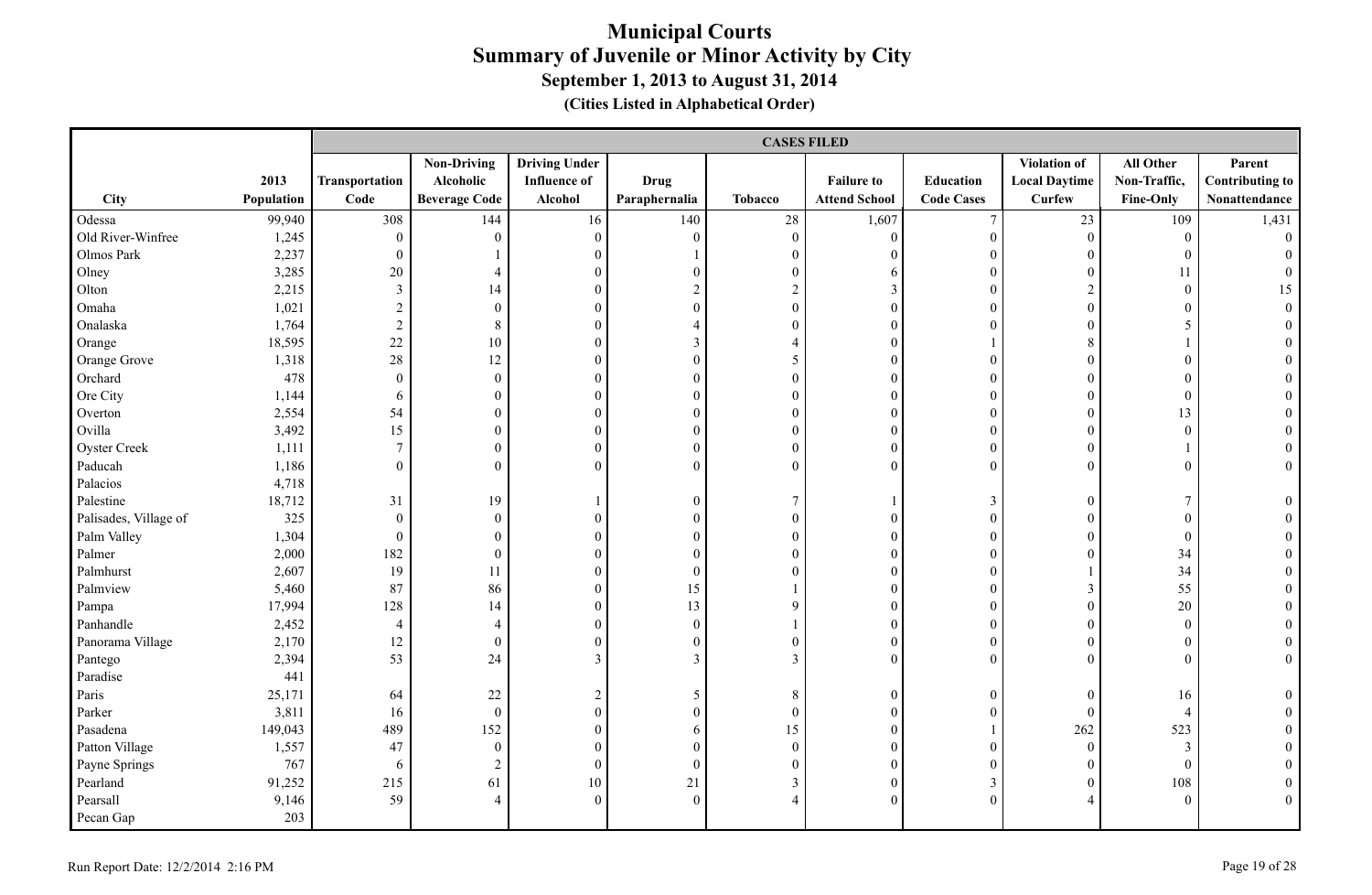# Municipal Courts
## Summary of Juvenile or Minor Activity by City
### September 1, 2013 to August 31, 2014
#### (Cities Listed in Alphabetical Order)

| | | CASES FILED | | | | | | | | | |
|---|---|---|---|---|---|---|---|---|---|---|---|
| City | 2013 Population | Transportation Code | Non-Driving Alcoholic Beverage Code | Driving Under Influence of Alcohol | Drug Paraphernalia | Tobacco | Failure to Attend School | Education Code Cases | Violation of Local Daytime Curfew | All Other Non-Traffic, Fine-Only | Parent Contributing to Nonattendance |
| Odessa | 99,940 | 308 | 144 | 16 | 140 | 28 | 1,607 | 7 | 23 | 109 | 1,431 |
| Old River-Winfree | 1,245 | 0 | 0 | 0 | 0 | 0 | 0 | 0 | 0 | 0 | 0 |
| Olmos Park | 2,237 | 0 | 1 | 0 | 1 | 0 | 0 | 0 | 0 | 0 | 0 |
| Olney | 3,285 | 20 | 4 | 0 | 0 | 0 | 6 | 0 | 0 | 11 | 0 |
| Olton | 2,215 | 3 | 14 | 0 | 2 | 2 | 3 | 0 | 2 | 0 | 15 |
| Omaha | 1,021 | 2 | 0 | 0 | 0 | 0 | 0 | 0 | 0 | 0 | 0 |
| Onalaska | 1,764 | 2 | 8 | 0 | 4 | 0 | 0 | 0 | 0 | 5 | 0 |
| Orange | 18,595 | 22 | 10 | 0 | 3 | 4 | 0 | 1 | 8 | 1 | 0 |
| Orange Grove | 1,318 | 28 | 12 | 0 | 0 | 5 | 0 | 0 | 0 | 0 | 0 |
| Orchard | 478 | 0 | 0 | 0 | 0 | 0 | 0 | 0 | 0 | 0 | 0 |
| Ore City | 1,144 | 6 | 0 | 0 | 0 | 0 | 0 | 0 | 0 | 0 | 0 |
| Overton | 2,554 | 54 | 0 | 0 | 0 | 0 | 0 | 0 | 0 | 13 | 0 |
| Ovilla | 3,492 | 15 | 0 | 0 | 0 | 0 | 0 | 0 | 0 | 0 | 0 |
| Oyster Creek | 1,111 | 7 | 0 | 0 | 0 | 0 | 0 | 0 | 0 | 1 | 0 |
| Paducah | 1,186 | 0 | 0 | 0 | 0 | 0 | 0 | 0 | 0 | 0 | 0 |
| Palacios | 4,718 | | | | | | | | | | |
| Palestine | 18,712 | 31 | 19 | 1 | 0 | 7 | 1 | 3 | 0 | 7 | 0 |
| Palisades, Village of | 325 | 0 | 0 | 0 | 0 | 0 | 0 | 0 | 0 | 0 | 0 |
| Palm Valley | 1,304 | 0 | 0 | 0 | 0 | 0 | 0 | 0 | 0 | 0 | 0 |
| Palmer | 2,000 | 182 | 0 | 0 | 0 | 0 | 0 | 0 | 0 | 34 | 0 |
| Palmhurst | 2,607 | 19 | 11 | 0 | 0 | 0 | 0 | 0 | 1 | 34 | 0 |
| Palmview | 5,460 | 87 | 86 | 0 | 15 | 1 | 0 | 0 | 3 | 55 | 0 |
| Pampa | 17,994 | 128 | 14 | 0 | 13 | 9 | 0 | 0 | 0 | 20 | 0 |
| Panhandle | 2,452 | 4 | 4 | 0 | 0 | 1 | 0 | 0 | 0 | 0 | 0 |
| Panorama Village | 2,170 | 12 | 0 | 0 | 0 | 0 | 0 | 0 | 0 | 0 | 0 |
| Pantego | 2,394 | 53 | 24 | 3 | 3 | 3 | 0 | 0 | 0 | 0 | 0 |
| Paradise | 441 | | | | | | | | | | |
| Paris | 25,171 | 64 | 22 | 2 | 5 | 8 | 0 | 0 | 0 | 16 | 0 |
| Parker | 3,811 | 16 | 0 | 0 | 0 | 0 | 0 | 0 | 0 | 4 | 0 |
| Pasadena | 149,043 | 489 | 152 | 0 | 6 | 15 | 0 | 1 | 262 | 523 | 0 |
| Patton Village | 1,557 | 47 | 0 | 0 | 0 | 0 | 0 | 0 | 0 | 3 | 0 |
| Payne Springs | 767 | 6 | 2 | 0 | 0 | 0 | 0 | 0 | 0 | 0 | 0 |
| Pearland | 91,252 | 215 | 61 | 10 | 21 | 3 | 0 | 3 | 0 | 108 | 0 |
| Pearsall | 9,146 | 59 | 4 | 0 | 0 | 4 | 0 | 0 | 4 | 0 | 0 |
| Pecan Gap | 203 | | | | | | | | | | |

Run Report Date: 12/2/2014 2:16 PM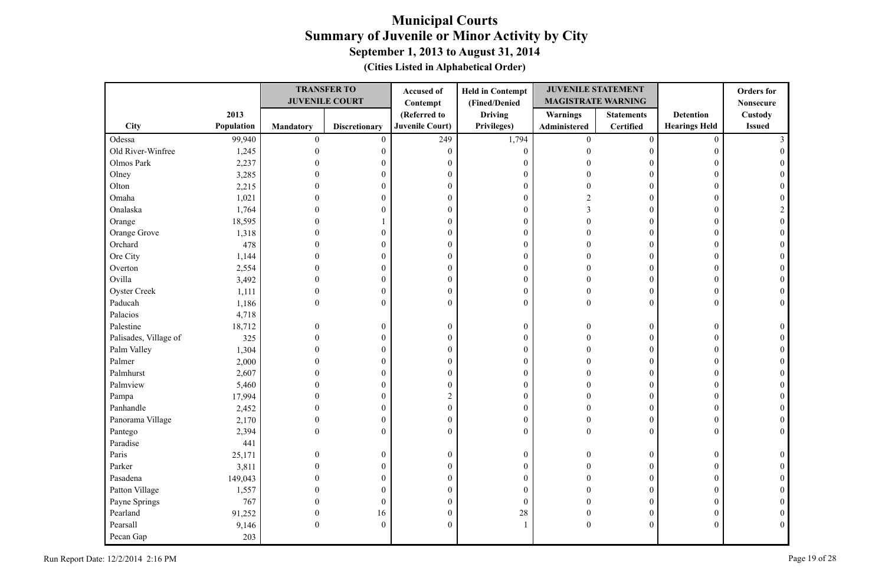# Municipal Courts
## Summary of Juvenile or Minor Activity by City
### September 1, 2013 to August 31, 2014
### (Cities Listed in Alphabetical Order)

| City | 2013 Population | TRANSFER TO JUVENILE COURT | | Accused of Contempt (Referred to Juvenile Court) | Held in Contempt (Fined/Denied Driving Privileges) | JUVENILE STATEMENT MAGISTRATE WARNING | | Detention Hearings Held | Orders for Nonsecure Custody Issued |
|---|---|---|---|---|---|---|---|---|---|
| | | Mandatory | Discretionary | | | Warnings Administered | Statements Certified | | |
| Odessa | 99,940 | 0 | 0 | 249 | 1,794 | 0 | 0 | 0 | 3 |
| Old River-Winfree | 1,245 | 0 | 0 | 0 | 0 | 0 | 0 | 0 | 0 |
| Olmos Park | 2,237 | 0 | 0 | 0 | 0 | 0 | 0 | 0 | 0 |
| Olney | 3,285 | 0 | 0 | 0 | 0 | 0 | 0 | 0 | 0 |
| Olton | 2,215 | 0 | 0 | 0 | 0 | 0 | 0 | 0 | 0 |
| Omaha | 1,021 | 0 | 0 | 0 | 0 | 2 | 0 | 0 | 0 |
| Onalaska | 1,764 | 0 | 0 | 0 | 0 | 3 | 0 | 0 | 2 |
| Orange | 18,595 | 0 | 1 | 0 | 0 | 0 | 0 | 0 | 0 |
| Orange Grove | 1,318 | 0 | 0 | 0 | 0 | 0 | 0 | 0 | 0 |
| Orchard | 478 | 0 | 0 | 0 | 0 | 0 | 0 | 0 | 0 |
| Ore City | 1,144 | 0 | 0 | 0 | 0 | 0 | 0 | 0 | 0 |
| Overton | 2,554 | 0 | 0 | 0 | 0 | 0 | 0 | 0 | 0 |
| Ovilla | 3,492 | 0 | 0 | 0 | 0 | 0 | 0 | 0 | 0 |
| Oyster Creek | 1,111 | 0 | 0 | 0 | 0 | 0 | 0 | 0 | 0 |
| Paducah | 1,186 | 0 | 0 | 0 | 0 | 0 | 0 | 0 | 0 |
| Palacios | 4,718 | | | | | | | | |
| Palestine | 18,712 | 0 | 0 | 0 | 0 | 0 | 0 | 0 | 0 |
| Palisades, Village of | 325 | 0 | 0 | 0 | 0 | 0 | 0 | 0 | 0 |
| Palm Valley | 1,304 | 0 | 0 | 0 | 0 | 0 | 0 | 0 | 0 |
| Palmer | 2,000 | 0 | 0 | 0 | 0 | 0 | 0 | 0 | 0 |
| Palmhurst | 2,607 | 0 | 0 | 0 | 0 | 0 | 0 | 0 | 0 |
| Palmview | 5,460 | 0 | 0 | 0 | 0 | 0 | 0 | 0 | 0 |
| Pampa | 17,994 | 0 | 0 | 2 | 0 | 0 | 0 | 0 | 0 |
| Panhandle | 2,452 | 0 | 0 | 0 | 0 | 0 | 0 | 0 | 0 |
| Panorama Village | 2,170 | 0 | 0 | 0 | 0 | 0 | 0 | 0 | 0 |
| Pantego | 2,394 | 0 | 0 | 0 | 0 | 0 | 0 | 0 | 0 |
| Paradise | 441 | | | | | | | | |
| Paris | 25,171 | 0 | 0 | 0 | 0 | 0 | 0 | 0 | 0 |
| Parker | 3,811 | 0 | 0 | 0 | 0 | 0 | 0 | 0 | 0 |
| Pasadena | 149,043 | 0 | 0 | 0 | 0 | 0 | 0 | 0 | 0 |
| Patton Village | 1,557 | 0 | 0 | 0 | 0 | 0 | 0 | 0 | 0 |
| Payne Springs | 767 | 0 | 0 | 0 | 0 | 0 | 0 | 0 | 0 |
| Pearland | 91,252 | 0 | 16 | 0 | 28 | 0 | 0 | 0 | 0 |
| Pearsall | 9,146 | 0 | 0 | 0 | 1 | 0 | 0 | 0 | 0 |
| Pecan Gap | 203 | | | | | | | | |

Run Report Date: 12/2/2014 2:16 PM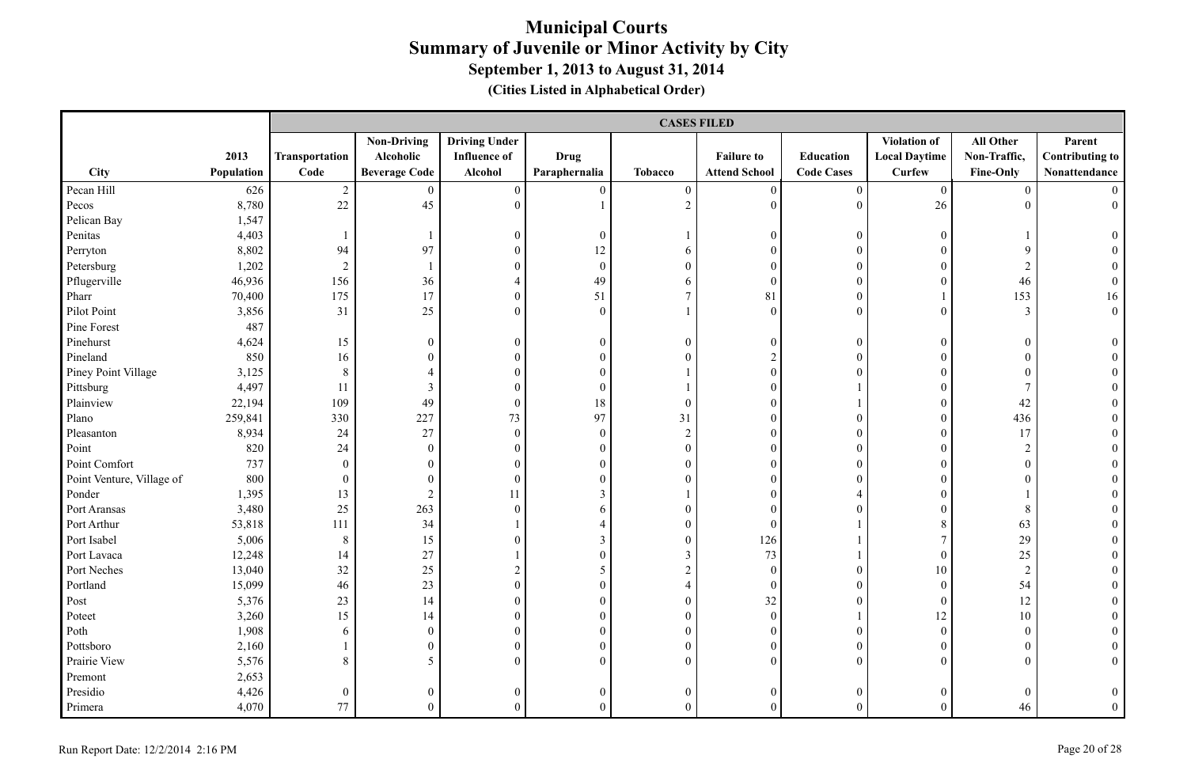# Municipal Courts
## Summary of Juvenile or Minor Activity by City
### September 1, 2013 to August 31, 2014
#### (Cities Listed in Alphabetical Order)

| | | CASES FILED | | | | | | | | | |
|---|---|---|---|---|---|---|---|---|---|---|---|
| City | 2013 Population | Transportation Code | Non-Driving Alcoholic Beverage Code | Driving Under Influence of Alcohol | Drug Paraphernalia | Tobacco | Failure to Attend School | Education Code Cases | Violation of Local Daytime Curfew | All Other Non-Traffic, Fine-Only | Parent Contributing to Nonattendance |
| Pecan Hill | 626 | 2 | 0 | 0 | 0 | 0 | 0 | 0 | 0 | 0 | 0 |
| Pecos | 8,780 | 22 | 45 | 0 | 1 | 2 | 0 | 0 | 26 | 0 | 0 |
| Pelican Bay | 1,547 | | | | | | | | | | |
| Penitas | 4,403 | 1 | 1 | 0 | 0 | 1 | 0 | 0 | 0 | 1 | 0 |
| Perryton | 8,802 | 94 | 97 | 0 | 12 | 6 | 0 | 0 | 0 | 9 | 0 |
| Petersburg | 1,202 | 2 | 1 | 0 | 0 | 0 | 0 | 0 | 0 | 2 | 0 |
| Pflugerville | 46,936 | 156 | 36 | 4 | 49 | 6 | 0 | 0 | 0 | 46 | 0 |
| Pharr | 70,400 | 175 | 17 | 0 | 51 | 7 | 81 | 0 | 1 | 153 | 16 |
| Pilot Point | 3,856 | 31 | 25 | 0 | 0 | 1 | 0 | 0 | 0 | 3 | 0 |
| Pine Forest | 487 | | | | | | | | | | |
| Pinehurst | 4,624 | 15 | 0 | 0 | 0 | 0 | 0 | 0 | 0 | 0 | 0 |
| Pineland | 850 | 16 | 0 | 0 | 0 | 0 | 2 | 0 | 0 | 0 | 0 |
| Piney Point Village | 3,125 | 8 | 4 | 0 | 0 | 1 | 0 | 0 | 0 | 0 | 0 |
| Pittsburg | 4,497 | 11 | 3 | 0 | 0 | 1 | 0 | 1 | 0 | 7 | 0 |
| Plainview | 22,194 | 109 | 49 | 0 | 18 | 0 | 0 | 1 | 0 | 42 | 0 |
| Plano | 259,841 | 330 | 227 | 73 | 97 | 31 | 0 | 0 | 0 | 436 | 0 |
| Pleasanton | 8,934 | 24 | 27 | 0 | 0 | 2 | 0 | 0 | 0 | 17 | 0 |
| Point | 820 | 24 | 0 | 0 | 0 | 0 | 0 | 0 | 0 | 2 | 0 |
| Point Comfort | 737 | 0 | 0 | 0 | 0 | 0 | 0 | 0 | 0 | 0 | 0 |
| Point Venture, Village of | 800 | 0 | 0 | 0 | 0 | 0 | 0 | 0 | 0 | 0 | 0 |
| Ponder | 1,395 | 13 | 2 | 11 | 3 | 1 | 0 | 4 | 0 | 1 | 0 |
| Port Aransas | 3,480 | 25 | 263 | 0 | 6 | 0 | 0 | 0 | 0 | 8 | 0 |
| Port Arthur | 53,818 | 111 | 34 | 1 | 4 | 0 | 0 | 1 | 8 | 63 | 0 |
| Port Isabel | 5,006 | 8 | 15 | 0 | 3 | 0 | 126 | 1 | 7 | 29 | 0 |
| Port Lavaca | 12,248 | 14 | 27 | 1 | 0 | 3 | 73 | 1 | 0 | 25 | 0 |
| Port Neches | 13,040 | 32 | 25 | 2 | 5 | 2 | 0 | 0 | 10 | 2 | 0 |
| Portland | 15,099 | 46 | 23 | 0 | 0 | 4 | 0 | 0 | 0 | 54 | 0 |
| Post | 5,376 | 23 | 14 | 0 | 0 | 0 | 32 | 0 | 0 | 12 | 0 |
| Poteet | 3,260 | 15 | 14 | 0 | 0 | 0 | 0 | 1 | 12 | 10 | 0 |
| Poth | 1,908 | 6 | 0 | 0 | 0 | 0 | 0 | 0 | 0 | 0 | 0 |
| Pottsboro | 2,160 | 1 | 0 | 0 | 0 | 0 | 0 | 0 | 0 | 0 | 0 |
| Prairie View | 5,576 | 8 | 5 | 0 | 0 | 0 | 0 | 0 | 0 | 0 | 0 |
| Premont | 2,653 | | | | | | | | | | |
| Presidio | 4,426 | 0 | 0 | 0 | 0 | 0 | 0 | 0 | 0 | 0 | 0 |
| Primera | 4,070 | 77 | 0 | 0 | 0 | 0 | 0 | 0 | 0 | 46 | 0 |

Run Report Date: 12/2/2014 2:16 PM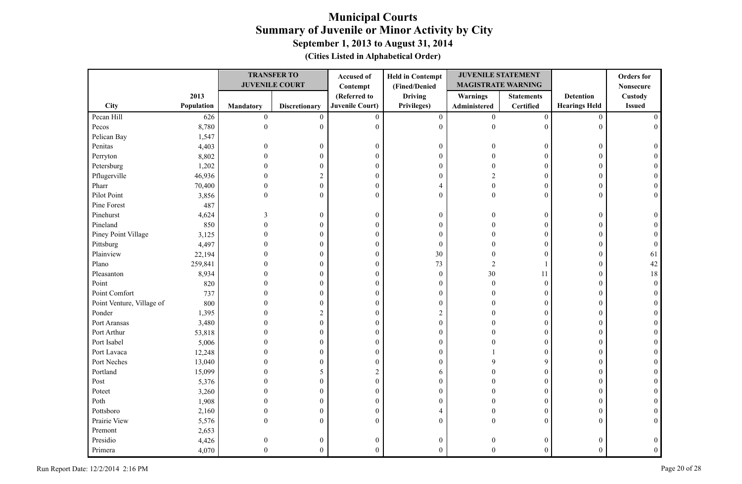# Municipal Courts
## Summary of Juvenile or Minor Activity by City
### September 1, 2013 to August 31, 2014
### (Cities Listed in Alphabetical Order)

| City | 2013 Population | TRANSFER TO JUVENILE COURT | | Accused of Contempt (Referred to Juvenile Court) | Held in Contempt (Fined/Denied Driving Privileges) | JUVENILE STATEMENT MAGISTRATE WARNING | | Detention Hearings Held | Orders for Nonsecure Custody Issued |
|---|---|---|---|---|---|---|---|---|---|
| | | Mandatory | Discretionary | | | Warnings Administered | Statements Certified | | |
| Pecan Hill | 626 | 0 | 0 | 0 | 0 | 0 | 0 | 0 | 0 |
| Pecos | 8,780 | 0 | 0 | 0 | 0 | 0 | 0 | 0 | 0 |
| Pelican Bay | 1,547 | | | | | | | | |
| Penitas | 4,403 | 0 | 0 | 0 | 0 | 0 | 0 | 0 | 0 |
| Perryton | 8,802 | 0 | 0 | 0 | 0 | 0 | 0 | 0 | 0 |
| Petersburg | 1,202 | 0 | 0 | 0 | 0 | 0 | 0 | 0 | 0 |
| Pflugerville | 46,936 | 0 | 2 | 0 | 0 | 2 | 0 | 0 | 0 |
| Pharr | 70,400 | 0 | 0 | 0 | 4 | 0 | 0 | 0 | 0 |
| Pilot Point | 3,856 | 0 | 0 | 0 | 0 | 0 | 0 | 0 | 0 |
| Pine Forest | 487 | | | | | | | | |
| Pinehurst | 4,624 | 3 | 0 | 0 | 0 | 0 | 0 | 0 | 0 |
| Pineland | 850 | 0 | 0 | 0 | 0 | 0 | 0 | 0 | 0 |
| Piney Point Village | 3,125 | 0 | 0 | 0 | 0 | 0 | 0 | 0 | 0 |
| Pittsburg | 4,497 | 0 | 0 | 0 | 0 | 0 | 0 | 0 | 0 |
| Plainview | 22,194 | 0 | 0 | 0 | 30 | 0 | 0 | 0 | 61 |
| Plano | 259,841 | 0 | 0 | 0 | 73 | 2 | 1 | 0 | 42 |
| Pleasanton | 8,934 | 0 | 0 | 0 | 0 | 30 | 11 | 0 | 18 |
| Point | 820 | 0 | 0 | 0 | 0 | 0 | 0 | 0 | 0 |
| Point Comfort | 737 | 0 | 0 | 0 | 0 | 0 | 0 | 0 | 0 |
| Point Venture, Village of | 800 | 0 | 0 | 0 | 0 | 0 | 0 | 0 | 0 |
| Ponder | 1,395 | 0 | 2 | 0 | 2 | 0 | 0 | 0 | 0 |
| Port Aransas | 3,480 | 0 | 0 | 0 | 0 | 0 | 0 | 0 | 0 |
| Port Arthur | 53,818 | 0 | 0 | 0 | 0 | 0 | 0 | 0 | 0 |
| Port Isabel | 5,006 | 0 | 0 | 0 | 0 | 0 | 0 | 0 | 0 |
| Port Lavaca | 12,248 | 0 | 0 | 0 | 0 | 1 | 0 | 0 | 0 |
| Port Neches | 13,040 | 0 | 0 | 0 | 0 | 9 | 9 | 0 | 0 |
| Portland | 15,099 | 0 | 5 | 2 | 6 | 0 | 0 | 0 | 0 |
| Post | 5,376 | 0 | 0 | 0 | 0 | 0 | 0 | 0 | 0 |
| Poteet | 3,260 | 0 | 0 | 0 | 0 | 0 | 0 | 0 | 0 |
| Poth | 1,908 | 0 | 0 | 0 | 0 | 0 | 0 | 0 | 0 |
| Pottsboro | 2,160 | 0 | 0 | 0 | 4 | 0 | 0 | 0 | 0 |
| Prairie View | 5,576 | 0 | 0 | 0 | 0 | 0 | 0 | 0 | 0 |
| Premont | 2,653 | | | | | | | | |
| Presidio | 4,426 | 0 | 0 | 0 | 0 | 0 | 0 | 0 | 0 |
| Primera | 4,070 | 0 | 0 | 0 | 0 | 0 | 0 | 0 | 0 |

Run Report Date: 12/2/2014 2:16 PM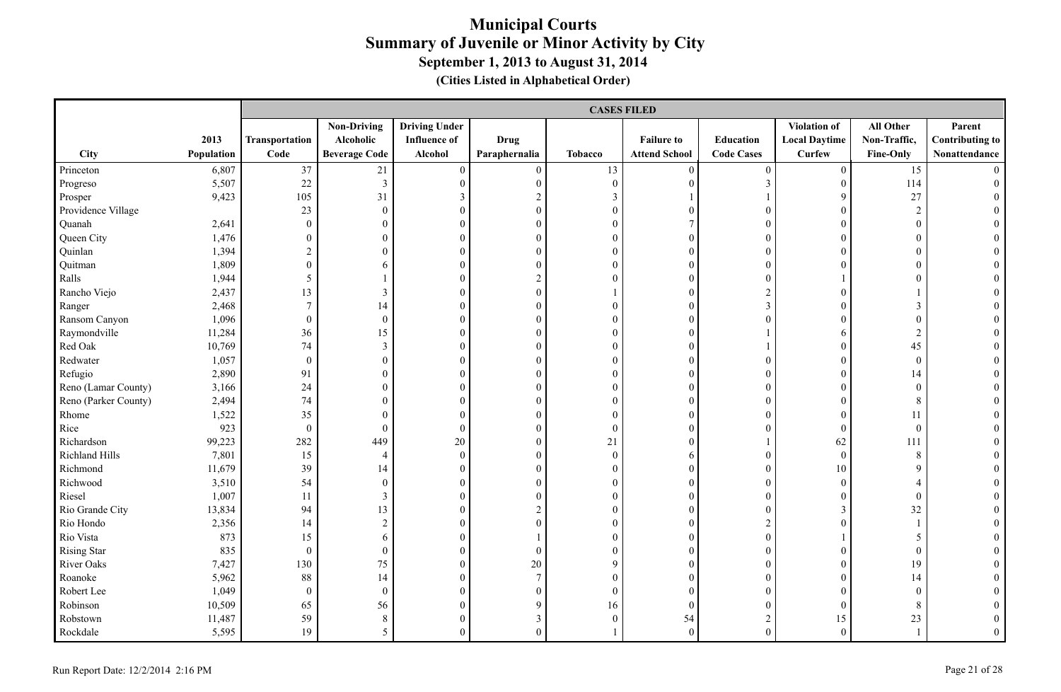# Municipal Courts
## Summary of Juvenile or Minor Activity by City
### September 1, 2013 to August 31, 2014
### (Cities Listed in Alphabetical Order)

| | | CASES FILED | | | | | | | | | |
|---|---|---|---|---|---|---|---|---|---|---|---|
| City | 2013 Population | Transportation Code | Non-Driving Alcoholic Beverage Code | Driving Under Influence of Alcohol | Drug Paraphernalia | Tobacco | Failure to Attend School | Education Code Cases | Violation of Local Daytime Curfew | All Other Non-Traffic, Fine-Only | Parent Contributing to Nonattendance |
| Princeton | 6,807 | 37 | 21 | 0 | 0 | 13 | 0 | 0 | 0 | 15 | 0 |
| Progreso | 5,507 | 22 | 3 | 0 | 0 | 0 | 0 | 3 | 0 | 114 | 0 |
| Prosper | 9,423 | 105 | 31 | 3 | 2 | 3 | 1 | 1 | 9 | 27 | 0 |
| Providence Village | | 23 | 0 | 0 | 0 | 0 | 0 | 0 | 0 | 2 | 0 |
| Quanah | 2,641 | 0 | 0 | 0 | 0 | 0 | 7 | 0 | 0 | 0 | 0 |
| Queen City | 1,476 | 0 | 0 | 0 | 0 | 0 | 0 | 0 | 0 | 0 | 0 |
| Quinlan | 1,394 | 2 | 0 | 0 | 0 | 0 | 0 | 0 | 0 | 0 | 0 |
| Quitman | 1,809 | 0 | 6 | 0 | 0 | 0 | 0 | 0 | 0 | 0 | 0 |
| Ralls | 1,944 | 5 | 1 | 0 | 2 | 0 | 0 | 0 | 1 | 0 | 0 |
| Rancho Viejo | 2,437 | 13 | 3 | 0 | 0 | 1 | 0 | 2 | 0 | 1 | 0 |
| Ranger | 2,468 | 7 | 14 | 0 | 0 | 0 | 0 | 3 | 0 | 3 | 0 |
| Ransom Canyon | 1,096 | 0 | 0 | 0 | 0 | 0 | 0 | 0 | 0 | 0 | 0 |
| Raymondville | 11,284 | 36 | 15 | 0 | 0 | 0 | 0 | 1 | 6 | 2 | 0 |
| Red Oak | 10,769 | 74 | 3 | 0 | 0 | 0 | 0 | 1 | 0 | 45 | 0 |
| Redwater | 1,057 | 0 | 0 | 0 | 0 | 0 | 0 | 0 | 0 | 0 | 0 |
| Refugio | 2,890 | 91 | 0 | 0 | 0 | 0 | 0 | 0 | 0 | 14 | 0 |
| Reno (Lamar County) | 3,166 | 24 | 0 | 0 | 0 | 0 | 0 | 0 | 0 | 0 | 0 |
| Reno (Parker County) | 2,494 | 74 | 0 | 0 | 0 | 0 | 0 | 0 | 0 | 8 | 0 |
| Rhome | 1,522 | 35 | 0 | 0 | 0 | 0 | 0 | 0 | 0 | 11 | 0 |
| Rice | 923 | 0 | 0 | 0 | 0 | 0 | 0 | 0 | 0 | 0 | 0 |
| Richardson | 99,223 | 282 | 449 | 20 | 0 | 21 | 0 | 1 | 62 | 111 | 0 |
| Richland Hills | 7,801 | 15 | 4 | 0 | 0 | 0 | 6 | 0 | 0 | 8 | 0 |
| Richmond | 11,679 | 39 | 14 | 0 | 0 | 0 | 0 | 0 | 10 | 9 | 0 |
| Richwood | 3,510 | 54 | 0 | 0 | 0 | 0 | 0 | 0 | 0 | 4 | 0 |
| Riesel | 1,007 | 11 | 3 | 0 | 0 | 0 | 0 | 0 | 0 | 0 | 0 |
| Rio Grande City | 13,834 | 94 | 13 | 0 | 2 | 0 | 0 | 0 | 3 | 32 | 0 |
| Rio Hondo | 2,356 | 14 | 2 | 0 | 0 | 0 | 0 | 2 | 0 | 1 | 0 |
| Rio Vista | 873 | 15 | 6 | 0 | 1 | 0 | 0 | 0 | 1 | 5 | 0 |
| Rising Star | 835 | 0 | 0 | 0 | 0 | 0 | 0 | 0 | 0 | 0 | 0 |
| River Oaks | 7,427 | 130 | 75 | 0 | 20 | 9 | 0 | 0 | 0 | 19 | 0 |
| Roanoke | 5,962 | 88 | 14 | 0 | 7 | 0 | 0 | 0 | 0 | 14 | 0 |
| Robert Lee | 1,049 | 0 | 0 | 0 | 0 | 0 | 0 | 0 | 0 | 0 | 0 |
| Robinson | 10,509 | 65 | 56 | 0 | 9 | 16 | 0 | 0 | 0 | 8 | 0 |
| Robstown | 11,487 | 59 | 8 | 0 | 3 | 0 | 54 | 2 | 15 | 23 | 0 |
| Rockdale | 5,595 | 19 | 5 | 0 | 0 | 1 | 0 | 0 | 0 | 1 | 0 |

Run Report Date: 12/2/2014 2:16 PM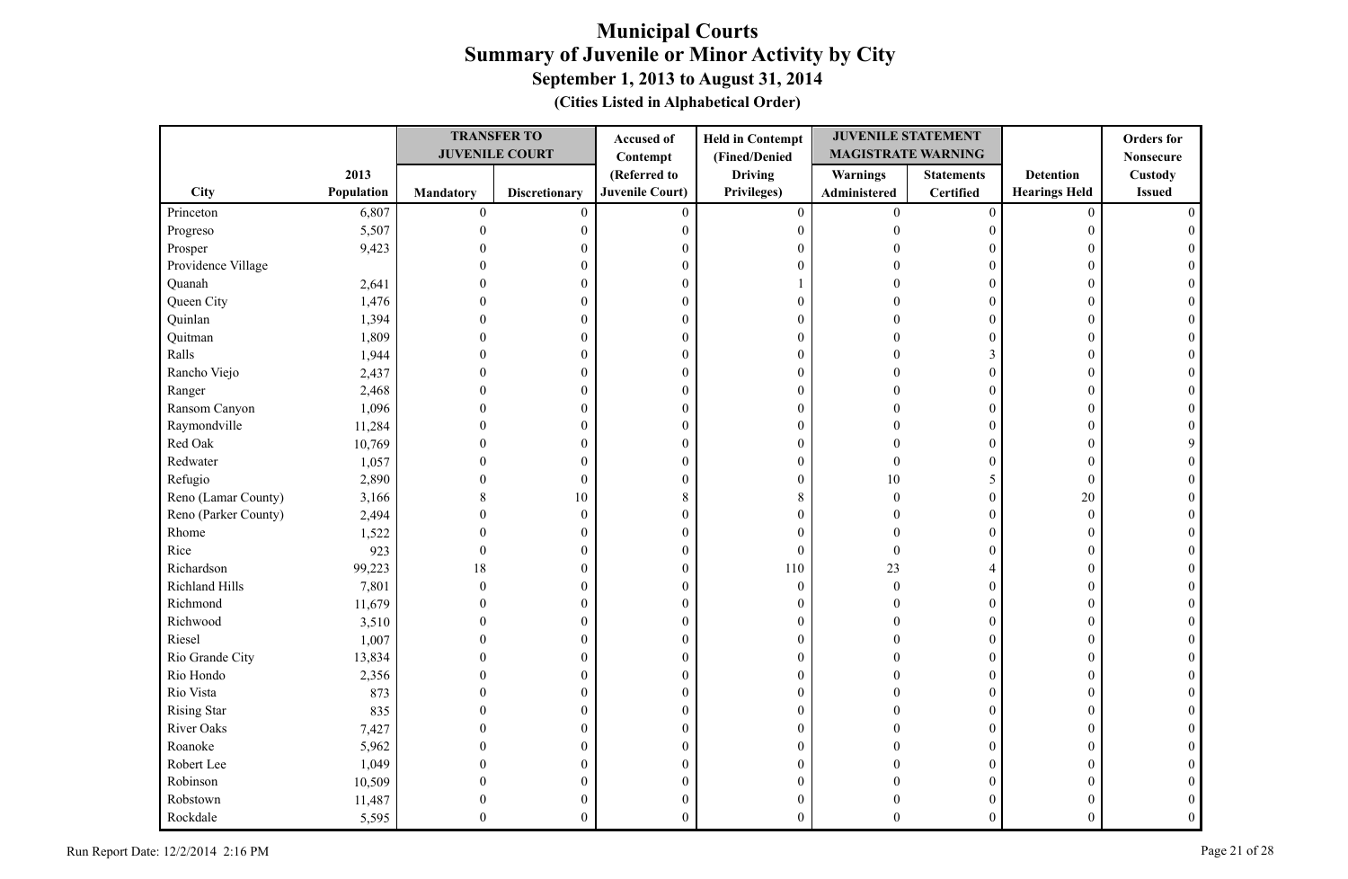# Municipal Courts
## Summary of Juvenile or Minor Activity by City
### September 1, 2013 to August 31, 2014
**(Cities Listed in Alphabetical Order)**

| City | 2013 Population | TRANSFER TO JUVENILE COURT | | Accused of Contempt (Referred to Juvenile Court) | Held in Contempt (Fined/Denied Driving Privileges) | JUVENILE STATEMENT MAGISTRATE WARNING | | Detention Hearings Held | Orders for Nonsecure Custody Issued |
|---|---|---|---|---|---|---|---|---|---|
| | | Mandatory | Discretionary | | | Warnings Administered | Statements Certified | | |
| Princeton | 6,807 | 0 | 0 | 0 | 0 | 0 | 0 | 0 | 0 |
| Progreso | 5,507 | 0 | 0 | 0 | 0 | 0 | 0 | 0 | 0 |
| Prosper | 9,423 | 0 | 0 | 0 | 0 | 0 | 0 | 0 | 0 |
| Providence Village | | 0 | 0 | 0 | 0 | 0 | 0 | 0 | 0 |
| Quanah | 2,641 | 0 | 0 | 0 | 1 | 0 | 0 | 0 | 0 |
| Queen City | 1,476 | 0 | 0 | 0 | 0 | 0 | 0 | 0 | 0 |
| Quinlan | 1,394 | 0 | 0 | 0 | 0 | 0 | 0 | 0 | 0 |
| Quitman | 1,809 | 0 | 0 | 0 | 0 | 0 | 0 | 0 | 0 |
| Ralls | 1,944 | 0 | 0 | 0 | 0 | 0 | 3 | 0 | 0 |
| Rancho Viejo | 2,437 | 0 | 0 | 0 | 0 | 0 | 0 | 0 | 0 |
| Ranger | 2,468 | 0 | 0 | 0 | 0 | 0 | 0 | 0 | 0 |
| Ransom Canyon | 1,096 | 0 | 0 | 0 | 0 | 0 | 0 | 0 | 0 |
| Raymondville | 11,284 | 0 | 0 | 0 | 0 | 0 | 0 | 0 | 0 |
| Red Oak | 10,769 | 0 | 0 | 0 | 0 | 0 | 0 | 0 | 9 |
| Redwater | 1,057 | 0 | 0 | 0 | 0 | 0 | 0 | 0 | 0 |
| Refugio | 2,890 | 0 | 0 | 0 | 0 | 10 | 5 | 0 | 0 |
| Reno (Lamar County) | 3,166 | 8 | 10 | 8 | 8 | 0 | 0 | 20 | 0 |
| Reno (Parker County) | 2,494 | 0 | 0 | 0 | 0 | 0 | 0 | 0 | 0 |
| Rhome | 1,522 | 0 | 0 | 0 | 0 | 0 | 0 | 0 | 0 |
| Rice | 923 | 0 | 0 | 0 | 0 | 0 | 0 | 0 | 0 |
| Richardson | 99,223 | 18 | 0 | 0 | 110 | 23 | 4 | 0 | 0 |
| Richland Hills | 7,801 | 0 | 0 | 0 | 0 | 0 | 0 | 0 | 0 |
| Richmond | 11,679 | 0 | 0 | 0 | 0 | 0 | 0 | 0 | 0 |
| Richwood | 3,510 | 0 | 0 | 0 | 0 | 0 | 0 | 0 | 0 |
| Riesel | 1,007 | 0 | 0 | 0 | 0 | 0 | 0 | 0 | 0 |
| Rio Grande City | 13,834 | 0 | 0 | 0 | 0 | 0 | 0 | 0 | 0 |
| Rio Hondo | 2,356 | 0 | 0 | 0 | 0 | 0 | 0 | 0 | 0 |
| Rio Vista | 873 | 0 | 0 | 0 | 0 | 0 | 0 | 0 | 0 |
| Rising Star | 835 | 0 | 0 | 0 | 0 | 0 | 0 | 0 | 0 |
| River Oaks | 7,427 | 0 | 0 | 0 | 0 | 0 | 0 | 0 | 0 |
| Roanoke | 5,962 | 0 | 0 | 0 | 0 | 0 | 0 | 0 | 0 |
| Robert Lee | 1,049 | 0 | 0 | 0 | 0 | 0 | 0 | 0 | 0 |
| Robinson | 10,509 | 0 | 0 | 0 | 0 | 0 | 0 | 0 | 0 |
| Robstown | 11,487 | 0 | 0 | 0 | 0 | 0 | 0 | 0 | 0 |
| Rockdale | 5,595 | 0 | 0 | 0 | 0 | 0 | 0 | 0 | 0 |

Run Report Date: 12/2/2014 2:16 PM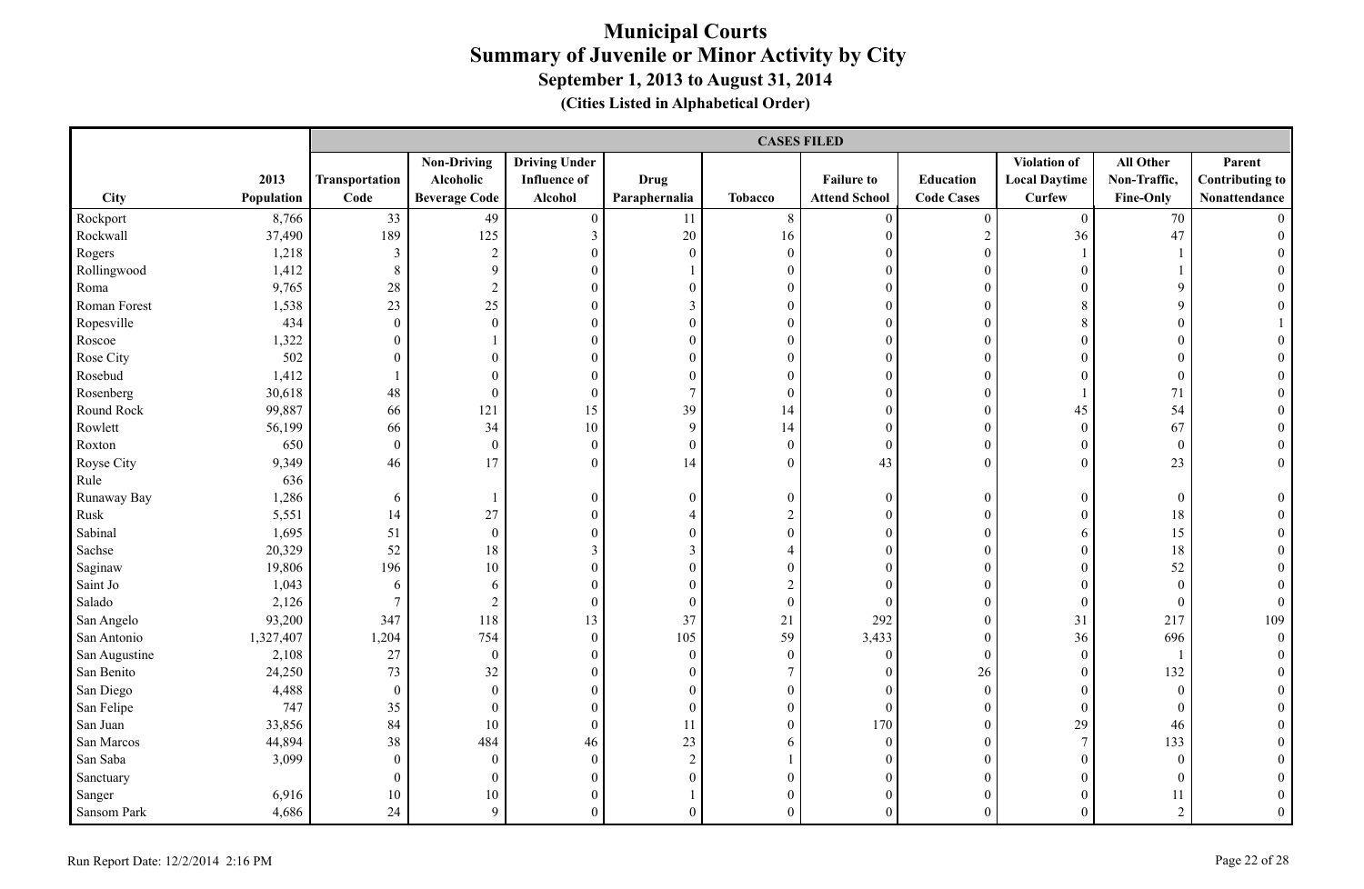# Municipal Courts
# Summary of Juvenile or Minor Activity by City
## September 1, 2013 to August 31, 2014
### (Cities Listed in Alphabetical Order)

| | | CASES FILED | | | | | | | | | |
|---|---|---|---|---|---|---|---|---|---|---|---|
| City | 2013 Population | Transportation Code | Non-Driving Alcoholic Beverage Code | Driving Under Influence of Alcohol | Drug Paraphernalia | Tobacco | Failure to Attend School | Education Code Cases | Violation of Local Daytime Curfew | All Other Non-Traffic, Fine-Only | Parent Contributing to Nonattendance |
| Rockport | 8,766 | 33 | 49 | 0 | 11 | 8 | 0 | 0 | 0 | 70 | 0 |
| Rockwall | 37,490 | 189 | 125 | 3 | 20 | 16 | 0 | 2 | 36 | 47 | 0 |
| Rogers | 1,218 | 3 | 2 | 0 | 0 | 0 | 0 | 0 | 1 | 1 | 0 |
| Rollingwood | 1,412 | 8 | 9 | 0 | 1 | 0 | 0 | 0 | 0 | 1 | 0 |
| Roma | 9,765 | 28 | 2 | 0 | 0 | 0 | 0 | 0 | 0 | 9 | 0 |
| Roman Forest | 1,538 | 23 | 25 | 0 | 3 | 0 | 0 | 0 | 8 | 9 | 0 |
| Ropesville | 434 | 0 | 0 | 0 | 0 | 0 | 0 | 0 | 8 | 0 | 1 |
| Roscoe | 1,322 | 0 | 1 | 0 | 0 | 0 | 0 | 0 | 0 | 0 | 0 |
| Rose City | 502 | 0 | 0 | 0 | 0 | 0 | 0 | 0 | 0 | 0 | 0 |
| Rosebud | 1,412 | 1 | 0 | 0 | 0 | 0 | 0 | 0 | 0 | 0 | 0 |
| Rosenberg | 30,618 | 48 | 0 | 0 | 7 | 0 | 0 | 0 | 1 | 71 | 0 |
| Round Rock | 99,887 | 66 | 121 | 15 | 39 | 14 | 0 | 0 | 45 | 54 | 0 |
| Rowlett | 56,199 | 66 | 34 | 10 | 9 | 14 | 0 | 0 | 0 | 67 | 0 |
| Roxton | 650 | 0 | 0 | 0 | 0 | 0 | 0 | 0 | 0 | 0 | 0 |
| Royse City | 9,349 | 46 | 17 | 0 | 14 | 0 | 43 | 0 | 0 | 23 | 0 |
| Rule | 636 | | | | | | | | | | |
| Runaway Bay | 1,286 | 6 | 1 | 0 | 0 | 0 | 0 | 0 | 0 | 0 | 0 |
| Rusk | 5,551 | 14 | 27 | 0 | 4 | 2 | 0 | 0 | 0 | 18 | 0 |
| Sabinal | 1,695 | 51 | 0 | 0 | 0 | 0 | 0 | 0 | 6 | 15 | 0 |
| Sachse | 20,329 | 52 | 18 | 3 | 3 | 4 | 0 | 0 | 0 | 18 | 0 |
| Saginaw | 19,806 | 196 | 10 | 0 | 0 | 0 | 0 | 0 | 0 | 52 | 0 |
| Saint Jo | 1,043 | 6 | 6 | 0 | 0 | 2 | 0 | 0 | 0 | 0 | 0 |
| Salado | 2,126 | 7 | 2 | 0 | 0 | 0 | 0 | 0 | 0 | 0 | 0 |
| San Angelo | 93,200 | 347 | 118 | 13 | 37 | 21 | 292 | 0 | 31 | 217 | 109 |
| San Antonio | 1,327,407 | 1,204 | 754 | 0 | 105 | 59 | 3,433 | 0 | 36 | 696 | 0 |
| San Augustine | 2,108 | 27 | 0 | 0 | 0 | 0 | 0 | 0 | 0 | 1 | 0 |
| San Benito | 24,250 | 73 | 32 | 0 | 0 | 7 | 0 | 26 | 0 | 132 | 0 |
| San Diego | 4,488 | 0 | 0 | 0 | 0 | 0 | 0 | 0 | 0 | 0 | 0 |
| San Felipe | 747 | 35 | 0 | 0 | 0 | 0 | 0 | 0 | 0 | 0 | 0 |
| San Juan | 33,856 | 84 | 10 | 0 | 11 | 0 | 170 | 0 | 29 | 46 | 0 |
| San Marcos | 44,894 | 38 | 484 | 46 | 23 | 6 | 0 | 0 | 7 | 133 | 0 |
| San Saba | 3,099 | 0 | 0 | 0 | 2 | 1 | 0 | 0 | 0 | 0 | 0 |
| Sanctuary | | 0 | 0 | 0 | 0 | 0 | 0 | 0 | 0 | 0 | 0 |
| Sanger | 6,916 | 10 | 10 | 0 | 1 | 0 | 0 | 0 | 0 | 11 | 0 |
| Sansom Park | 4,686 | 24 | 9 | 0 | 0 | 0 | 0 | 0 | 0 | 2 | 0 |

Run Report Date: 12/2/2014 2:16 PM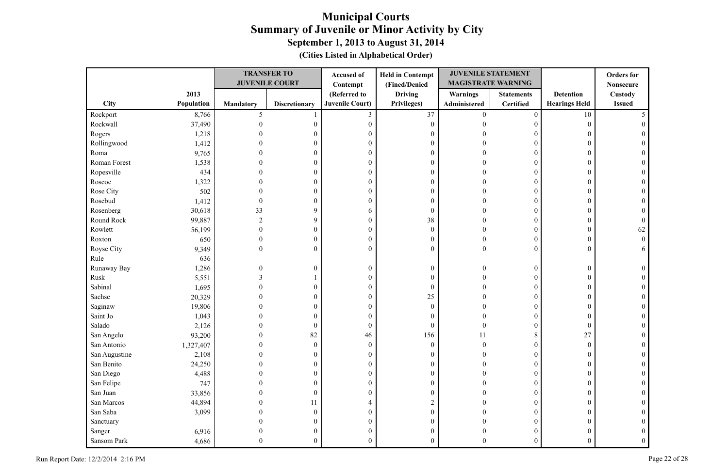# Municipal Courts
## Summary of Juvenile or Minor Activity by City
### September 1, 2013 to August 31, 2014
**(Cities Listed in Alphabetical Order)**

| | | TRANSFER TO JUVENILE COURT | | Accused of Contempt | Held in Contempt (Fined/Denied | JUVENILE STATEMENT MAGISTRATE WARNING | | | Orders for Nonsecure |
|---|---|---|---|---|---|---|---|---|---|
| City | 2013 Population | Mandatory | Discretionary | (Referred to Juvenile Court) | Driving Privileges) | Warnings Administered | Statements Certified | Detention Hearings Held | Custody Issued |
| Rockport | 8,766 | 5 | 1 | 3 | 37 | 0 | 0 | 10 | 5 |
| Rockwall | 37,490 | 0 | 0 | 0 | 0 | 0 | 0 | 0 | 0 |
| Rogers | 1,218 | 0 | 0 | 0 | 0 | 0 | 0 | 0 | 0 |
| Rollingwood | 1,412 | 0 | 0 | 0 | 0 | 0 | 0 | 0 | 0 |
| Roma | 9,765 | 0 | 0 | 0 | 0 | 0 | 0 | 0 | 0 |
| Roman Forest | 1,538 | 0 | 0 | 0 | 0 | 0 | 0 | 0 | 0 |
| Ropesville | 434 | 0 | 0 | 0 | 0 | 0 | 0 | 0 | 0 |
| Roscoe | 1,322 | 0 | 0 | 0 | 0 | 0 | 0 | 0 | 0 |
| Rose City | 502 | 0 | 0 | 0 | 0 | 0 | 0 | 0 | 0 |
| Rosebud | 1,412 | 0 | 0 | 0 | 0 | 0 | 0 | 0 | 0 |
| Rosenberg | 30,618 | 33 | 9 | 6 | 0 | 0 | 0 | 0 | 0 |
| Round Rock | 99,887 | 2 | 9 | 0 | 38 | 0 | 0 | 0 | 0 |
| Rowlett | 56,199 | 0 | 0 | 0 | 0 | 0 | 0 | 0 | 62 |
| Roxton | 650 | 0 | 0 | 0 | 0 | 0 | 0 | 0 | 0 |
| Royse City | 9,349 | 0 | 0 | 0 | 0 | 0 | 0 | 0 | 6 |
| Rule | 636 | | | | | | | | |
| Runaway Bay | 1,286 | 0 | 0 | 0 | 0 | 0 | 0 | 0 | 0 |
| Rusk | 5,551 | 3 | 1 | 0 | 0 | 0 | 0 | 0 | 0 |
| Sabinal | 1,695 | 0 | 0 | 0 | 0 | 0 | 0 | 0 | 0 |
| Sachse | 20,329 | 0 | 0 | 0 | 25 | 0 | 0 | 0 | 0 |
| Saginaw | 19,806 | 0 | 0 | 0 | 0 | 0 | 0 | 0 | 0 |
| Saint Jo | 1,043 | 0 | 0 | 0 | 0 | 0 | 0 | 0 | 0 |
| Salado | 2,126 | 0 | 0 | 0 | 0 | 0 | 0 | 0 | 0 |
| San Angelo | 93,200 | 0 | 82 | 46 | 156 | 11 | 8 | 27 | 0 |
| San Antonio | 1,327,407 | 0 | 0 | 0 | 0 | 0 | 0 | 0 | 0 |
| San Augustine | 2,108 | 0 | 0 | 0 | 0 | 0 | 0 | 0 | 0 |
| San Benito | 24,250 | 0 | 0 | 0 | 0 | 0 | 0 | 0 | 0 |
| San Diego | 4,488 | 0 | 0 | 0 | 0 | 0 | 0 | 0 | 0 |
| San Felipe | 747 | 0 | 0 | 0 | 0 | 0 | 0 | 0 | 0 |
| San Juan | 33,856 | 0 | 0 | 0 | 0 | 0 | 0 | 0 | 0 |
| San Marcos | 44,894 | 0 | 11 | 4 | 2 | 0 | 0 | 0 | 0 |
| San Saba | 3,099 | 0 | 0 | 0 | 0 | 0 | 0 | 0 | 0 |
| Sanctuary | | 0 | 0 | 0 | 0 | 0 | 0 | 0 | 0 |
| Sanger | 6,916 | 0 | 0 | 0 | 0 | 0 | 0 | 0 | 0 |
| Sansom Park | 4,686 | 0 | 0 | 0 | 0 | 0 | 0 | 0 | 0 |

Run Report Date: 12/2/2014 2:16 PM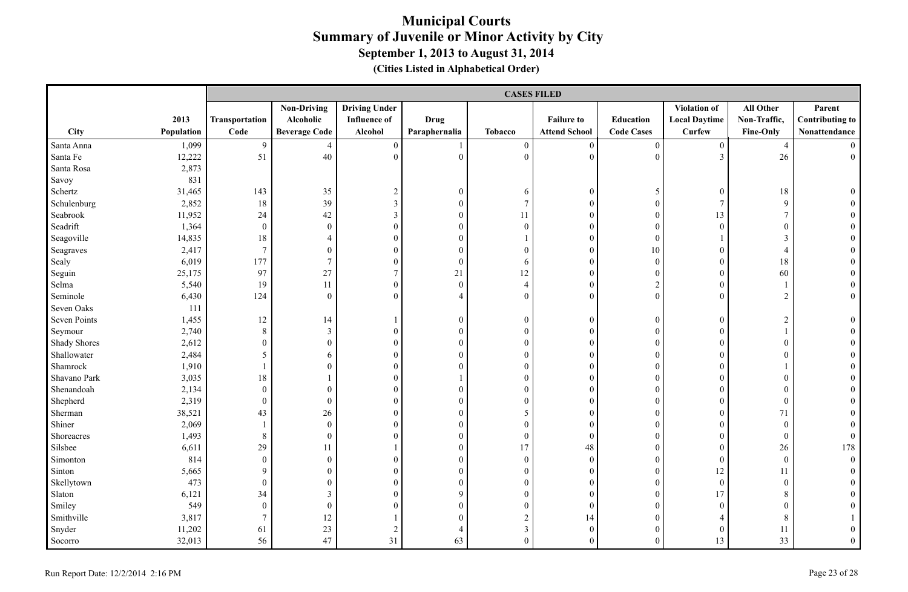# Municipal Courts
## Summary of Juvenile or Minor Activity by City
### September 1, 2013 to August 31, 2014
#### (Cities Listed in Alphabetical Order)

| | | CASES FILED | | | | | | | | | |
|---|---|---|---|---|---|---|---|---|---|---|---|
| City | 2013 Population | Transportation Code | Non-Driving Alcoholic Beverage Code | Driving Under Influence of Alcohol | Drug Paraphernalia | Tobacco | Failure to Attend School | Education Code Cases | Violation of Local Daytime Curfew | All Other Non-Traffic, Fine-Only | Parent Contributing to Nonattendance |
| Santa Anna | 1,099 | 9 | 4 | 0 | 1 | 0 | 0 | 0 | 0 | 4 | 0 |
| Santa Fe | 12,222 | 51 | 40 | 0 | 0 | 0 | 0 | 0 | 3 | 26 | 0 |
| Santa Rosa | 2,873 | | | | | | | | | | |
| Savoy | 831 | | | | | | | | | | |
| Schertz | 31,465 | 143 | 35 | 2 | 0 | 6 | 0 | 5 | 0 | 18 | 0 |
| Schulenburg | 2,852 | 18 | 39 | 3 | 0 | 7 | 0 | 0 | 7 | 9 | 0 |
| Seabrook | 11,952 | 24 | 42 | 3 | 0 | 11 | 0 | 0 | 13 | 7 | 0 |
| Seadrift | 1,364 | 0 | 0 | 0 | 0 | 0 | 0 | 0 | 0 | 0 | 0 |
| Seagoville | 14,835 | 18 | 4 | 0 | 0 | 1 | 0 | 0 | 1 | 3 | 0 |
| Seagraves | 2,417 | 7 | 0 | 0 | 0 | 0 | 0 | 10 | 0 | 4 | 0 |
| Sealy | 6,019 | 177 | 7 | 0 | 0 | 6 | 0 | 0 | 0 | 18 | 0 |
| Seguin | 25,175 | 97 | 27 | 7 | 21 | 12 | 0 | 0 | 0 | 60 | 0 |
| Selma | 5,540 | 19 | 11 | 0 | 0 | 4 | 0 | 2 | 0 | 1 | 0 |
| Seminole | 6,430 | 124 | 0 | 0 | 4 | 0 | 0 | 0 | 0 | 2 | 0 |
| Seven Oaks | 111 | | | | | | | | | | |
| Seven Points | 1,455 | 12 | 14 | 1 | 0 | 0 | 0 | 0 | 0 | 2 | 0 |
| Seymour | 2,740 | 8 | 3 | 0 | 0 | 0 | 0 | 0 | 0 | 1 | 0 |
| Shady Shores | 2,612 | 0 | 0 | 0 | 0 | 0 | 0 | 0 | 0 | 0 | 0 |
| Shallowater | 2,484 | 5 | 6 | 0 | 0 | 0 | 0 | 0 | 0 | 0 | 0 |
| Shamrock | 1,910 | 1 | 0 | 0 | 0 | 0 | 0 | 0 | 0 | 1 | 0 |
| Shavano Park | 3,035 | 18 | 1 | 0 | 1 | 0 | 0 | 0 | 0 | 0 | 0 |
| Shenandoah | 2,134 | 0 | 0 | 0 | 0 | 0 | 0 | 0 | 0 | 0 | 0 |
| Shepherd | 2,319 | 0 | 0 | 0 | 0 | 0 | 0 | 0 | 0 | 0 | 0 |
| Sherman | 38,521 | 43 | 26 | 0 | 0 | 5 | 0 | 0 | 0 | 71 | 0 |
| Shiner | 2,069 | 1 | 0 | 0 | 0 | 0 | 0 | 0 | 0 | 0 | 0 |
| Shoreacres | 1,493 | 8 | 0 | 0 | 0 | 0 | 0 | 0 | 0 | 0 | 0 |
| Silsbee | 6,611 | 29 | 11 | 1 | 0 | 17 | 48 | 0 | 0 | 26 | 178 |
| Simonton | 814 | 0 | 0 | 0 | 0 | 0 | 0 | 0 | 0 | 0 | 0 |
| Sinton | 5,665 | 9 | 0 | 0 | 0 | 0 | 0 | 0 | 12 | 11 | 0 |
| Skellytown | 473 | 0 | 0 | 0 | 0 | 0 | 0 | 0 | 0 | 0 | 0 |
| Slaton | 6,121 | 34 | 3 | 0 | 9 | 0 | 0 | 0 | 17 | 8 | 0 |
| Smiley | 549 | 0 | 0 | 0 | 0 | 0 | 0 | 0 | 0 | 0 | 0 |
| Smithville | 3,817 | 7 | 12 | 1 | 0 | 2 | 14 | 0 | 4 | 8 | 1 |
| Snyder | 11,202 | 61 | 23 | 2 | 4 | 3 | 0 | 0 | 0 | 11 | 0 |
| Socorro | 32,013 | 56 | 47 | 31 | 63 | 0 | 0 | 0 | 13 | 33 | 0 |

Run Report Date: 12/2/2014 2:16 PM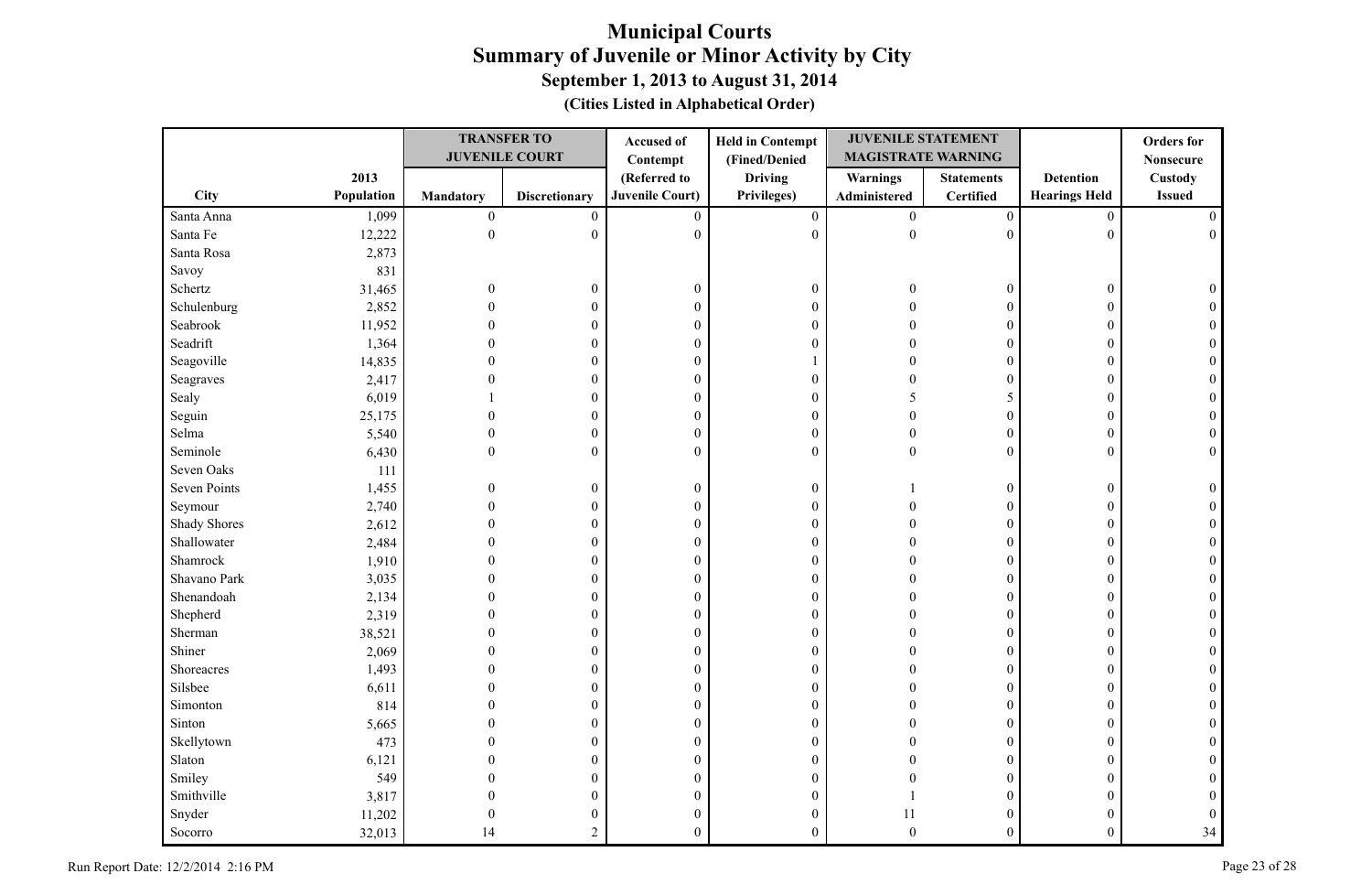# Municipal Courts
## Summary of Juvenile or Minor Activity by City
### September 1, 2013 to August 31, 2014
#### (Cities Listed in Alphabetical Order)

| City | 2013 Population | TRANSFER TO JUVENILE COURT | | Accused of Contempt | Held in Contempt | JUVENILE STATEMENT MAGISTRATE WARNING | | Detention Hearings Held | Orders for Nonsecure Custody Issued |
|---|---|---|---|---|---|---|---|---|---|
| | | Mandatory | Discretionary | (Referred to Juvenile Court) | (Fined/Denied Driving Privileges) | Warnings Administered | Statements Certified | | |
| Santa Anna | 1,099 | 0 | 0 | 0 | 0 | 0 | 0 | 0 | 0 |
| Santa Fe | 12,222 | 0 | 0 | 0 | 0 | 0 | 0 | 0 | 0 |
| Santa Rosa | 2,873 | | | | | | | | |
| Savoy | 831 | | | | | | | | |
| Schertz | 31,465 | 0 | 0 | 0 | 0 | 0 | 0 | 0 | 0 |
| Schulenburg | 2,852 | 0 | 0 | 0 | 0 | 0 | 0 | 0 | 0 |
| Seabrook | 11,952 | 0 | 0 | 0 | 0 | 0 | 0 | 0 | 0 |
| Seadrift | 1,364 | 0 | 0 | 0 | 0 | 0 | 0 | 0 | 0 |
| Seagoville | 14,835 | 0 | 0 | 0 | 1 | 0 | 0 | 0 | 0 |
| Seagraves | 2,417 | 0 | 0 | 0 | 0 | 0 | 0 | 0 | 0 |
| Sealy | 6,019 | 1 | 0 | 0 | 0 | 5 | 5 | 0 | 0 |
| Seguin | 25,175 | 0 | 0 | 0 | 0 | 0 | 0 | 0 | 0 |
| Selma | 5,540 | 0 | 0 | 0 | 0 | 0 | 0 | 0 | 0 |
| Seminole | 6,430 | 0 | 0 | 0 | 0 | 0 | 0 | 0 | 0 |
| Seven Oaks | 111 | | | | | | | | |
| Seven Points | 1,455 | 0 | 0 | 0 | 0 | 1 | 0 | 0 | 0 |
| Seymour | 2,740 | 0 | 0 | 0 | 0 | 0 | 0 | 0 | 0 |
| Shady Shores | 2,612 | 0 | 0 | 0 | 0 | 0 | 0 | 0 | 0 |
| Shallowater | 2,484 | 0 | 0 | 0 | 0 | 0 | 0 | 0 | 0 |
| Shamrock | 1,910 | 0 | 0 | 0 | 0 | 0 | 0 | 0 | 0 |
| Shavano Park | 3,035 | 0 | 0 | 0 | 0 | 0 | 0 | 0 | 0 |
| Shenandoah | 2,134 | 0 | 0 | 0 | 0 | 0 | 0 | 0 | 0 |
| Shepherd | 2,319 | 0 | 0 | 0 | 0 | 0 | 0 | 0 | 0 |
| Sherman | 38,521 | 0 | 0 | 0 | 0 | 0 | 0 | 0 | 0 |
| Shiner | 2,069 | 0 | 0 | 0 | 0 | 0 | 0 | 0 | 0 |
| Shoreacres | 1,493 | 0 | 0 | 0 | 0 | 0 | 0 | 0 | 0 |
| Silsbee | 6,611 | 0 | 0 | 0 | 0 | 0 | 0 | 0 | 0 |
| Simonton | 814 | 0 | 0 | 0 | 0 | 0 | 0 | 0 | 0 |
| Sinton | 5,665 | 0 | 0 | 0 | 0 | 0 | 0 | 0 | 0 |
| Skellytown | 473 | 0 | 0 | 0 | 0 | 0 | 0 | 0 | 0 |
| Slaton | 6,121 | 0 | 0 | 0 | 0 | 0 | 0 | 0 | 0 |
| Smiley | 549 | 0 | 0 | 0 | 0 | 0 | 0 | 0 | 0 |
| Smithville | 3,817 | 0 | 0 | 0 | 0 | 1 | 0 | 0 | 0 |
| Snyder | 11,202 | 0 | 0 | 0 | 0 | 11 | 0 | 0 | 0 |
| Socorro | 32,013 | 14 | 2 | 0 | 0 | 0 | 0 | 0 | 34 |

Run Report Date: 12/2/2014 2:16 PM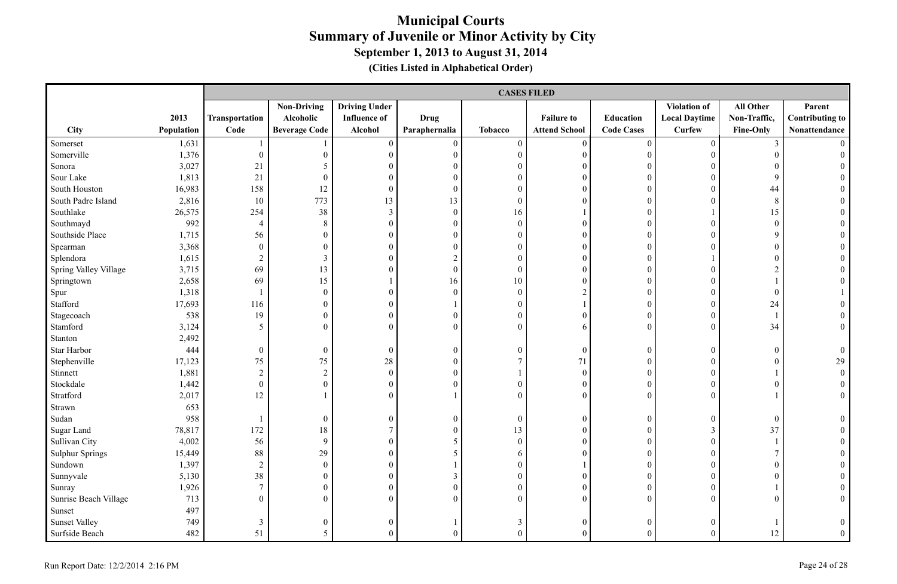# Municipal Courts
## Summary of Juvenile or Minor Activity by City
### September 1, 2013 to August 31, 2014
#### (Cities Listed in Alphabetical Order)

| | | CASES FILED | | | | | | | | | |
|---|---|---|---|---|---|---|---|---|---|---|---|
| City | 2013 Population | Transportation Code | Non-Driving Alcoholic Beverage Code | Driving Under Influence of Alcohol | Drug Paraphernalia | Tobacco | Failure to Attend School | Education Code Cases | Violation of Local Daytime Curfew | All Other Non-Traffic, Fine-Only | Parent Contributing to Nonattendance |
| Somerset | 1,631 | 1 | 1 | 0 | 0 | 0 | 0 | 0 | 0 | 3 | 0 |
| Somerville | 1,376 | 0 | 0 | 0 | 0 | 0 | 0 | 0 | 0 | 0 | 0 |
| Sonora | 3,027 | 21 | 5 | 0 | 0 | 0 | 0 | 0 | 0 | 0 | 0 |
| Sour Lake | 1,813 | 21 | 0 | 0 | 0 | 0 | 0 | 0 | 0 | 9 | 0 |
| South Houston | 16,983 | 158 | 12 | 0 | 0 | 0 | 0 | 0 | 0 | 44 | 0 |
| South Padre Island | 2,816 | 10 | 773 | 13 | 13 | 0 | 0 | 0 | 0 | 8 | 0 |
| Southlake | 26,575 | 254 | 38 | 3 | 0 | 16 | 1 | 0 | 1 | 15 | 0 |
| Southmayd | 992 | 4 | 8 | 0 | 0 | 0 | 0 | 0 | 0 | 0 | 0 |
| Southside Place | 1,715 | 56 | 0 | 0 | 0 | 0 | 0 | 0 | 0 | 9 | 0 |
| Spearman | 3,368 | 0 | 0 | 0 | 0 | 0 | 0 | 0 | 0 | 0 | 0 |
| Splendora | 1,615 | 2 | 3 | 0 | 2 | 0 | 0 | 0 | 1 | 0 | 0 |
| Spring Valley Village | 3,715 | 69 | 13 | 0 | 0 | 0 | 0 | 0 | 0 | 2 | 0 |
| Springtown | 2,658 | 69 | 15 | 1 | 16 | 10 | 0 | 0 | 0 | 1 | 0 |
| Spur | 1,318 | 1 | 0 | 0 | 0 | 0 | 2 | 0 | 0 | 0 | 1 |
| Stafford | 17,693 | 116 | 0 | 0 | 1 | 0 | 1 | 0 | 0 | 24 | 0 |
| Stagecoach | 538 | 19 | 0 | 0 | 0 | 0 | 0 | 0 | 0 | 1 | 0 |
| Stamford | 3,124 | 5 | 0 | 0 | 0 | 0 | 6 | 0 | 0 | 34 | 0 |
| Stanton | 2,492 | | | | | | | | | | |
| Star Harbor | 444 | 0 | 0 | 0 | 0 | 0 | 0 | 0 | 0 | 0 | 0 |
| Stephenville | 17,123 | 75 | 75 | 28 | 0 | 7 | 71 | 0 | 0 | 0 | 29 |
| Stinnett | 1,881 | 2 | 2 | 0 | 0 | 1 | 0 | 0 | 0 | 1 | 0 |
| Stockdale | 1,442 | 0 | 0 | 0 | 0 | 0 | 0 | 0 | 0 | 0 | 0 |
| Stratford | 2,017 | 12 | 1 | 0 | 1 | 0 | 0 | 0 | 0 | 1 | 0 |
| Strawn | 653 | | | | | | | | | | |
| Sudan | 958 | 1 | 0 | 0 | 0 | 0 | 0 | 0 | 0 | 0 | 0 |
| Sugar Land | 78,817 | 172 | 18 | 7 | 0 | 13 | 0 | 0 | 3 | 37 | 0 |
| Sullivan City | 4,002 | 56 | 9 | 0 | 5 | 0 | 0 | 0 | 0 | 1 | 0 |
| Sulphur Springs | 15,449 | 88 | 29 | 0 | 5 | 6 | 0 | 0 | 0 | 7 | 0 |
| Sundown | 1,397 | 2 | 0 | 0 | 1 | 0 | 1 | 0 | 0 | 0 | 0 |
| Sunnyvale | 5,130 | 38 | 0 | 0 | 3 | 0 | 0 | 0 | 0 | 0 | 0 |
| Sunray | 1,926 | 7 | 0 | 0 | 0 | 0 | 0 | 0 | 0 | 1 | 0 |
| Sunrise Beach Village | 713 | 0 | 0 | 0 | 0 | 0 | 0 | 0 | 0 | 0 | 0 |
| Sunset | 497 | | | | | | | | | | |
| Sunset Valley | 749 | 3 | 0 | 0 | 1 | 3 | 0 | 0 | 0 | 1 | 0 |
| Surfside Beach | 482 | 51 | 5 | 0 | 0 | 0 | 0 | 0 | 0 | 12 | 0 |

Run Report Date: 12/2/2014 2:16 PM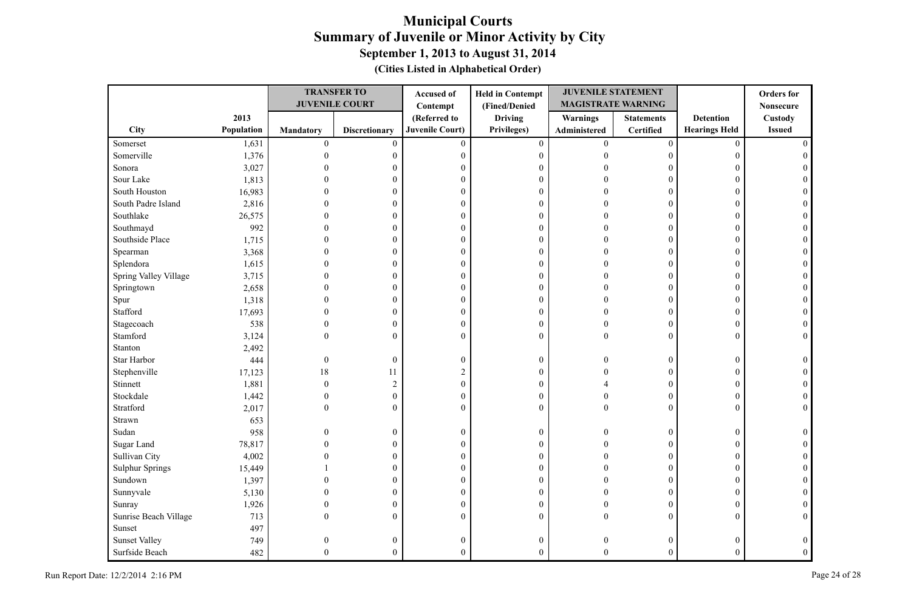# Municipal Courts
## Summary of Juvenile or Minor Activity by City
### September 1, 2013 to August 31, 2014
### (Cities Listed in Alphabetical Order)

| City | 2013 Population | TRANSFER TO JUVENILE COURT | | Accused of Contempt (Referred to Juvenile Court) | Held in Contempt (Fined/Denied Driving Privileges) | JUVENILE STATEMENT MAGISTRATE WARNING | | Detention Hearings Held | Orders for Nonsecure Custody Issued |
|---|---|---|---|---|---|---|---|---|---|
| | | Mandatory | Discretionary | | | Warnings Administered | Statements Certified | | |
| Somerset | 1,631 | 0 | 0 | 0 | 0 | 0 | 0 | 0 | 0 |
| Somerville | 1,376 | 0 | 0 | 0 | 0 | 0 | 0 | 0 | 0 |
| Sonora | 3,027 | 0 | 0 | 0 | 0 | 0 | 0 | 0 | 0 |
| Sour Lake | 1,813 | 0 | 0 | 0 | 0 | 0 | 0 | 0 | 0 |
| South Houston | 16,983 | 0 | 0 | 0 | 0 | 0 | 0 | 0 | 0 |
| South Padre Island | 2,816 | 0 | 0 | 0 | 0 | 0 | 0 | 0 | 0 |
| Southlake | 26,575 | 0 | 0 | 0 | 0 | 0 | 0 | 0 | 0 |
| Southmayd | 992 | 0 | 0 | 0 | 0 | 0 | 0 | 0 | 0 |
| Southside Place | 1,715 | 0 | 0 | 0 | 0 | 0 | 0 | 0 | 0 |
| Spearman | 3,368 | 0 | 0 | 0 | 0 | 0 | 0 | 0 | 0 |
| Splendora | 1,615 | 0 | 0 | 0 | 0 | 0 | 0 | 0 | 0 |
| Spring Valley Village | 3,715 | 0 | 0 | 0 | 0 | 0 | 0 | 0 | 0 |
| Springtown | 2,658 | 0 | 0 | 0 | 0 | 0 | 0 | 0 | 0 |
| Spur | 1,318 | 0 | 0 | 0 | 0 | 0 | 0 | 0 | 0 |
| Stafford | 17,693 | 0 | 0 | 0 | 0 | 0 | 0 | 0 | 0 |
| Stagecoach | 538 | 0 | 0 | 0 | 0 | 0 | 0 | 0 | 0 |
| Stamford | 3,124 | 0 | 0 | 0 | 0 | 0 | 0 | 0 | 0 |
| Stanton | 2,492 | | | | | | | | |
| Star Harbor | 444 | 0 | 0 | 0 | 0 | 0 | 0 | 0 | 0 |
| Stephenville | 17,123 | 18 | 11 | 2 | 0 | 0 | 0 | 0 | 0 |
| Stinnett | 1,881 | 0 | 2 | 0 | 0 | 4 | 0 | 0 | 0 |
| Stockdale | 1,442 | 0 | 0 | 0 | 0 | 0 | 0 | 0 | 0 |
| Stratford | 2,017 | 0 | 0 | 0 | 0 | 0 | 0 | 0 | 0 |
| Strawn | 653 | | | | | | | | |
| Sudan | 958 | 0 | 0 | 0 | 0 | 0 | 0 | 0 | 0 |
| Sugar Land | 78,817 | 0 | 0 | 0 | 0 | 0 | 0 | 0 | 0 |
| Sullivan City | 4,002 | 0 | 0 | 0 | 0 | 0 | 0 | 0 | 0 |
| Sulphur Springs | 15,449 | 1 | 0 | 0 | 0 | 0 | 0 | 0 | 0 |
| Sundown | 1,397 | 0 | 0 | 0 | 0 | 0 | 0 | 0 | 0 |
| Sunnyvale | 5,130 | 0 | 0 | 0 | 0 | 0 | 0 | 0 | 0 |
| Sunray | 1,926 | 0 | 0 | 0 | 0 | 0 | 0 | 0 | 0 |
| Sunrise Beach Village | 713 | 0 | 0 | 0 | 0 | 0 | 0 | 0 | 0 |
| Sunset | 497 | | | | | | | | |
| Sunset Valley | 749 | 0 | 0 | 0 | 0 | 0 | 0 | 0 | 0 |
| Surfside Beach | 482 | 0 | 0 | 0 | 0 | 0 | 0 | 0 | 0 |

Run Report Date: 12/2/2014 2:16 PM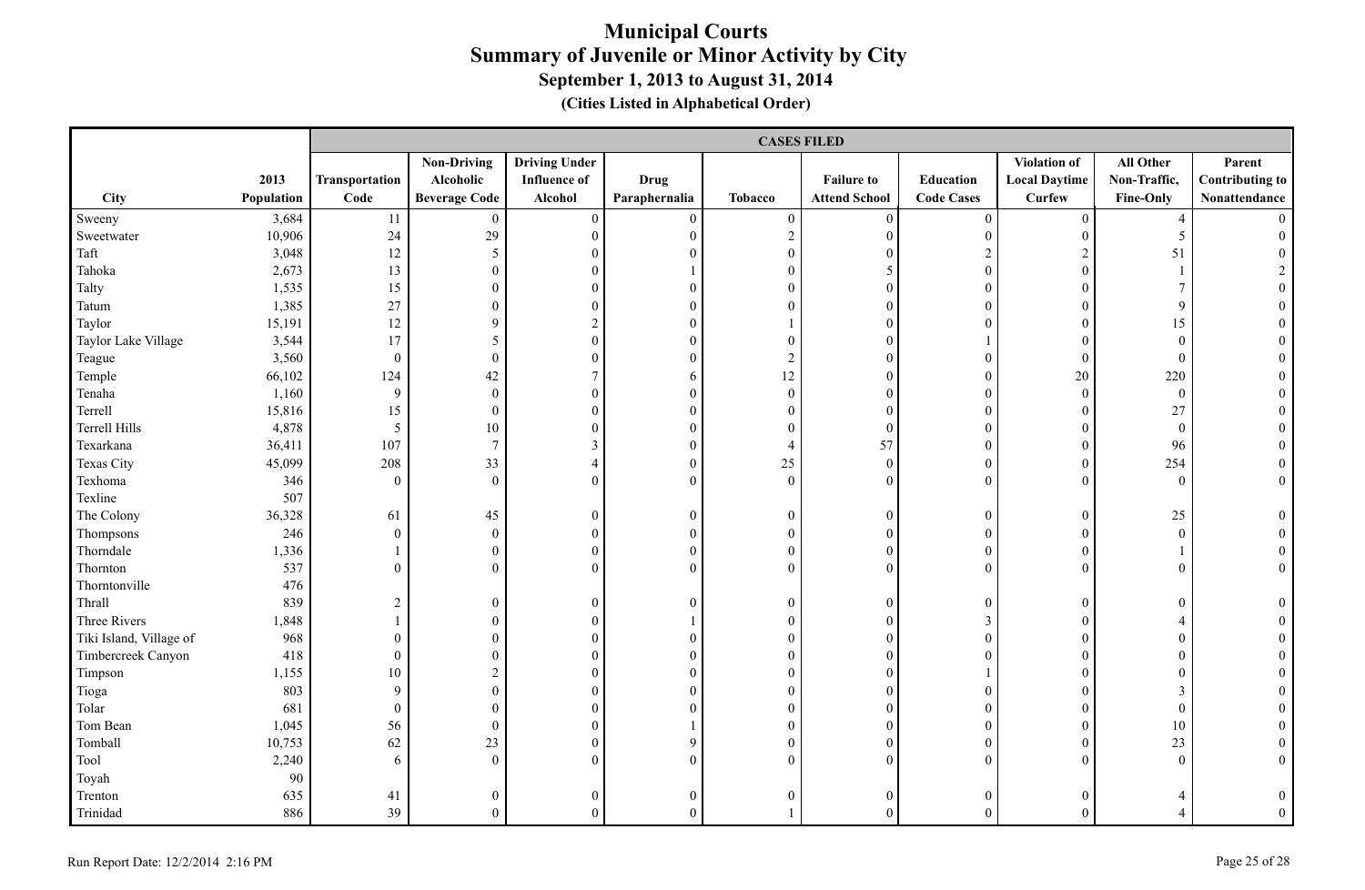# Municipal Courts
## Summary of Juvenile or Minor Activity by City
### September 1, 2013 to August 31, 2014
#### (Cities Listed in Alphabetical Order)

| | | CASES FILED | | | | | | | | | |
|---|---|---|---|---|---|---|---|---|---|---|---|
| City | 2013 Population | Transportation Code | Non-Driving Alcoholic Beverage Code | Driving Under Influence of Alcohol | Drug Paraphernalia | Tobacco | Failure to Attend School | Education Code Cases | Violation of Local Daytime Curfew | All Other Non-Traffic, Fine-Only | Parent Contributing to Nonattendance |
| Sweeny | 3,684 | 11 | 0 | 0 | 0 | 0 | 0 | 0 | 0 | 4 | 0 |
| Sweetwater | 10,906 | 24 | 29 | 0 | 0 | 2 | 0 | 0 | 0 | 5 | 0 |
| Taft | 3,048 | 12 | 5 | 0 | 0 | 0 | 0 | 2 | 2 | 51 | 0 |
| Tahoka | 2,673 | 13 | 0 | 0 | 1 | 0 | 5 | 0 | 0 | 1 | 2 |
| Talty | 1,535 | 15 | 0 | 0 | 0 | 0 | 0 | 0 | 0 | 7 | 0 |
| Tatum | 1,385 | 27 | 0 | 0 | 0 | 0 | 0 | 0 | 0 | 9 | 0 |
| Taylor | 15,191 | 12 | 9 | 2 | 0 | 1 | 0 | 0 | 0 | 15 | 0 |
| Taylor Lake Village | 3,544 | 17 | 5 | 0 | 0 | 0 | 0 | 1 | 0 | 0 | 0 |
| Teague | 3,560 | 0 | 0 | 0 | 0 | 2 | 0 | 0 | 0 | 0 | 0 |
| Temple | 66,102 | 124 | 42 | 7 | 6 | 12 | 0 | 0 | 20 | 220 | 0 |
| Tenaha | 1,160 | 9 | 0 | 0 | 0 | 0 | 0 | 0 | 0 | 0 | 0 |
| Terrell | 15,816 | 15 | 0 | 0 | 0 | 0 | 0 | 0 | 0 | 27 | 0 |
| Terrell Hills | 4,878 | 5 | 10 | 0 | 0 | 0 | 0 | 0 | 0 | 0 | 0 |
| Texarkana | 36,411 | 107 | 7 | 3 | 0 | 4 | 57 | 0 | 0 | 96 | 0 |
| Texas City | 45,099 | 208 | 33 | 4 | 0 | 25 | 0 | 0 | 0 | 254 | 0 |
| Texhoma | 346 | 0 | 0 | 0 | 0 | 0 | 0 | 0 | 0 | 0 | 0 |
| Texline | 507 | | | | | | | | | | |
| The Colony | 36,328 | 61 | 45 | 0 | 0 | 0 | 0 | 0 | 0 | 25 | 0 |
| Thompsons | 246 | 0 | 0 | 0 | 0 | 0 | 0 | 0 | 0 | 0 | 0 |
| Thorndale | 1,336 | 1 | 0 | 0 | 0 | 0 | 0 | 0 | 0 | 1 | 0 |
| Thornton | 537 | 0 | 0 | 0 | 0 | 0 | 0 | 0 | 0 | 0 | 0 |
| Thorntonville | 476 | | | | | | | | | | |
| Thrall | 839 | 2 | 0 | 0 | 0 | 0 | 0 | 0 | 0 | 0 | 0 |
| Three Rivers | 1,848 | 1 | 0 | 0 | 1 | 0 | 0 | 3 | 0 | 4 | 0 |
| Tiki Island, Village of | 968 | 0 | 0 | 0 | 0 | 0 | 0 | 0 | 0 | 0 | 0 |
| Timbercreek Canyon | 418 | 0 | 0 | 0 | 0 | 0 | 0 | 0 | 0 | 0 | 0 |
| Timpson | 1,155 | 10 | 2 | 0 | 0 | 0 | 0 | 1 | 0 | 0 | 0 |
| Tioga | 803 | 9 | 0 | 0 | 0 | 0 | 0 | 0 | 0 | 3 | 0 |
| Tolar | 681 | 0 | 0 | 0 | 0 | 0 | 0 | 0 | 0 | 0 | 0 |
| Tom Bean | 1,045 | 56 | 0 | 0 | 1 | 0 | 0 | 0 | 0 | 10 | 0 |
| Tomball | 10,753 | 62 | 23 | 0 | 9 | 0 | 0 | 0 | 0 | 23 | 0 |
| Tool | 2,240 | 6 | 0 | 0 | 0 | 0 | 0 | 0 | 0 | 0 | 0 |
| Toyah | 90 | | | | | | | | | | |
| Trenton | 635 | 41 | 0 | 0 | 0 | 0 | 0 | 0 | 0 | 4 | 0 |
| Trinidad | 886 | 39 | 0 | 0 | 0 | 1 | 0 | 0 | 0 | 4 | 0 |

Run Report Date: 12/2/2014 2:16 PM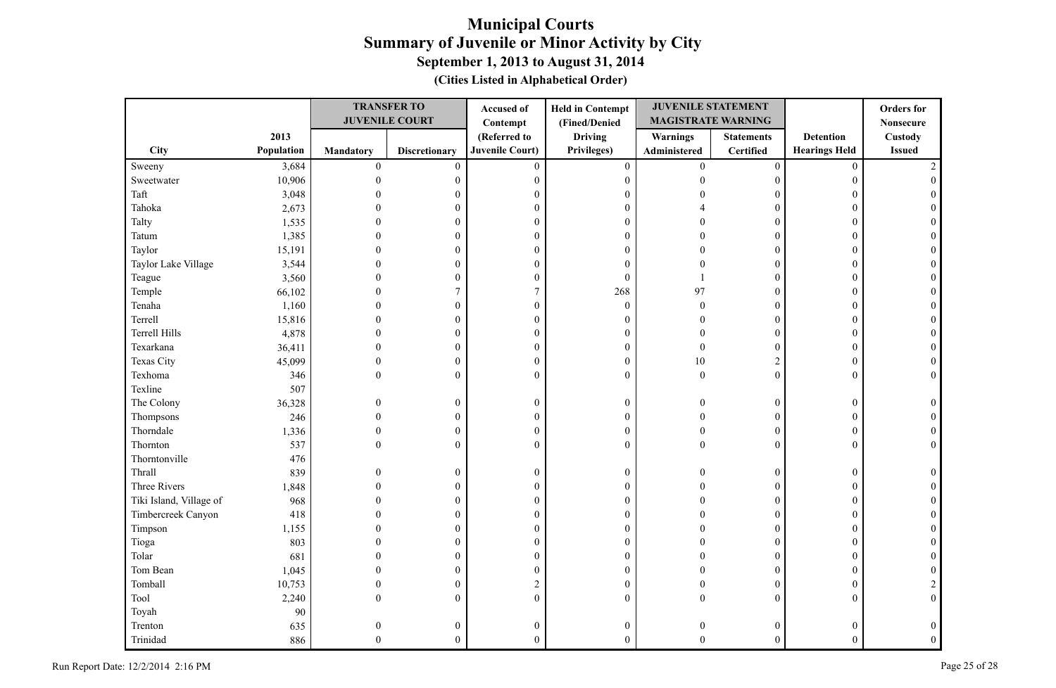# Municipal Courts

## Summary of Juvenile or Minor Activity by City

### September 1, 2013 to August 31, 2014

**(Cities Listed in Alphabetical Order)**

| City | 2013 Population | TRANSFER TO JUVENILE COURT | | Accused of Contempt | Held in Contempt (Fined/Denied | JUVENILE STATEMENT MAGISTRATE WARNING | | Detention Hearings Held | Orders for Nonsecure Custody Issued |
|---|---|---|---|---|---|---|---|---|---|
| | | Mandatory | Discretionary | (Referred to Juvenile Court) | Driving Privileges) | Warnings Administered | Statements Certified | | |
| Sweeny | 3,684 | 0 | 0 | 0 | 0 | 0 | 0 | 0 | 2 |
| Sweetwater | 10,906 | 0 | 0 | 0 | 0 | 0 | 0 | 0 | 0 |
| Taft | 3,048 | 0 | 0 | 0 | 0 | 0 | 0 | 0 | 0 |
| Tahoka | 2,673 | 0 | 0 | 0 | 0 | 4 | 0 | 0 | 0 |
| Talty | 1,535 | 0 | 0 | 0 | 0 | 0 | 0 | 0 | 0 |
| Tatum | 1,385 | 0 | 0 | 0 | 0 | 0 | 0 | 0 | 0 |
| Taylor | 15,191 | 0 | 0 | 0 | 0 | 0 | 0 | 0 | 0 |
| Taylor Lake Village | 3,544 | 0 | 0 | 0 | 0 | 0 | 0 | 0 | 0 |
| Teague | 3,560 | 0 | 0 | 0 | 0 | 1 | 0 | 0 | 0 |
| Temple | 66,102 | 0 | 7 | 7 | 268 | 97 | 0 | 0 | 0 |
| Tenaha | 1,160 | 0 | 0 | 0 | 0 | 0 | 0 | 0 | 0 |
| Terrell | 15,816 | 0 | 0 | 0 | 0 | 0 | 0 | 0 | 0 |
| Terrell Hills | 4,878 | 0 | 0 | 0 | 0 | 0 | 0 | 0 | 0 |
| Texarkana | 36,411 | 0 | 0 | 0 | 0 | 0 | 0 | 0 | 0 |
| Texas City | 45,099 | 0 | 0 | 0 | 0 | 10 | 2 | 0 | 0 |
| Texhoma | 346 | 0 | 0 | 0 | 0 | 0 | 0 | 0 | 0 |
| Texline | 507 | | | | | | | | |
| The Colony | 36,328 | 0 | 0 | 0 | 0 | 0 | 0 | 0 | 0 |
| Thompsons | 246 | 0 | 0 | 0 | 0 | 0 | 0 | 0 | 0 |
| Thorndale | 1,336 | 0 | 0 | 0 | 0 | 0 | 0 | 0 | 0 |
| Thornton | 537 | 0 | 0 | 0 | 0 | 0 | 0 | 0 | 0 |
| Thorntonville | 476 | | | | | | | | |
| Thrall | 839 | 0 | 0 | 0 | 0 | 0 | 0 | 0 | 0 |
| Three Rivers | 1,848 | 0 | 0 | 0 | 0 | 0 | 0 | 0 | 0 |
| Tiki Island, Village of | 968 | 0 | 0 | 0 | 0 | 0 | 0 | 0 | 0 |
| Timbercreek Canyon | 418 | 0 | 0 | 0 | 0 | 0 | 0 | 0 | 0 |
| Timpson | 1,155 | 0 | 0 | 0 | 0 | 0 | 0 | 0 | 0 |
| Tioga | 803 | 0 | 0 | 0 | 0 | 0 | 0 | 0 | 0 |
| Tolar | 681 | 0 | 0 | 0 | 0 | 0 | 0 | 0 | 0 |
| Tom Bean | 1,045 | 0 | 0 | 0 | 0 | 0 | 0 | 0 | 0 |
| Tomball | 10,753 | 0 | 0 | 2 | 0 | 0 | 0 | 0 | 2 |
| Tool | 2,240 | 0 | 0 | 0 | 0 | 0 | 0 | 0 | 0 |
| Toyah | 90 | | | | | | | | |
| Trenton | 635 | 0 | 0 | 0 | 0 | 0 | 0 | 0 | 0 |
| Trinidad | 886 | 0 | 0 | 0 | 0 | 0 | 0 | 0 | 0 |

Run Report Date: 12/2/2014 2:16 PM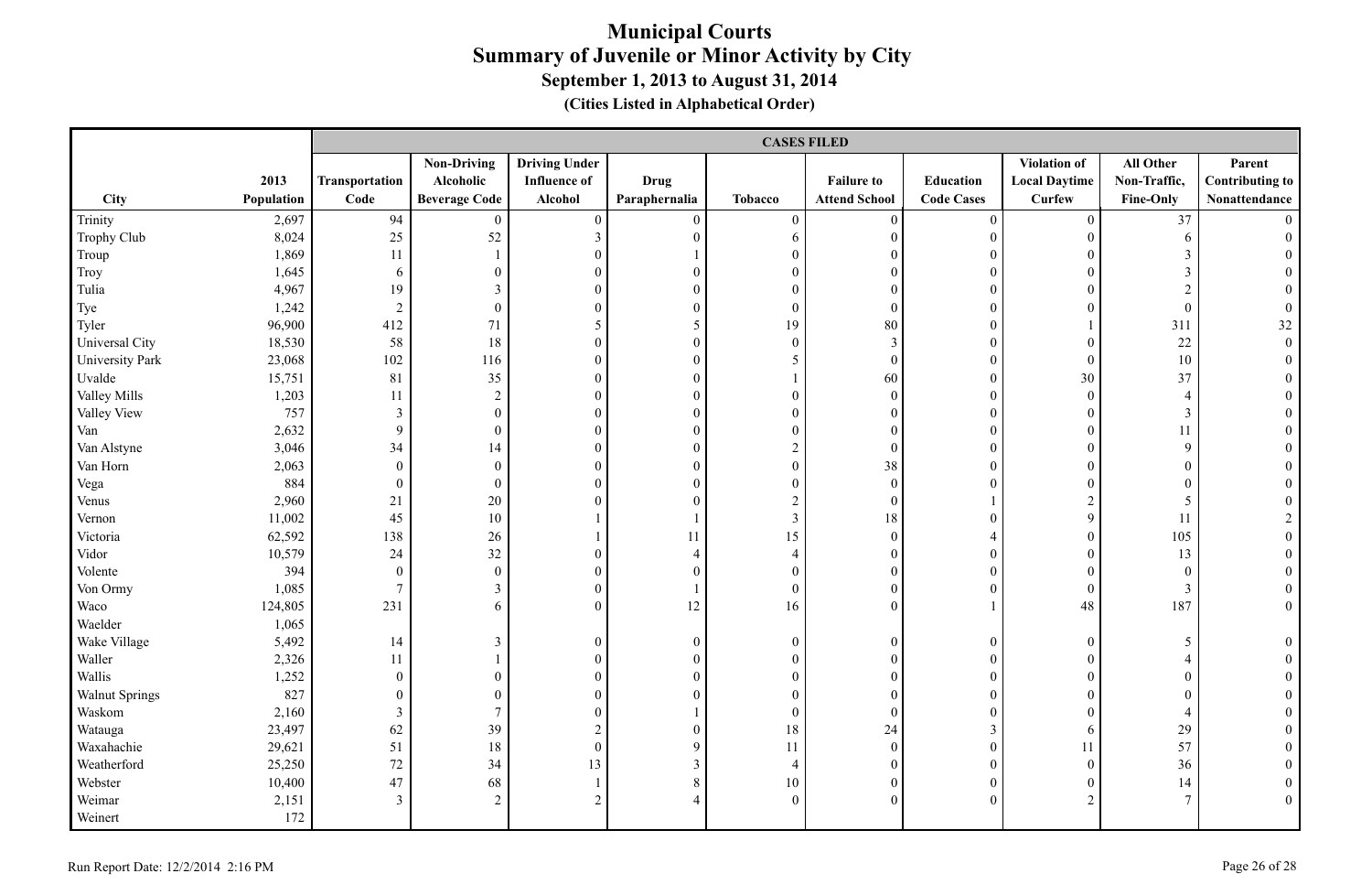# Municipal Courts
## Summary of Juvenile or Minor Activity by City
### September 1, 2013 to August 31, 2014
#### (Cities Listed in Alphabetical Order)

| | | CASES FILED | | | | | | | | | |
|---|---|---|---|---|---|---|---|---|---|---|---|
| City | 2013 Population | Transportation Code | Non-Driving Alcoholic Beverage Code | Driving Under Influence of Alcohol | Drug Paraphernalia | Tobacco | Failure to Attend School | Education Code Cases | Violation of Local Daytime Curfew | All Other Non-Traffic, Fine-Only | Parent Contributing to Nonattendance |
| Trinity | 2,697 | 94 | 0 | 0 | 0 | 0 | 0 | 0 | 0 | 37 | 0 |
| Trophy Club | 8,024 | 25 | 52 | 3 | 0 | 6 | 0 | 0 | 0 | 6 | 0 |
| Troup | 1,869 | 11 | 1 | 0 | 1 | 0 | 0 | 0 | 0 | 3 | 0 |
| Troy | 1,645 | 6 | 0 | 0 | 0 | 0 | 0 | 0 | 0 | 3 | 0 |
| Tulia | 4,967 | 19 | 3 | 0 | 0 | 0 | 0 | 0 | 0 | 2 | 0 |
| Tye | 1,242 | 2 | 0 | 0 | 0 | 0 | 0 | 0 | 0 | 0 | 0 |
| Tyler | 96,900 | 412 | 71 | 5 | 5 | 19 | 80 | 0 | 1 | 311 | 32 |
| Universal City | 18,530 | 58 | 18 | 0 | 0 | 0 | 3 | 0 | 0 | 22 | 0 |
| University Park | 23,068 | 102 | 116 | 0 | 0 | 5 | 0 | 0 | 0 | 10 | 0 |
| Uvalde | 15,751 | 81 | 35 | 0 | 0 | 1 | 60 | 0 | 30 | 37 | 0 |
| Valley Mills | 1,203 | 11 | 2 | 0 | 0 | 0 | 0 | 0 | 0 | 4 | 0 |
| Valley View | 757 | 3 | 0 | 0 | 0 | 0 | 0 | 0 | 0 | 3 | 0 |
| Van | 2,632 | 9 | 0 | 0 | 0 | 0 | 0 | 0 | 0 | 11 | 0 |
| Van Alstyne | 3,046 | 34 | 14 | 0 | 0 | 2 | 0 | 0 | 0 | 9 | 0 |
| Van Horn | 2,063 | 0 | 0 | 0 | 0 | 0 | 38 | 0 | 0 | 0 | 0 |
| Vega | 884 | 0 | 0 | 0 | 0 | 0 | 0 | 0 | 0 | 0 | 0 |
| Venus | 2,960 | 21 | 20 | 0 | 0 | 2 | 0 | 1 | 2 | 5 | 0 |
| Vernon | 11,002 | 45 | 10 | 1 | 1 | 3 | 18 | 0 | 9 | 11 | 2 |
| Victoria | 62,592 | 138 | 26 | 1 | 11 | 15 | 0 | 4 | 0 | 105 | 0 |
| Vidor | 10,579 | 24 | 32 | 0 | 4 | 4 | 0 | 0 | 0 | 13 | 0 |
| Volente | 394 | 0 | 0 | 0 | 0 | 0 | 0 | 0 | 0 | 0 | 0 |
| Von Ormy | 1,085 | 7 | 3 | 0 | 1 | 0 | 0 | 0 | 0 | 3 | 0 |
| Waco | 124,805 | 231 | 6 | 0 | 12 | 16 | 0 | 1 | 48 | 187 | 0 |
| Waelder | 1,065 | | | | | | | | | | |
| Wake Village | 5,492 | 14 | 3 | 0 | 0 | 0 | 0 | 0 | 0 | 5 | 0 |
| Waller | 2,326 | 11 | 1 | 0 | 0 | 0 | 0 | 0 | 0 | 4 | 0 |
| Wallis | 1,252 | 0 | 0 | 0 | 0 | 0 | 0 | 0 | 0 | 0 | 0 |
| Walnut Springs | 827 | 0 | 0 | 0 | 0 | 0 | 0 | 0 | 0 | 0 | 0 |
| Waskom | 2,160 | 3 | 7 | 0 | 1 | 0 | 0 | 0 | 0 | 4 | 0 |
| Watauga | 23,497 | 62 | 39 | 2 | 0 | 18 | 24 | 3 | 6 | 29 | 0 |
| Waxahachie | 29,621 | 51 | 18 | 0 | 9 | 11 | 0 | 0 | 11 | 57 | 0 |
| Weatherford | 25,250 | 72 | 34 | 13 | 3 | 4 | 0 | 0 | 0 | 36 | 0 |
| Webster | 10,400 | 47 | 68 | 1 | 8 | 10 | 0 | 0 | 0 | 14 | 0 |
| Weimar | 2,151 | 3 | 2 | 2 | 4 | 0 | 0 | 0 | 2 | 7 | 0 |
| Weinert | 172 | | | | | | | | | | |

Run Report Date: 12/2/2014 2:16 PM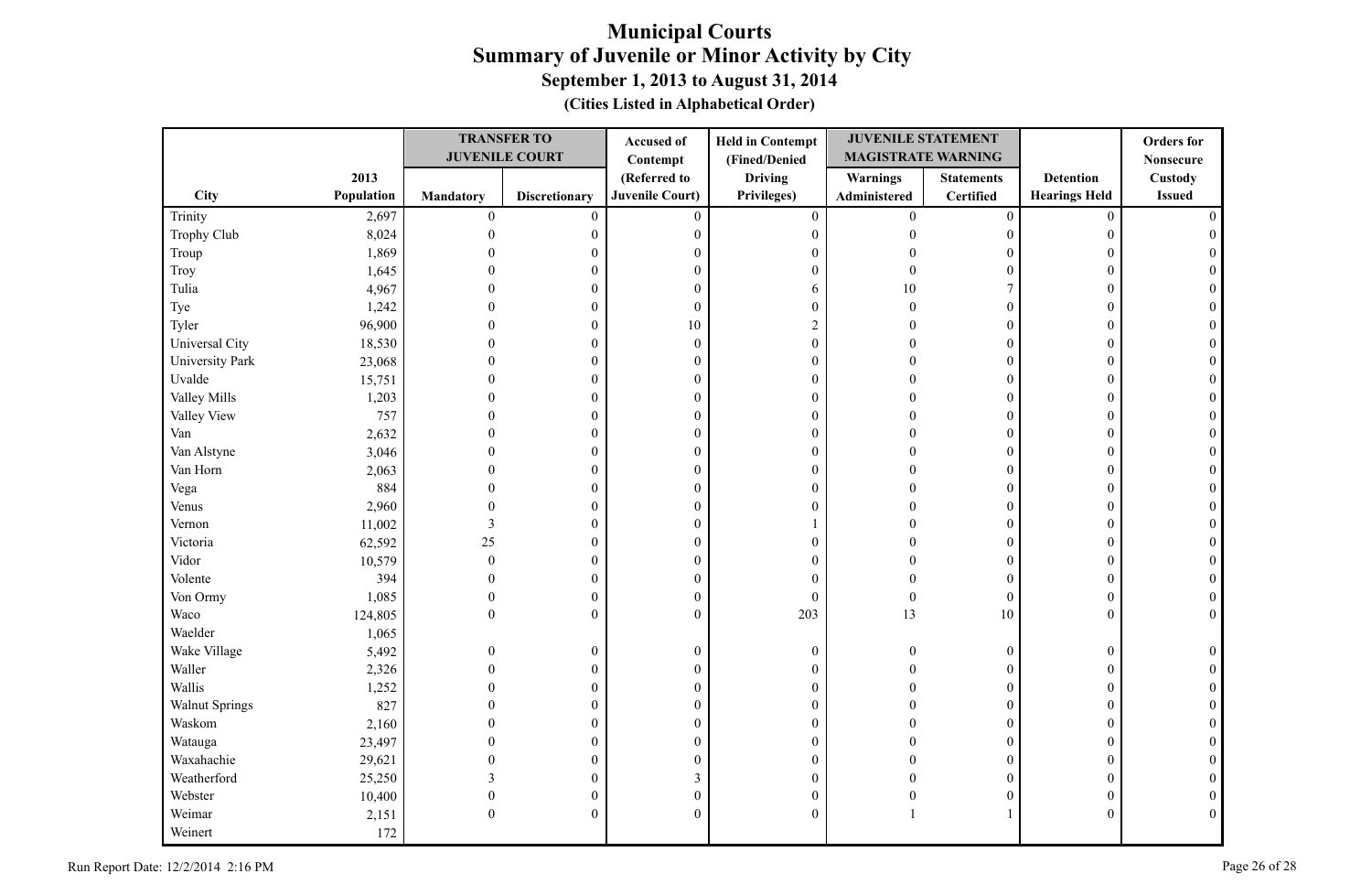# Municipal Courts
## Summary of Juvenile or Minor Activity by City
### September 1, 2013 to August 31, 2014
**(Cities Listed in Alphabetical Order)**

| City | 2013 Population | TRANSFER TO JUVENILE COURT Mandatory | TRANSFER TO JUVENILE COURT Discretionary | Accused of Contempt (Referred to Juvenile Court) | Held in Contempt (Fined/Denied Driving Privileges) | JUVENILE STATEMENT MAGISTRATE WARNING Warnings Administered | JUVENILE STATEMENT MAGISTRATE WARNING Statements Certified | Detention Hearings Held | Orders for Nonsecure Custody Issued |
|---|---|---|---|---|---|---|---|---|---|
| Trinity | 2,697 | 0 | 0 | 0 | 0 | 0 | 0 | 0 | 0 |
| Trophy Club | 8,024 | 0 | 0 | 0 | 0 | 0 | 0 | 0 | 0 |
| Troup | 1,869 | 0 | 0 | 0 | 0 | 0 | 0 | 0 | 0 |
| Troy | 1,645 | 0 | 0 | 0 | 0 | 0 | 0 | 0 | 0 |
| Tulia | 4,967 | 0 | 0 | 0 | 6 | 10 | 7 | 0 | 0 |
| Tye | 1,242 | 0 | 0 | 0 | 0 | 0 | 0 | 0 | 0 |
| Tyler | 96,900 | 0 | 0 | 10 | 2 | 0 | 0 | 0 | 0 |
| Universal City | 18,530 | 0 | 0 | 0 | 0 | 0 | 0 | 0 | 0 |
| University Park | 23,068 | 0 | 0 | 0 | 0 | 0 | 0 | 0 | 0 |
| Uvalde | 15,751 | 0 | 0 | 0 | 0 | 0 | 0 | 0 | 0 |
| Valley Mills | 1,203 | 0 | 0 | 0 | 0 | 0 | 0 | 0 | 0 |
| Valley View | 757 | 0 | 0 | 0 | 0 | 0 | 0 | 0 | 0 |
| Van | 2,632 | 0 | 0 | 0 | 0 | 0 | 0 | 0 | 0 |
| Van Alstyne | 3,046 | 0 | 0 | 0 | 0 | 0 | 0 | 0 | 0 |
| Van Horn | 2,063 | 0 | 0 | 0 | 0 | 0 | 0 | 0 | 0 |
| Vega | 884 | 0 | 0 | 0 | 0 | 0 | 0 | 0 | 0 |
| Venus | 2,960 | 0 | 0 | 0 | 0 | 0 | 0 | 0 | 0 |
| Vernon | 11,002 | 3 | 0 | 0 | 1 | 0 | 0 | 0 | 0 |
| Victoria | 62,592 | 25 | 0 | 0 | 0 | 0 | 0 | 0 | 0 |
| Vidor | 10,579 | 0 | 0 | 0 | 0 | 0 | 0 | 0 | 0 |
| Volente | 394 | 0 | 0 | 0 | 0 | 0 | 0 | 0 | 0 |
| Von Ormy | 1,085 | 0 | 0 | 0 | 0 | 0 | 0 | 0 | 0 |
| Waco | 124,805 | 0 | 0 | 0 | 203 | 13 | 10 | 0 | 0 |
| Waelder | 1,065 | | | | | | | | |
| Wake Village | 5,492 | 0 | 0 | 0 | 0 | 0 | 0 | 0 | 0 |
| Waller | 2,326 | 0 | 0 | 0 | 0 | 0 | 0 | 0 | 0 |
| Wallis | 1,252 | 0 | 0 | 0 | 0 | 0 | 0 | 0 | 0 |
| Walnut Springs | 827 | 0 | 0 | 0 | 0 | 0 | 0 | 0 | 0 |
| Waskom | 2,160 | 0 | 0 | 0 | 0 | 0 | 0 | 0 | 0 |
| Watauga | 23,497 | 0 | 0 | 0 | 0 | 0 | 0 | 0 | 0 |
| Waxahachie | 29,621 | 0 | 0 | 0 | 0 | 0 | 0 | 0 | 0 |
| Weatherford | 25,250 | 3 | 0 | 3 | 0 | 0 | 0 | 0 | 0 |
| Webster | 10,400 | 0 | 0 | 0 | 0 | 0 | 0 | 0 | 0 |
| Weimar | 2,151 | 0 | 0 | 0 | 0 | 1 | 1 | 0 | 0 |
| Weinert | 172 | | | | | | | | |

Run Report Date: 12/2/2014 2:16 PM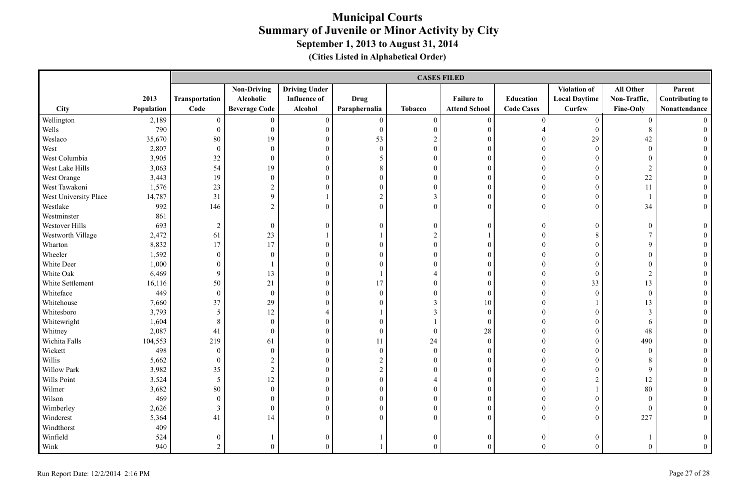# Municipal Courts
## Summary of Juvenile or Minor Activity by City
### September 1, 2013 to August 31, 2014
### (Cities Listed in Alphabetical Order)

| | | CASES FILED | | | | | | | | | |
|---|---|---|---|---|---|---|---|---|---|---|---|
| City | 2013 Population | Transportation Code | Non-Driving Alcoholic Beverage Code | Driving Under Influence of Alcohol | Drug Paraphernalia | Tobacco | Failure to Attend School | Education Code Cases | Violation of Local Daytime Curfew | All Other Non-Traffic, Fine-Only | Parent Contributing to Nonattendance |
| Wellington | 2,189 | 0 | 0 | 0 | 0 | 0 | 0 | 0 | 0 | 0 | 0 |
| Wells | 790 | 0 | 0 | 0 | 0 | 0 | 0 | 4 | 0 | 8 | 0 |
| Weslaco | 35,670 | 80 | 19 | 0 | 53 | 2 | 0 | 0 | 29 | 42 | 0 |
| West | 2,807 | 0 | 0 | 0 | 0 | 0 | 0 | 0 | 0 | 0 | 0 |
| West Columbia | 3,905 | 32 | 0 | 0 | 5 | 0 | 0 | 0 | 0 | 0 | 0 |
| West Lake Hills | 3,063 | 54 | 19 | 0 | 8 | 0 | 0 | 0 | 0 | 2 | 0 |
| West Orange | 3,443 | 19 | 0 | 0 | 0 | 0 | 0 | 0 | 0 | 22 | 0 |
| West Tawakoni | 1,576 | 23 | 2 | 0 | 0 | 0 | 0 | 0 | 0 | 11 | 0 |
| West University Place | 14,787 | 31 | 9 | 1 | 2 | 3 | 0 | 0 | 0 | 1 | 0 |
| Westlake | 992 | 146 | 2 | 0 | 0 | 0 | 0 | 0 | 0 | 34 | 0 |
| Westminster | 861 | | | | | | | | | | |
| Westover Hills | 693 | 2 | 0 | 0 | 0 | 0 | 0 | 0 | 0 | 0 | 0 |
| Westworth Village | 2,472 | 61 | 23 | 1 | 1 | 2 | 1 | 0 | 8 | 7 | 0 |
| Wharton | 8,832 | 17 | 17 | 0 | 0 | 0 | 0 | 0 | 0 | 9 | 0 |
| Wheeler | 1,592 | 0 | 0 | 0 | 0 | 0 | 0 | 0 | 0 | 0 | 0 |
| White Deer | 1,000 | 0 | 1 | 0 | 0 | 0 | 0 | 0 | 0 | 0 | 0 |
| White Oak | 6,469 | 9 | 13 | 0 | 1 | 4 | 0 | 0 | 0 | 2 | 0 |
| White Settlement | 16,116 | 50 | 21 | 0 | 17 | 0 | 0 | 0 | 33 | 13 | 0 |
| Whiteface | 449 | 0 | 0 | 0 | 0 | 0 | 0 | 0 | 0 | 0 | 0 |
| Whitehouse | 7,660 | 37 | 29 | 0 | 0 | 3 | 10 | 0 | 1 | 13 | 0 |
| Whitesboro | 3,793 | 5 | 12 | 4 | 1 | 3 | 0 | 0 | 0 | 3 | 0 |
| Whitewright | 1,604 | 8 | 0 | 0 | 0 | 1 | 0 | 0 | 0 | 6 | 0 |
| Whitney | 2,087 | 41 | 0 | 0 | 0 | 0 | 28 | 0 | 0 | 48 | 0 |
| Wichita Falls | 104,553 | 219 | 61 | 0 | 11 | 24 | 0 | 0 | 0 | 490 | 0 |
| Wickett | 498 | 0 | 0 | 0 | 0 | 0 | 0 | 0 | 0 | 0 | 0 |
| Willis | 5,662 | 0 | 2 | 0 | 2 | 0 | 0 | 0 | 0 | 8 | 0 |
| Willow Park | 3,982 | 35 | 2 | 0 | 2 | 0 | 0 | 0 | 0 | 9 | 0 |
| Wills Point | 3,524 | 5 | 12 | 0 | 0 | 4 | 0 | 0 | 2 | 12 | 0 |
| Wilmer | 3,682 | 80 | 0 | 0 | 0 | 0 | 0 | 0 | 1 | 80 | 0 |
| Wilson | 469 | 0 | 0 | 0 | 0 | 0 | 0 | 0 | 0 | 0 | 0 |
| Wimberley | 2,626 | 3 | 0 | 0 | 0 | 0 | 0 | 0 | 0 | 0 | 0 |
| Windcrest | 5,364 | 41 | 14 | 0 | 0 | 0 | 0 | 0 | 0 | 227 | 0 |
| Windthorst | 409 | | | | | | | | | | |
| Winfield | 524 | 0 | 1 | 0 | 1 | 0 | 0 | 0 | 0 | 1 | 0 |
| Wink | 940 | 2 | 0 | 0 | 1 | 0 | 0 | 0 | 0 | 0 | 0 |

Run Report Date: 12/2/2014 2:16 PM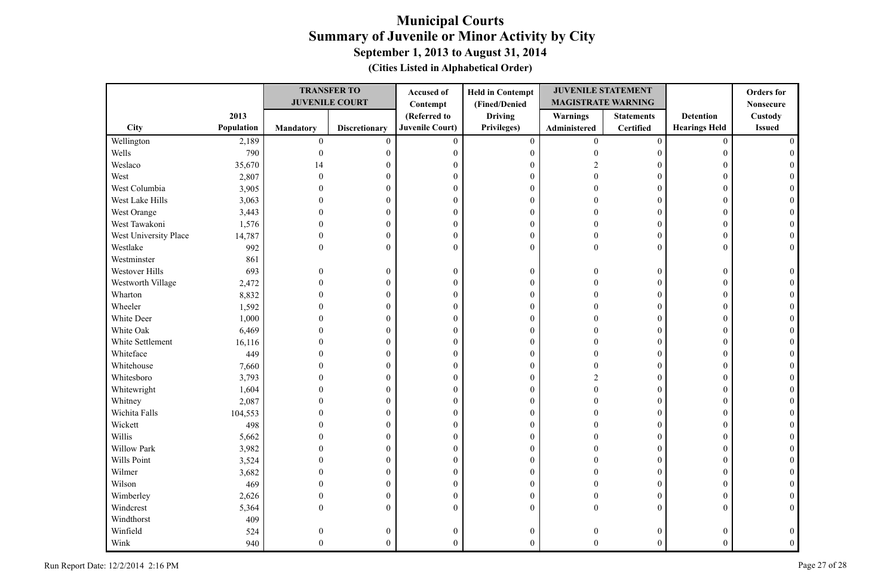# Municipal Courts
## Summary of Juvenile or Minor Activity by City
### September 1, 2013 to August 31, 2014
**(Cities Listed in Alphabetical Order)**

| City | 2013 Population | TRANSFER TO JUVENILE COURT | | Accused of Contempt (Referred to Juvenile Court) | Held in Contempt (Fined/Denied Driving Privileges) | JUVENILE STATEMENT MAGISTRATE WARNING | | Detention Hearings Held | Orders for Nonsecure Custody Issued |
|---|---|---|---|---|---|---|---|---|---|
| | | Mandatory | Discretionary | | | Warnings Administered | Statements Certified | | |
| Wellington | 2,189 | 0 | 0 | 0 | 0 | 0 | 0 | 0 | 0 |
| Wells | 790 | 0 | 0 | 0 | 0 | 0 | 0 | 0 | 0 |
| Weslaco | 35,670 | 14 | 0 | 0 | 0 | 2 | 0 | 0 | 0 |
| West | 2,807 | 0 | 0 | 0 | 0 | 0 | 0 | 0 | 0 |
| West Columbia | 3,905 | 0 | 0 | 0 | 0 | 0 | 0 | 0 | 0 |
| West Lake Hills | 3,063 | 0 | 0 | 0 | 0 | 0 | 0 | 0 | 0 |
| West Orange | 3,443 | 0 | 0 | 0 | 0 | 0 | 0 | 0 | 0 |
| West Tawakoni | 1,576 | 0 | 0 | 0 | 0 | 0 | 0 | 0 | 0 |
| West University Place | 14,787 | 0 | 0 | 0 | 0 | 0 | 0 | 0 | 0 |
| Westlake | 992 | 0 | 0 | 0 | 0 | 0 | 0 | 0 | 0 |
| Westminster | 861 | | | | | | | | |
| Westover Hills | 693 | 0 | 0 | 0 | 0 | 0 | 0 | 0 | 0 |
| Westworth Village | 2,472 | 0 | 0 | 0 | 0 | 0 | 0 | 0 | 0 |
| Wharton | 8,832 | 0 | 0 | 0 | 0 | 0 | 0 | 0 | 0 |
| Wheeler | 1,592 | 0 | 0 | 0 | 0 | 0 | 0 | 0 | 0 |
| White Deer | 1,000 | 0 | 0 | 0 | 0 | 0 | 0 | 0 | 0 |
| White Oak | 6,469 | 0 | 0 | 0 | 0 | 0 | 0 | 0 | 0 |
| White Settlement | 16,116 | 0 | 0 | 0 | 0 | 0 | 0 | 0 | 0 |
| Whiteface | 449 | 0 | 0 | 0 | 0 | 0 | 0 | 0 | 0 |
| Whitehouse | 7,660 | 0 | 0 | 0 | 0 | 0 | 0 | 0 | 0 |
| Whitesboro | 3,793 | 0 | 0 | 0 | 0 | 2 | 0 | 0 | 0 |
| Whitewright | 1,604 | 0 | 0 | 0 | 0 | 0 | 0 | 0 | 0 |
| Whitney | 2,087 | 0 | 0 | 0 | 0 | 0 | 0 | 0 | 0 |
| Wichita Falls | 104,553 | 0 | 0 | 0 | 0 | 0 | 0 | 0 | 0 |
| Wickett | 498 | 0 | 0 | 0 | 0 | 0 | 0 | 0 | 0 |
| Willis | 5,662 | 0 | 0 | 0 | 0 | 0 | 0 | 0 | 0 |
| Willow Park | 3,982 | 0 | 0 | 0 | 0 | 0 | 0 | 0 | 0 |
| Wills Point | 3,524 | 0 | 0 | 0 | 0 | 0 | 0 | 0 | 0 |
| Wilmer | 3,682 | 0 | 0 | 0 | 0 | 0 | 0 | 0 | 0 |
| Wilson | 469 | 0 | 0 | 0 | 0 | 0 | 0 | 0 | 0 |
| Wimberley | 2,626 | 0 | 0 | 0 | 0 | 0 | 0 | 0 | 0 |
| Windcrest | 5,364 | 0 | 0 | 0 | 0 | 0 | 0 | 0 | 0 |
| Windthorst | 409 | | | | | | | | |
| Winfield | 524 | 0 | 0 | 0 | 0 | 0 | 0 | 0 | 0 |
| Wink | 940 | 0 | 0 | 0 | 0 | 0 | 0 | 0 | 0 |

Run Report Date: 12/2/2014 2:16 PM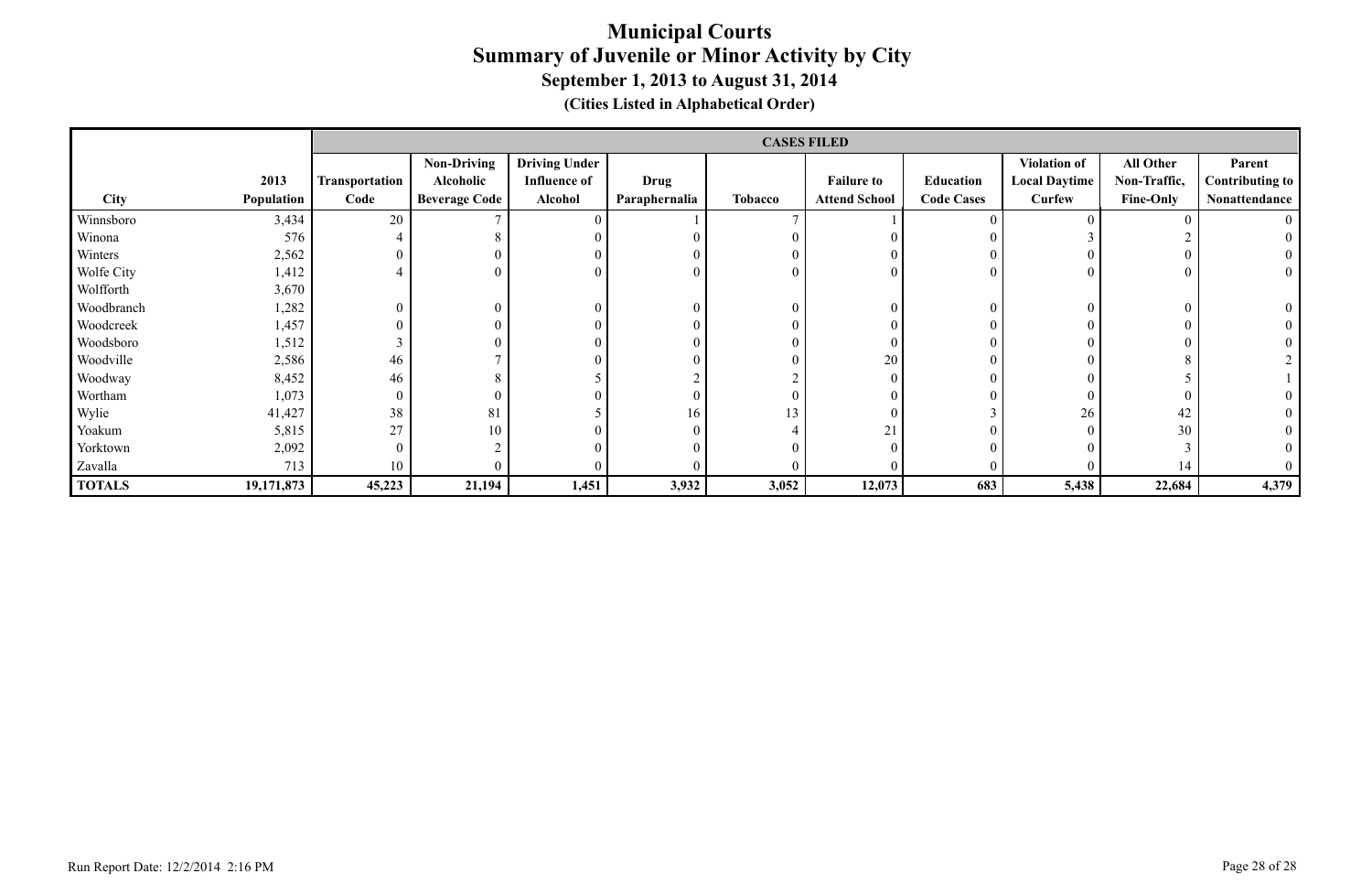# Municipal Courts
## Summary of Juvenile or Minor Activity by City
### September 1, 2013 to August 31, 2014
**(Cities Listed in Alphabetical Order)**

| City | 2013 Population | CASES FILED | | | | | | | | | |
|---|---|---|---|---|---|---|---|---|---|---|---|
| | | Transportation Code | Non-Driving Alcoholic Beverage Code | Driving Under Influence of Alcohol | Drug Paraphernalia | Tobacco | Failure to Attend School | Education Code Cases | Violation of Local Daytime Curfew | All Other Non-Traffic, Fine-Only | Parent Contributing to Nonattendance |
| Winnsboro | 3,434 | 20 | 7 | 0 | 1 | 7 | 1 | 0 | 0 | 0 | 0 |
| Winona | 576 | 4 | 8 | 0 | 0 | 0 | 0 | 0 | 3 | 2 | 0 |
| Winters | 2,562 | 0 | 0 | 0 | 0 | 0 | 0 | 0 | 0 | 0 | 0 |
| Wolfe City | 1,412 | 4 | 0 | 0 | 0 | 0 | 0 | 0 | 0 | 0 | 0 |
| Wolfforth | 3,670 | | | | | | | | | | |
| Woodbranch | 1,282 | 0 | 0 | 0 | 0 | 0 | 0 | 0 | 0 | 0 | 0 |
| Woodcreek | 1,457 | 0 | 0 | 0 | 0 | 0 | 0 | 0 | 0 | 0 | 0 |
| Woodsboro | 1,512 | 3 | 0 | 0 | 0 | 0 | 0 | 0 | 0 | 0 | 0 |
| Woodville | 2,586 | 46 | 7 | 0 | 0 | 0 | 20 | 0 | 0 | 8 | 2 |
| Woodway | 8,452 | 46 | 8 | 5 | 2 | 2 | 0 | 0 | 0 | 5 | 1 |
| Wortham | 1,073 | 0 | 0 | 0 | 0 | 0 | 0 | 0 | 0 | 0 | 0 |
| Wylie | 41,427 | 38 | 81 | 5 | 16 | 13 | 0 | 3 | 26 | 42 | 0 |
| Yoakum | 5,815 | 27 | 10 | 0 | 0 | 4 | 21 | 0 | 0 | 30 | 0 |
| Yorktown | 2,092 | 0 | 2 | 0 | 0 | 0 | 0 | 0 | 0 | 3 | 0 |
| Zavalla | 713 | 10 | 0 | 0 | 0 | 0 | 0 | 0 | 0 | 14 | 0 |
| **TOTALS** | **19,171,873** | **45,223** | **21,194** | **1,451** | **3,932** | **3,052** | **12,073** | **683** | **5,438** | **22,684** | **4,379** |

Run Report Date: 12/2/2014 2:16 PM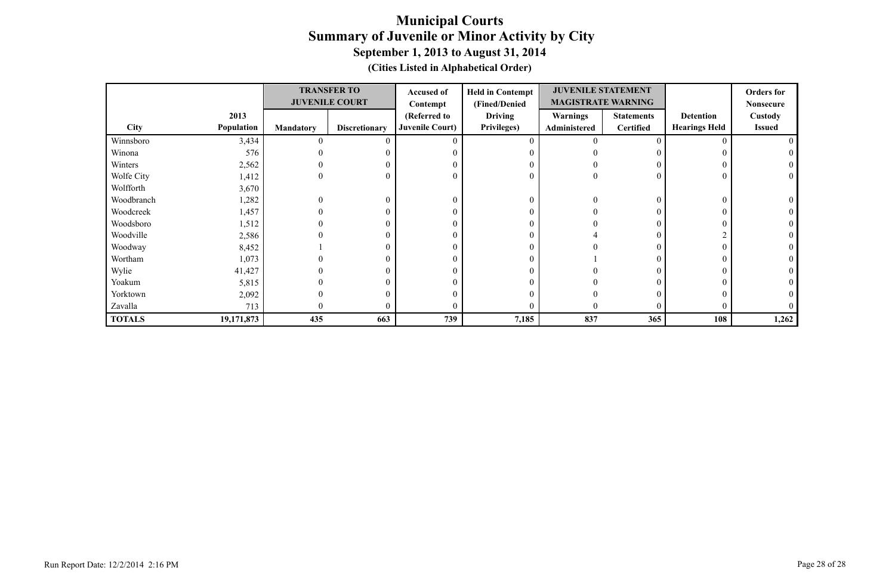# Municipal Courts
## Summary of Juvenile or Minor Activity by City
### September 1, 2013 to August 31, 2014
**(Cities Listed in Alphabetical Order)**

| City | 2013 Population | TRANSFER TO JUVENILE COURT Mandatory | TRANSFER TO JUVENILE COURT Discretionary | Accused of Contempt (Referred to Juvenile Court) | Held in Contempt (Fined/Denied Driving Privileges) | JUVENILE STATEMENT MAGISTRATE WARNING Warnings Administered | JUVENILE STATEMENT MAGISTRATE WARNING Statements Certified | Detention Hearings Held | Orders for Nonsecure Custody Issued |
|---|---|---|---|---|---|---|---|---|---|
| Winnsboro | 3,434 | 0 | 0 | 0 | 0 | 0 | 0 | 0 | 0 |
| Winona | 576 | 0 | 0 | 0 | 0 | 0 | 0 | 0 | 0 |
| Winters | 2,562 | 0 | 0 | 0 | 0 | 0 | 0 | 0 | 0 |
| Wolfe City | 1,412 | 0 | 0 | 0 | 0 | 0 | 0 | 0 | 0 |
| Wolfforth | 3,670 | | | | | | | | |
| Woodbranch | 1,282 | 0 | 0 | 0 | 0 | 0 | 0 | 0 | 0 |
| Woodcreek | 1,457 | 0 | 0 | 0 | 0 | 0 | 0 | 0 | 0 |
| Woodsboro | 1,512 | 0 | 0 | 0 | 0 | 0 | 0 | 0 | 0 |
| Woodville | 2,586 | 0 | 0 | 0 | 0 | 4 | 0 | 2 | 0 |
| Woodway | 8,452 | 1 | 0 | 0 | 0 | 0 | 0 | 0 | 0 |
| Wortham | 1,073 | 0 | 0 | 0 | 0 | 1 | 0 | 0 | 0 |
| Wylie | 41,427 | 0 | 0 | 0 | 0 | 0 | 0 | 0 | 0 |
| Yoakum | 5,815 | 0 | 0 | 0 | 0 | 0 | 0 | 0 | 0 |
| Yorktown | 2,092 | 0 | 0 | 0 | 0 | 0 | 0 | 0 | 0 |
| Zavalla | 713 | 0 | 0 | 0 | 0 | 0 | 0 | 0 | 0 |
| **TOTALS** | **19,171,873** | **435** | **663** | **739** | **7,185** | **837** | **365** | **108** | **1,262** |

Run Report Date: 12/2/2014 2:16 PM